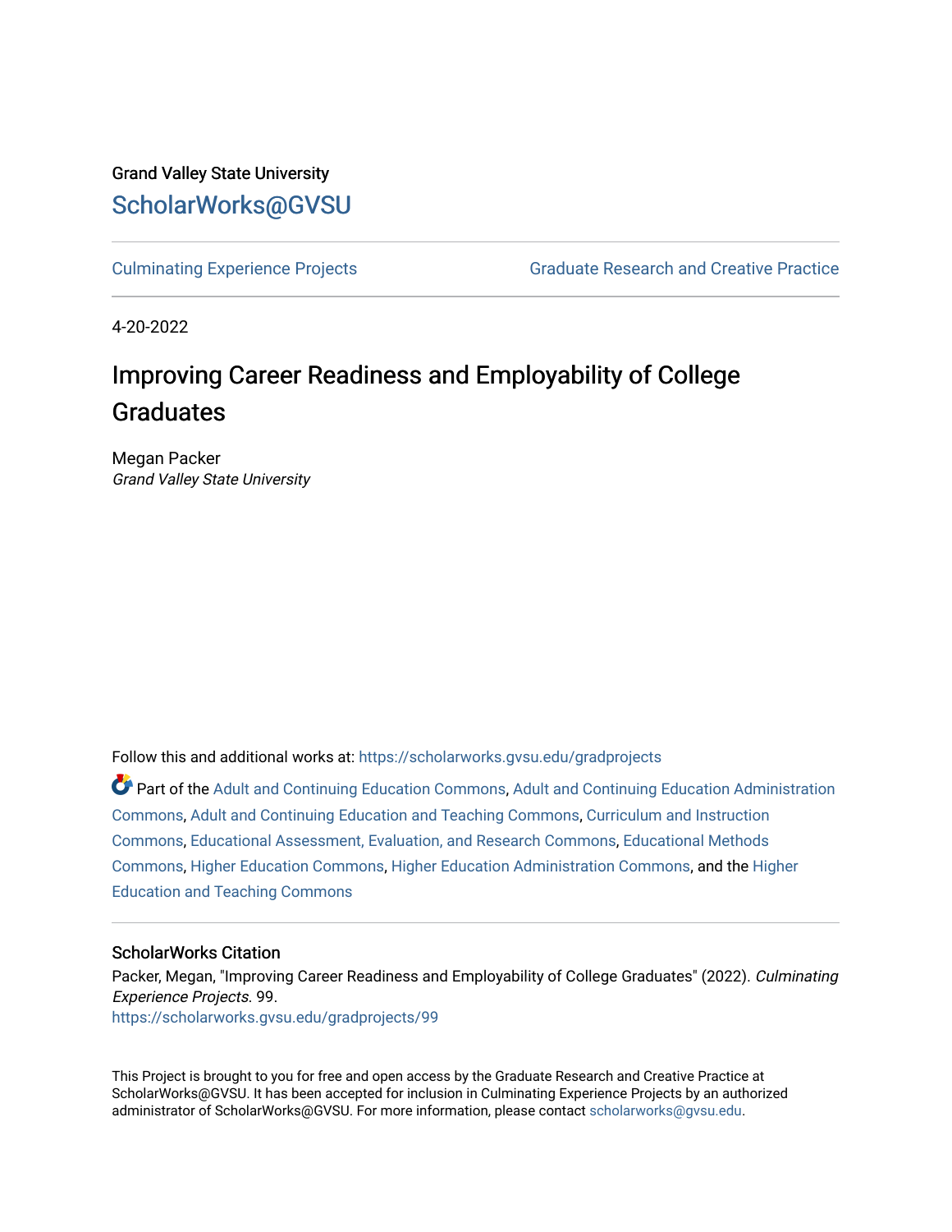Grand Valley State University

ScholarWorks@GVSU

Culminating Experience Projects | Graduate Research and Creative Practice

4-20-2022

# Improving Career Readiness and Employability of College Graduates

Megan Packer

*Grand Valley State University*

Follow this and additional works at: https://scholarworks.gvsu.edu/gradprojects

Part of the Adult and Continuing Education Commons, Adult and Continuing Education Administration Commons, Adult and Continuing Education and Teaching Commons, Curriculum and Instruction Commons, Educational Assessment, Evaluation, and Research Commons, Educational Methods Commons, Higher Education Commons, Higher Education Administration Commons, and the Higher Education and Teaching Commons

## ScholarWorks Citation

Packer, Megan, "Improving Career Readiness and Employability of College Graduates" (2022). *Culminating Experience Projects*. 99.
https://scholarworks.gvsu.edu/gradprojects/99

This Project is brought to you for free and open access by the Graduate Research and Creative Practice at ScholarWorks@GVSU. It has been accepted for inclusion in Culminating Experience Projects by an authorized administrator of ScholarWorks@GVSU. For more information, please contact scholarworks@gvsu.edu.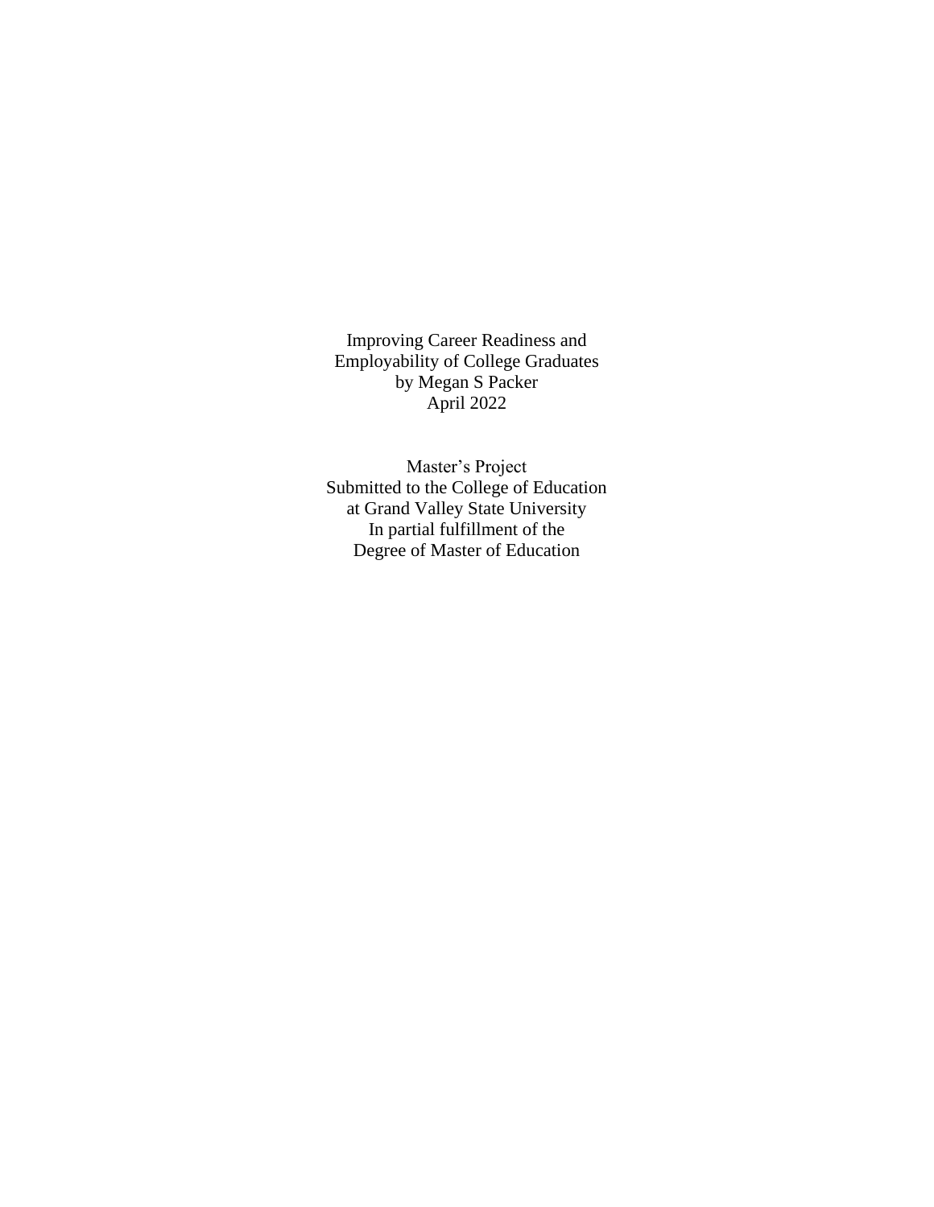Improving Career Readiness and Employability of College Graduates
by Megan S Packer
April 2022

Master's Project
Submitted to the College of Education
at Grand Valley State University
In partial fulfillment of the
Degree of Master of Education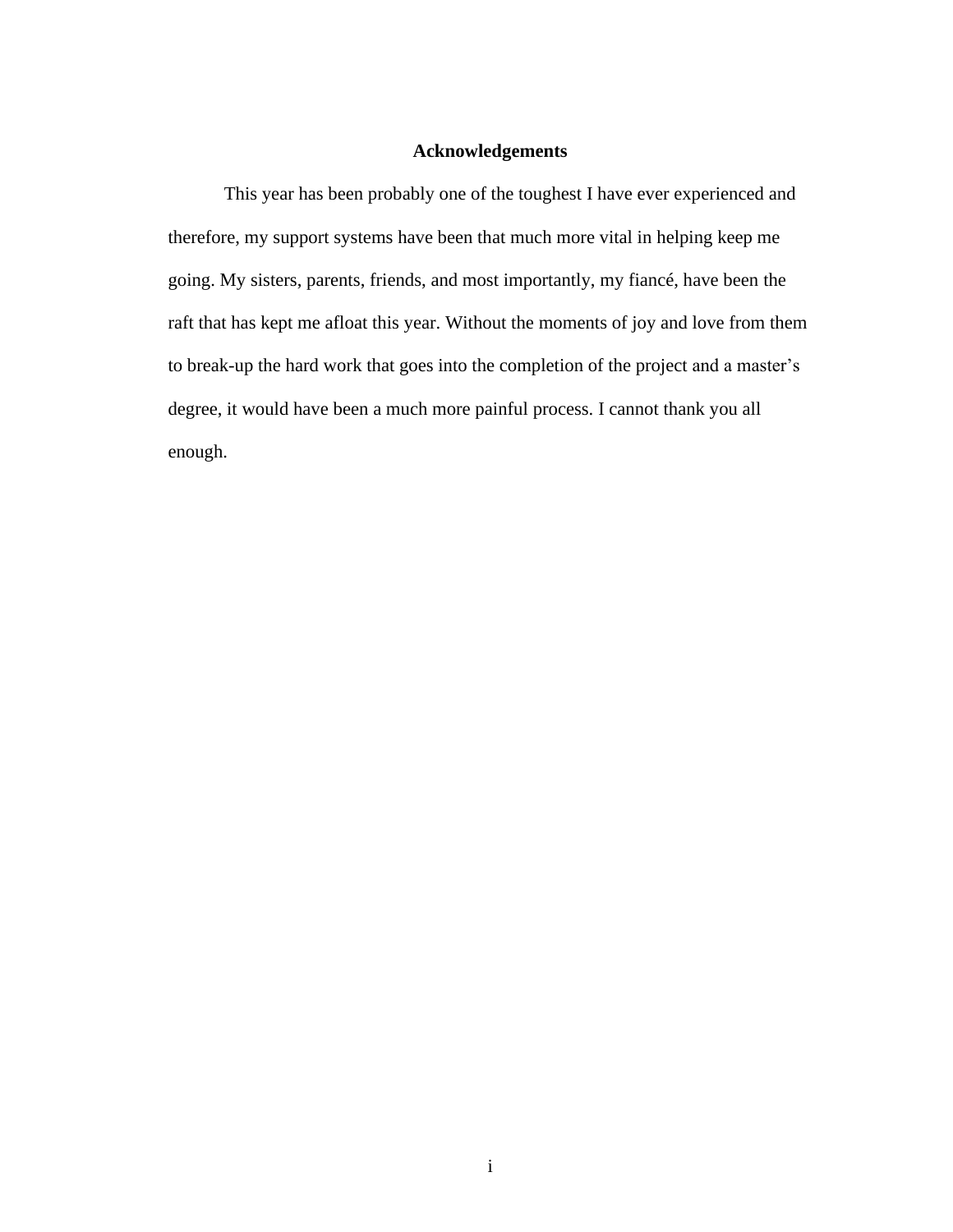# Acknowledgements

This year has been probably one of the toughest I have ever experienced and therefore, my support systems have been that much more vital in helping keep me going. My sisters, parents, friends, and most importantly, my fiancé, have been the raft that has kept me afloat this year. Without the moments of joy and love from them to break-up the hard work that goes into the completion of the project and a master's degree, it would have been a much more painful process. I cannot thank you all enough.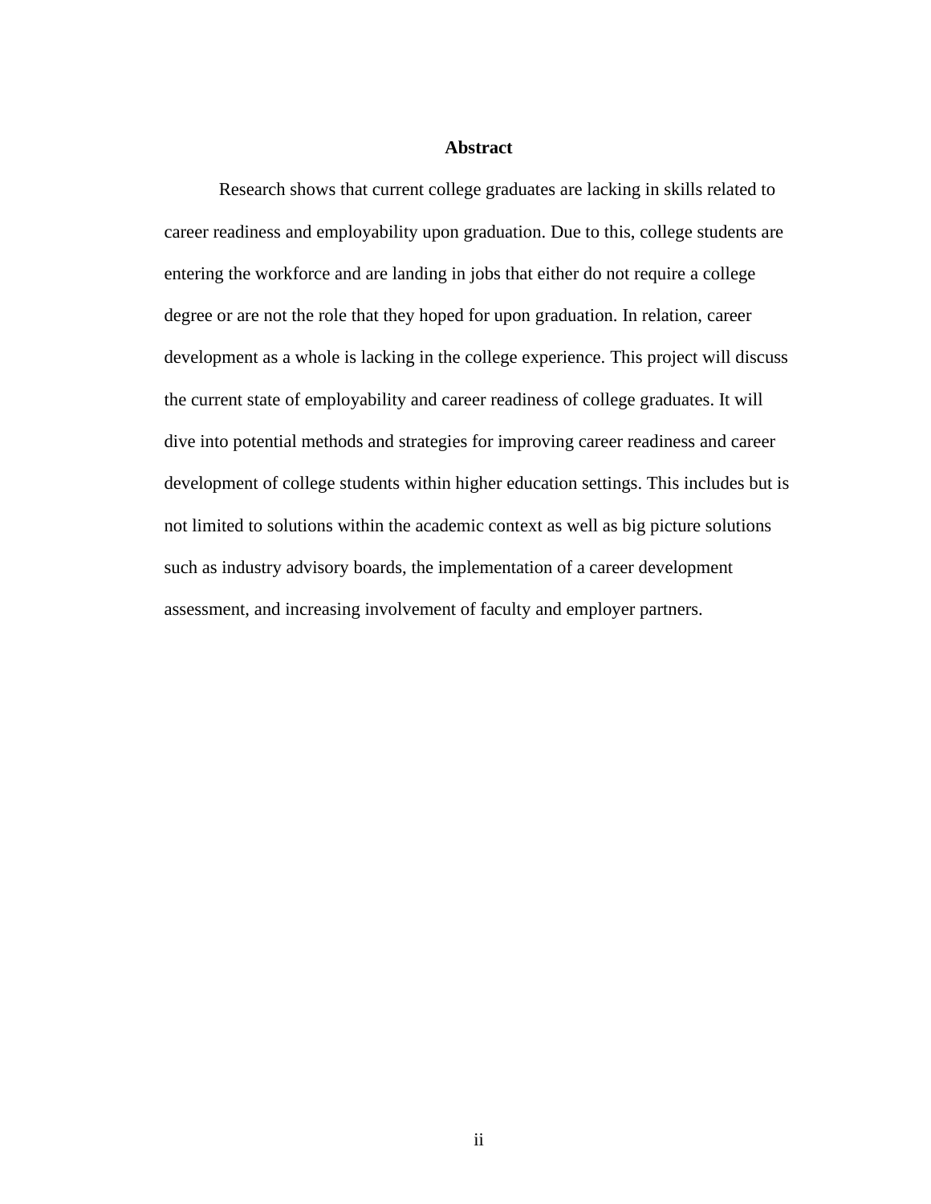# Abstract

Research shows that current college graduates are lacking in skills related to career readiness and employability upon graduation. Due to this, college students are entering the workforce and are landing in jobs that either do not require a college degree or are not the role that they hoped for upon graduation. In relation, career development as a whole is lacking in the college experience. This project will discuss the current state of employability and career readiness of college graduates. It will dive into potential methods and strategies for improving career readiness and career development of college students within higher education settings. This includes but is not limited to solutions within the academic context as well as big picture solutions such as industry advisory boards, the implementation of a career development assessment, and increasing involvement of faculty and employer partners.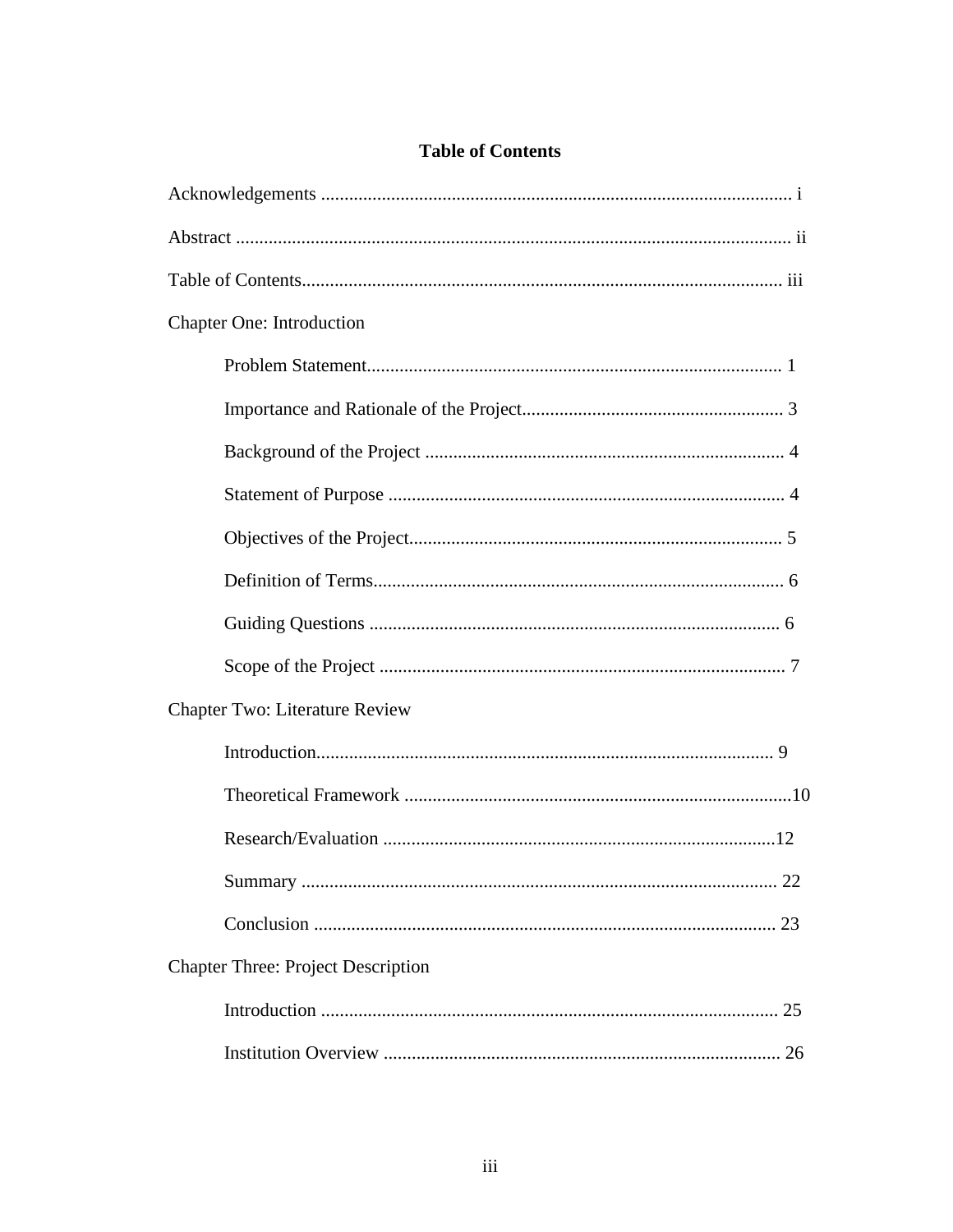# Table of Contents

Acknowledgements .................................................................................................... i

Abstract ...................................................................................................................... ii

Table of Contents...................................................................................................... iii

Chapter One: Introduction

- Problem Statement......................................................................................... 1
- Importance and Rationale of the Project........................................................ 3
- Background of the Project ............................................................................. 4
- Statement of Purpose ..................................................................................... 4
- Objectives of the Project................................................................................ 5
- Definition of Terms........................................................................................ 6
- Guiding Questions ......................................................................................... 6
- Scope of the Project ....................................................................................... 7

Chapter Two: Literature Review

- Introduction.................................................................................................... 9
- Theoretical Framework .................................................................................10
- Research/Evaluation ....................................................................................12
- Summary ...................................................................................................... 22
- Conclusion .................................................................................................... 23

Chapter Three: Project Description

- Introduction .................................................................................................. 25
- Institution Overview ..................................................................................... 26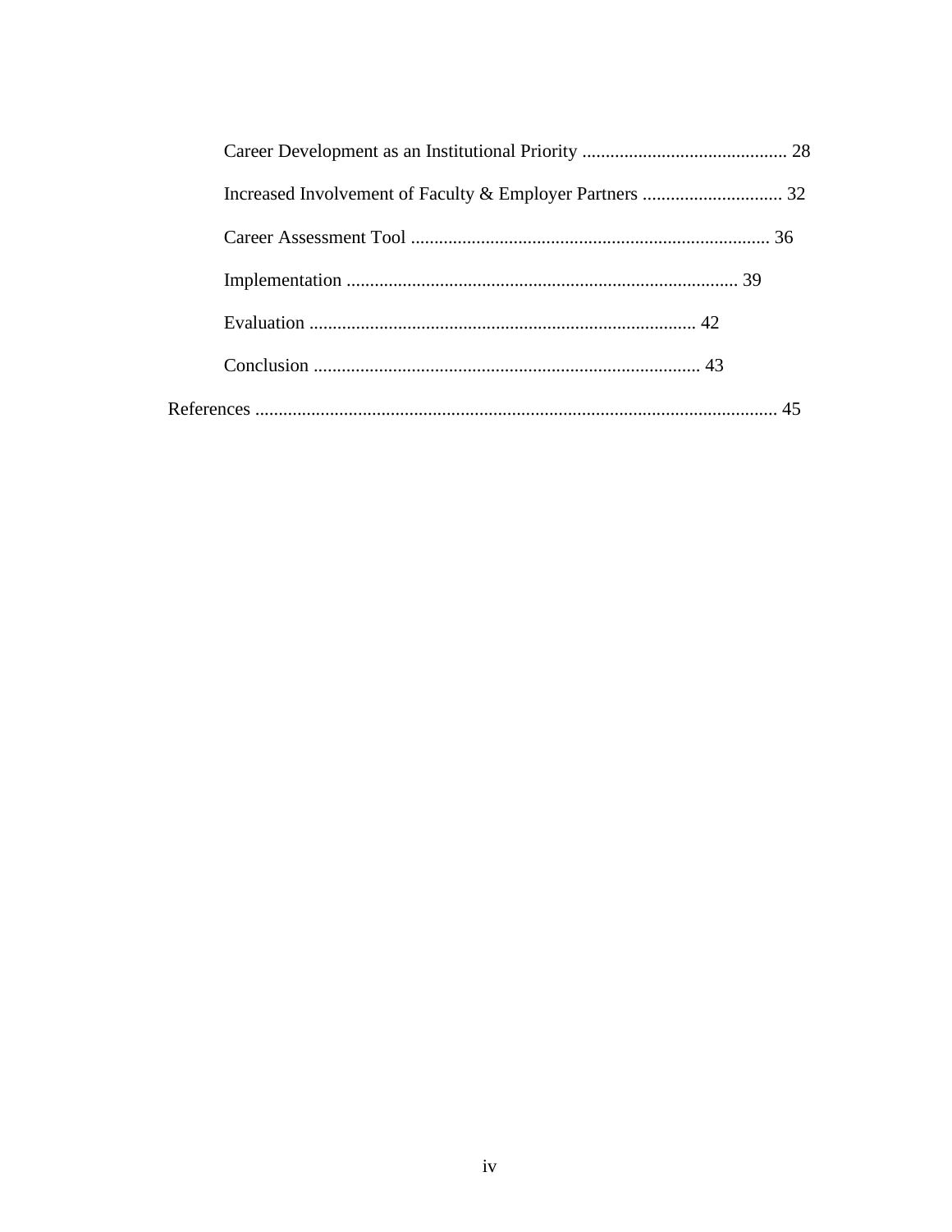Career Development as an Institutional Priority ............................................ 28

Increased Involvement of Faculty & Employer Partners .............................. 32

Career Assessment Tool ............................................................................ 36

Implementation ................................................................................... 39

Evaluation .................................................................................. 42

Conclusion .................................................................................. 43

References ............................................................................................................... 45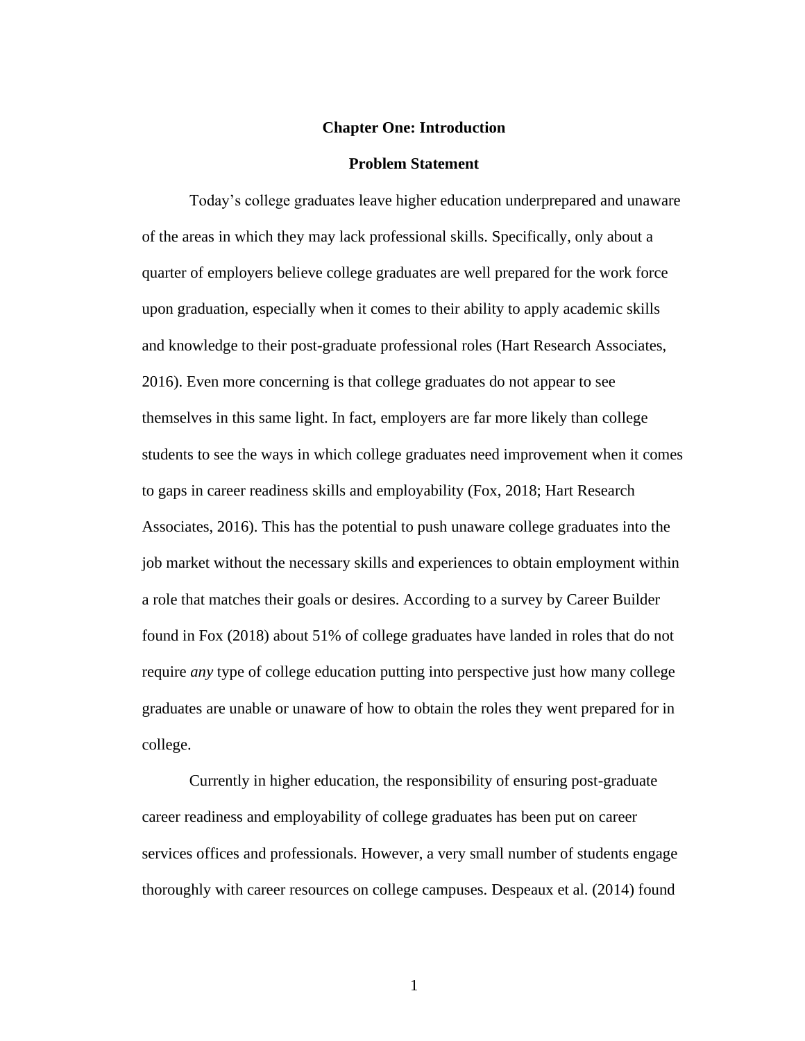# Chapter One: Introduction

## Problem Statement

Today's college graduates leave higher education underprepared and unaware of the areas in which they may lack professional skills. Specifically, only about a quarter of employers believe college graduates are well prepared for the work force upon graduation, especially when it comes to their ability to apply academic skills and knowledge to their post-graduate professional roles (Hart Research Associates, 2016). Even more concerning is that college graduates do not appear to see themselves in this same light. In fact, employers are far more likely than college students to see the ways in which college graduates need improvement when it comes to gaps in career readiness skills and employability (Fox, 2018; Hart Research Associates, 2016). This has the potential to push unaware college graduates into the job market without the necessary skills and experiences to obtain employment within a role that matches their goals or desires. According to a survey by Career Builder found in Fox (2018) about 51% of college graduates have landed in roles that do not require *any* type of college education putting into perspective just how many college graduates are unable or unaware of how to obtain the roles they went prepared for in college.

Currently in higher education, the responsibility of ensuring post-graduate career readiness and employability of college graduates has been put on career services offices and professionals. However, a very small number of students engage thoroughly with career resources on college campuses. Despeaux et al. (2014) found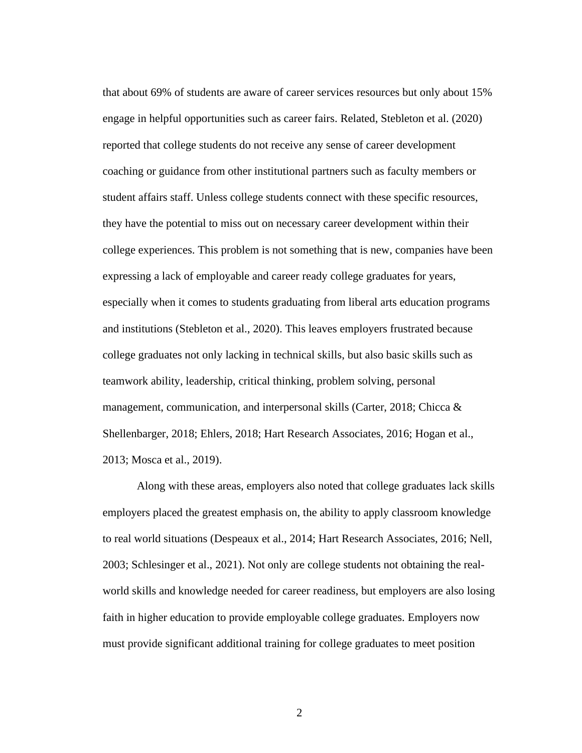that about 69% of students are aware of career services resources but only about 15% engage in helpful opportunities such as career fairs. Related, Stebleton et al. (2020) reported that college students do not receive any sense of career development coaching or guidance from other institutional partners such as faculty members or student affairs staff. Unless college students connect with these specific resources, they have the potential to miss out on necessary career development within their college experiences. This problem is not something that is new, companies have been expressing a lack of employable and career ready college graduates for years, especially when it comes to students graduating from liberal arts education programs and institutions (Stebleton et al., 2020). This leaves employers frustrated because college graduates not only lacking in technical skills, but also basic skills such as teamwork ability, leadership, critical thinking, problem solving, personal management, communication, and interpersonal skills (Carter, 2018; Chicca & Shellenbarger, 2018; Ehlers, 2018; Hart Research Associates, 2016; Hogan et al., 2013; Mosca et al., 2019).

Along with these areas, employers also noted that college graduates lack skills employers placed the greatest emphasis on, the ability to apply classroom knowledge to real world situations (Despeaux et al., 2014; Hart Research Associates, 2016; Nell, 2003; Schlesinger et al., 2021). Not only are college students not obtaining the real-world skills and knowledge needed for career readiness, but employers are also losing faith in higher education to provide employable college graduates. Employers now must provide significant additional training for college graduates to meet position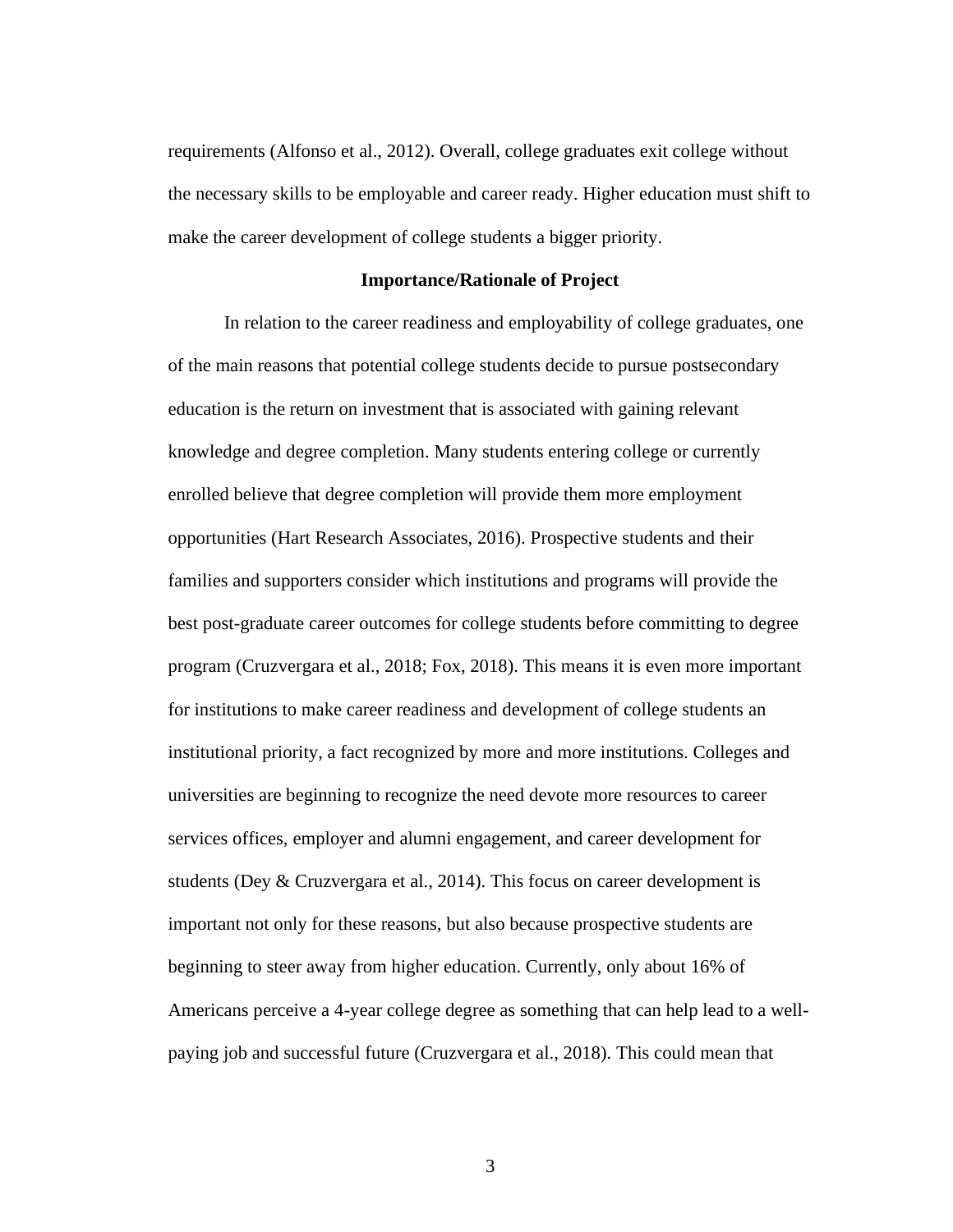requirements (Alfonso et al., 2012). Overall, college graduates exit college without the necessary skills to be employable and career ready. Higher education must shift to make the career development of college students a bigger priority.

## Importance/Rationale of Project

In relation to the career readiness and employability of college graduates, one of the main reasons that potential college students decide to pursue postsecondary education is the return on investment that is associated with gaining relevant knowledge and degree completion. Many students entering college or currently enrolled believe that degree completion will provide them more employment opportunities (Hart Research Associates, 2016). Prospective students and their families and supporters consider which institutions and programs will provide the best post-graduate career outcomes for college students before committing to degree program (Cruzvergara et al., 2018; Fox, 2018). This means it is even more important for institutions to make career readiness and development of college students an institutional priority, a fact recognized by more and more institutions. Colleges and universities are beginning to recognize the need devote more resources to career services offices, employer and alumni engagement, and career development for students (Dey & Cruzvergara et al., 2014). This focus on career development is important not only for these reasons, but also because prospective students are beginning to steer away from higher education. Currently, only about 16% of Americans perceive a 4-year college degree as something that can help lead to a well-paying job and successful future (Cruzvergara et al., 2018). This could mean that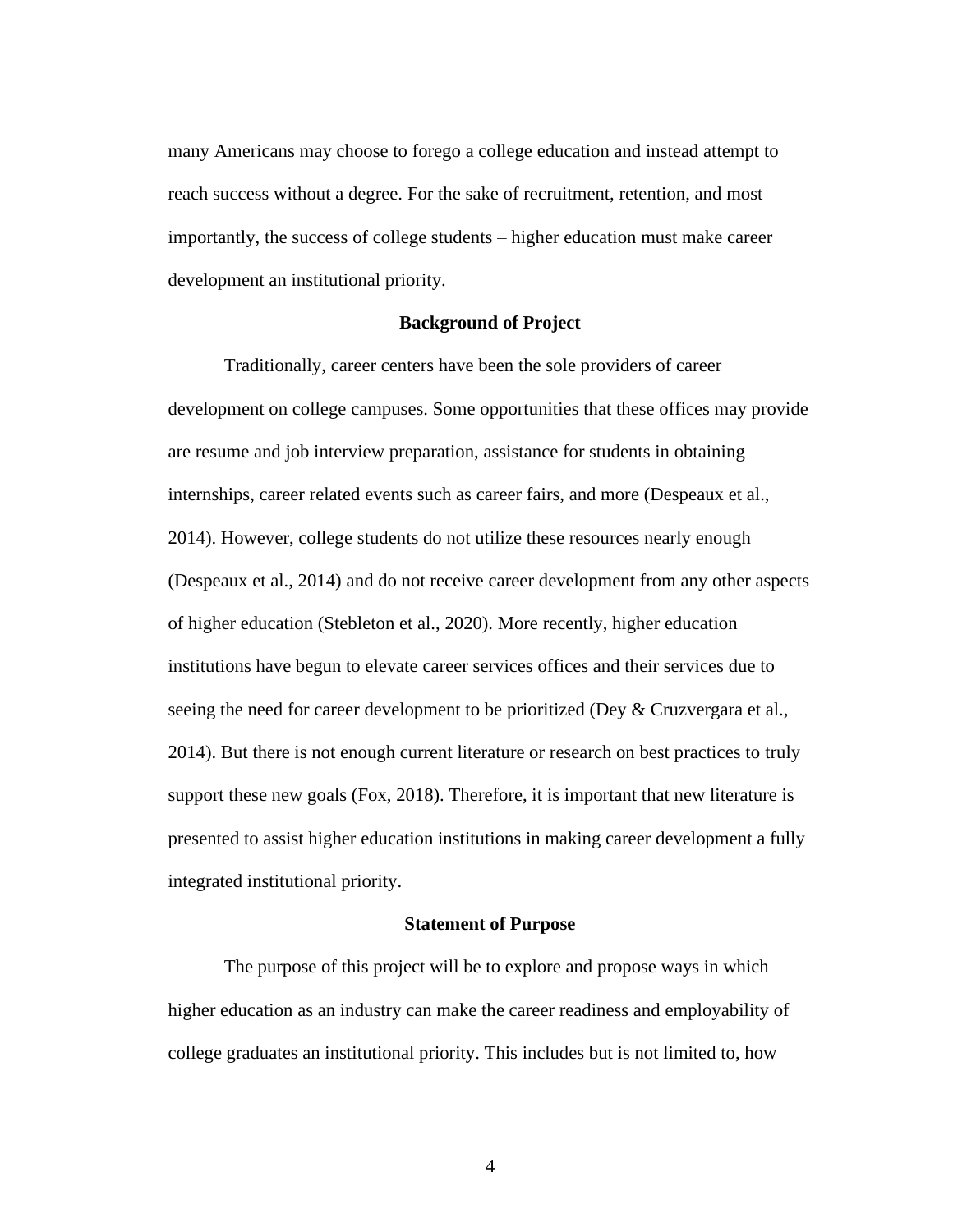many Americans may choose to forego a college education and instead attempt to reach success without a degree. For the sake of recruitment, retention, and most importantly, the success of college students – higher education must make career development an institutional priority.

## Background of Project

Traditionally, career centers have been the sole providers of career development on college campuses. Some opportunities that these offices may provide are resume and job interview preparation, assistance for students in obtaining internships, career related events such as career fairs, and more (Despeaux et al., 2014). However, college students do not utilize these resources nearly enough (Despeaux et al., 2014) and do not receive career development from any other aspects of higher education (Stebleton et al., 2020). More recently, higher education institutions have begun to elevate career services offices and their services due to seeing the need for career development to be prioritized (Dey & Cruzvergara et al., 2014). But there is not enough current literature or research on best practices to truly support these new goals (Fox, 2018). Therefore, it is important that new literature is presented to assist higher education institutions in making career development a fully integrated institutional priority.

## Statement of Purpose

The purpose of this project will be to explore and propose ways in which higher education as an industry can make the career readiness and employability of college graduates an institutional priority. This includes but is not limited to, how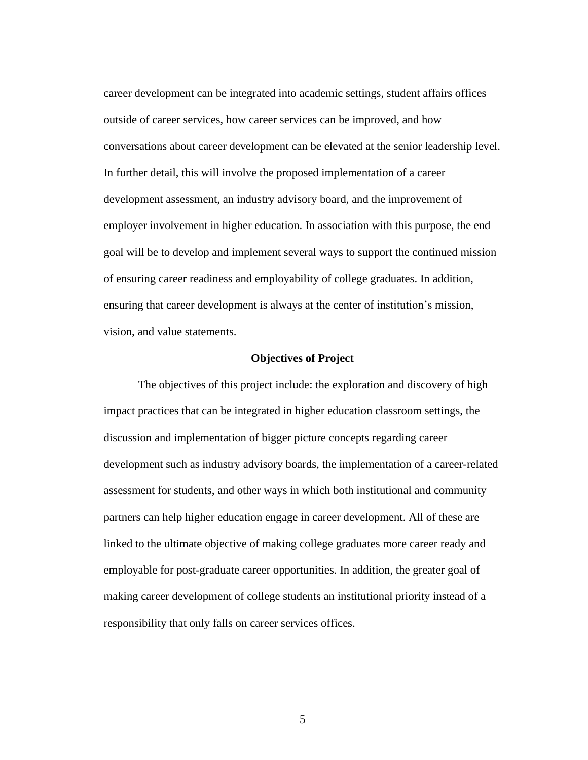career development can be integrated into academic settings, student affairs offices outside of career services, how career services can be improved, and how conversations about career development can be elevated at the senior leadership level. In further detail, this will involve the proposed implementation of a career development assessment, an industry advisory board, and the improvement of employer involvement in higher education. In association with this purpose, the end goal will be to develop and implement several ways to support the continued mission of ensuring career readiness and employability of college graduates. In addition, ensuring that career development is always at the center of institution's mission, vision, and value statements.

## Objectives of Project

The objectives of this project include: the exploration and discovery of high impact practices that can be integrated in higher education classroom settings, the discussion and implementation of bigger picture concepts regarding career development such as industry advisory boards, the implementation of a career-related assessment for students, and other ways in which both institutional and community partners can help higher education engage in career development. All of these are linked to the ultimate objective of making college graduates more career ready and employable for post-graduate career opportunities. In addition, the greater goal of making career development of college students an institutional priority instead of a responsibility that only falls on career services offices.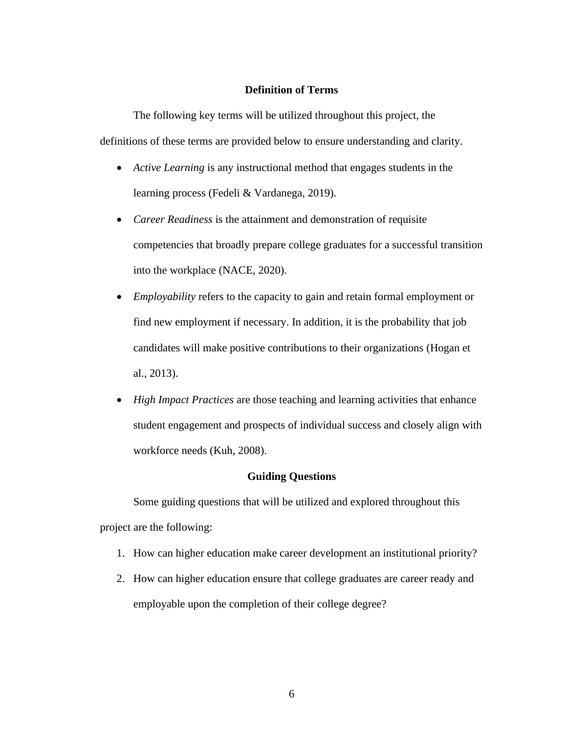## Definition of Terms

The following key terms will be utilized throughout this project, the definitions of these terms are provided below to ensure understanding and clarity.

- *Active Learning* is any instructional method that engages students in the learning process (Fedeli & Vardanega, 2019).
- *Career Readiness* is the attainment and demonstration of requisite competencies that broadly prepare college graduates for a successful transition into the workplace (NACE, 2020).
- *Employability* refers to the capacity to gain and retain formal employment or find new employment if necessary. In addition, it is the probability that job candidates will make positive contributions to their organizations (Hogan et al., 2013).
- *High Impact Practices* are those teaching and learning activities that enhance student engagement and prospects of individual success and closely align with workforce needs (Kuh, 2008).

## Guiding Questions

Some guiding questions that will be utilized and explored throughout this project are the following:

1. How can higher education make career development an institutional priority?
2. How can higher education ensure that college graduates are career ready and employable upon the completion of their college degree?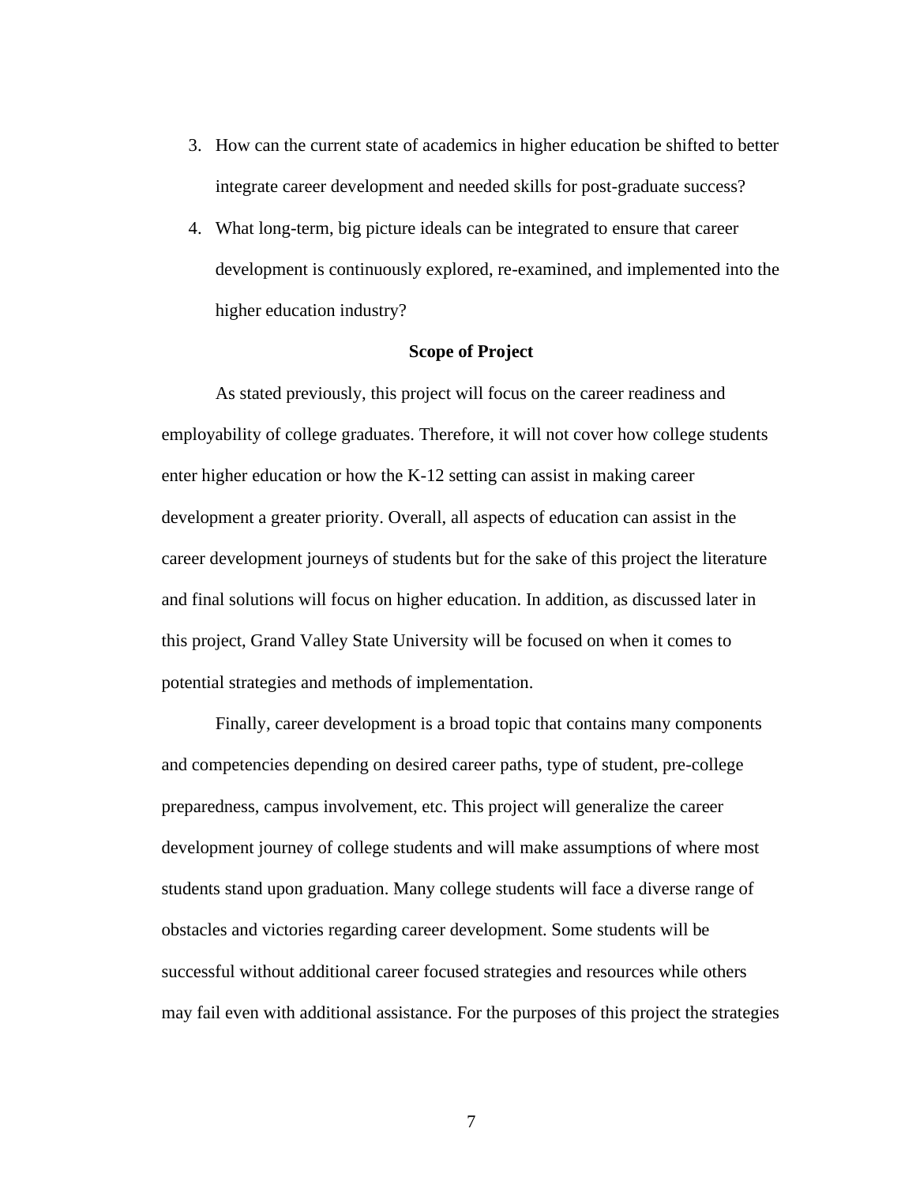3. How can the current state of academics in higher education be shifted to better integrate career development and needed skills for post-graduate success?
4. What long-term, big picture ideals can be integrated to ensure that career development is continuously explored, re-examined, and implemented into the higher education industry?

## Scope of Project

As stated previously, this project will focus on the career readiness and employability of college graduates. Therefore, it will not cover how college students enter higher education or how the K-12 setting can assist in making career development a greater priority. Overall, all aspects of education can assist in the career development journeys of students but for the sake of this project the literature and final solutions will focus on higher education. In addition, as discussed later in this project, Grand Valley State University will be focused on when it comes to potential strategies and methods of implementation.

Finally, career development is a broad topic that contains many components and competencies depending on desired career paths, type of student, pre-college preparedness, campus involvement, etc. This project will generalize the career development journey of college students and will make assumptions of where most students stand upon graduation. Many college students will face a diverse range of obstacles and victories regarding career development. Some students will be successful without additional career focused strategies and resources while others may fail even with additional assistance. For the purposes of this project the strategies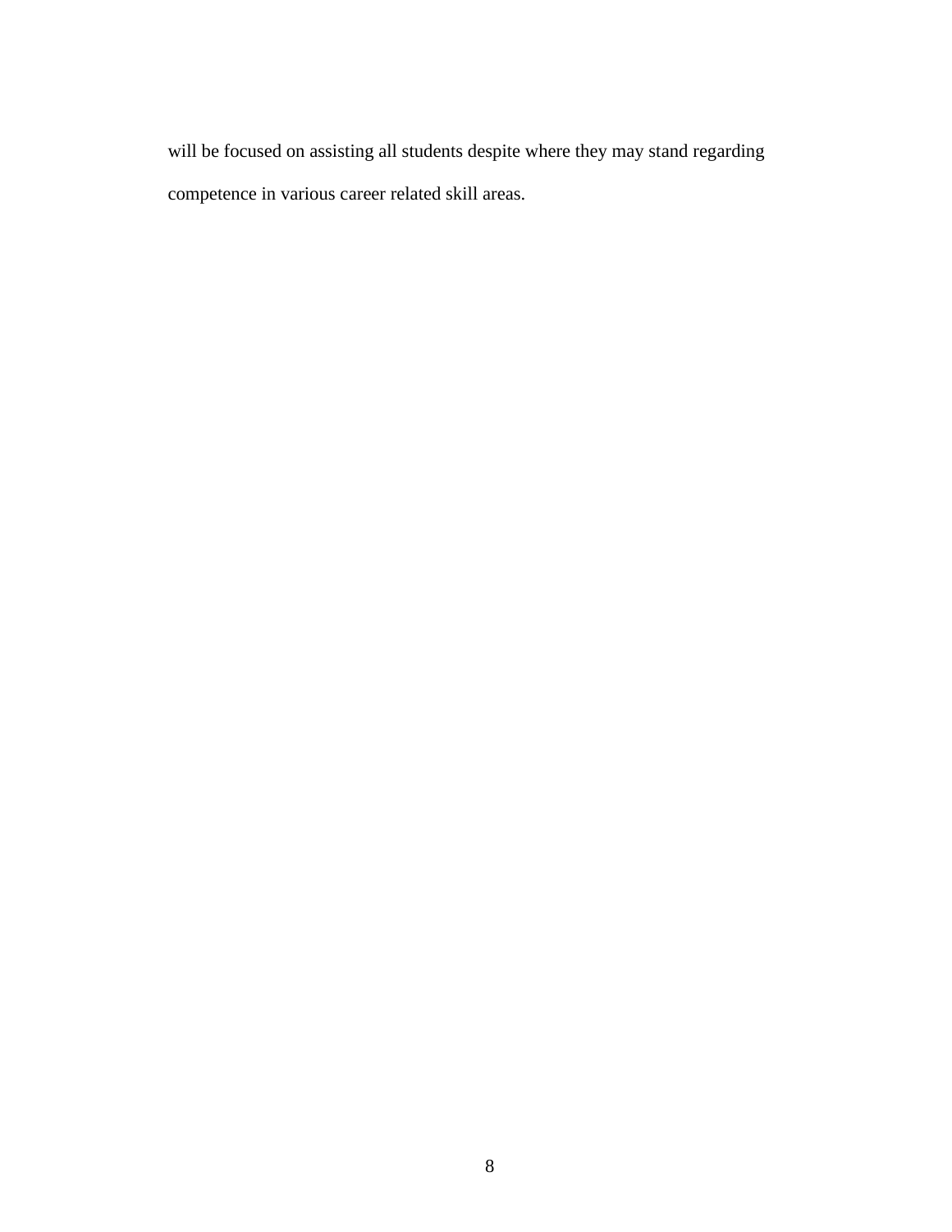will be focused on assisting all students despite where they may stand regarding competence in various career related skill areas.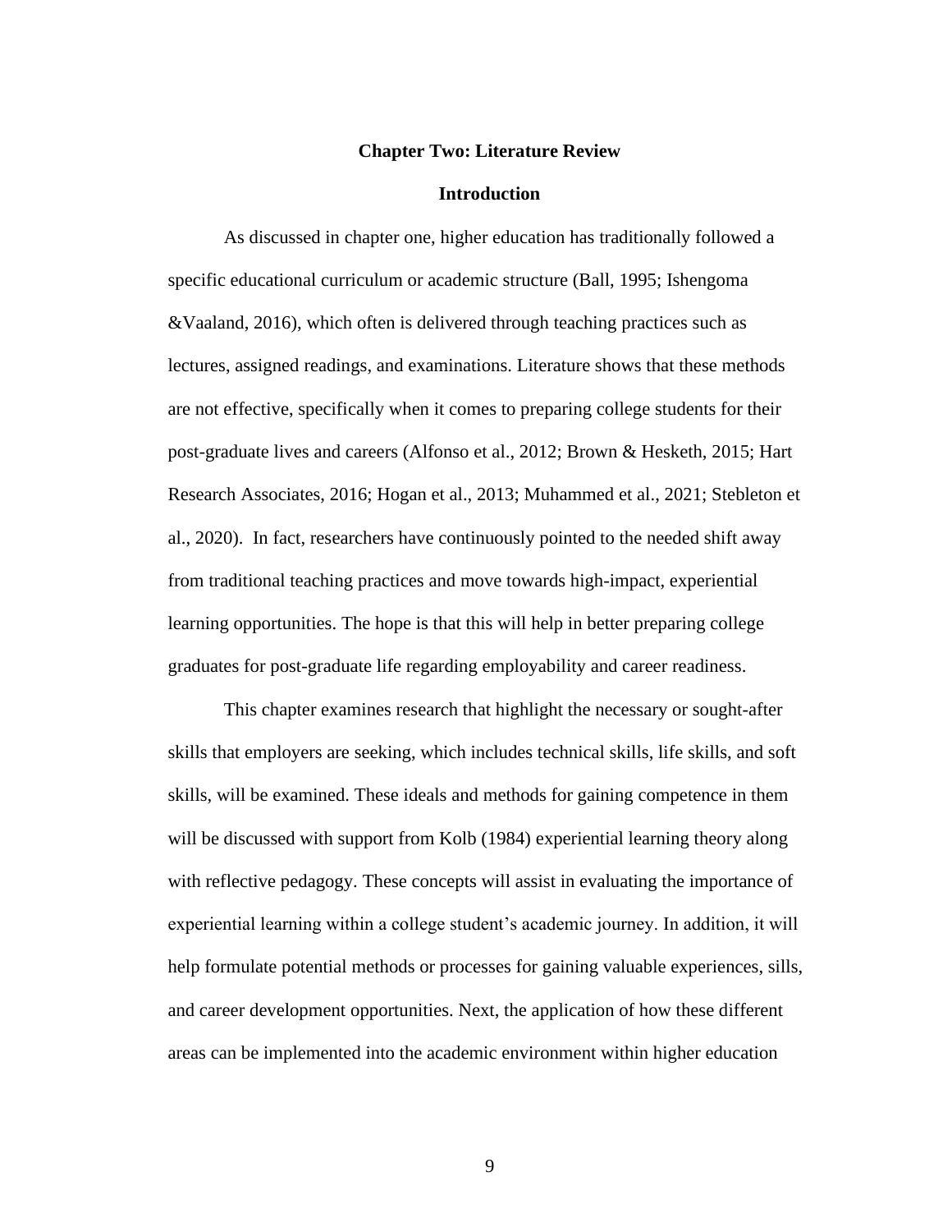# Chapter Two: Literature Review

## Introduction

As discussed in chapter one, higher education has traditionally followed a specific educational curriculum or academic structure (Ball, 1995; Ishengoma &Vaaland, 2016), which often is delivered through teaching practices such as lectures, assigned readings, and examinations. Literature shows that these methods are not effective, specifically when it comes to preparing college students for their post-graduate lives and careers (Alfonso et al., 2012; Brown & Hesketh, 2015; Hart Research Associates, 2016; Hogan et al., 2013; Muhammed et al., 2021; Stebleton et al., 2020). In fact, researchers have continuously pointed to the needed shift away from traditional teaching practices and move towards high-impact, experiential learning opportunities. The hope is that this will help in better preparing college graduates for post-graduate life regarding employability and career readiness.

This chapter examines research that highlight the necessary or sought-after skills that employers are seeking, which includes technical skills, life skills, and soft skills, will be examined. These ideals and methods for gaining competence in them will be discussed with support from Kolb (1984) experiential learning theory along with reflective pedagogy. These concepts will assist in evaluating the importance of experiential learning within a college student's academic journey. In addition, it will help formulate potential methods or processes for gaining valuable experiences, sills, and career development opportunities. Next, the application of how these different areas can be implemented into the academic environment within higher education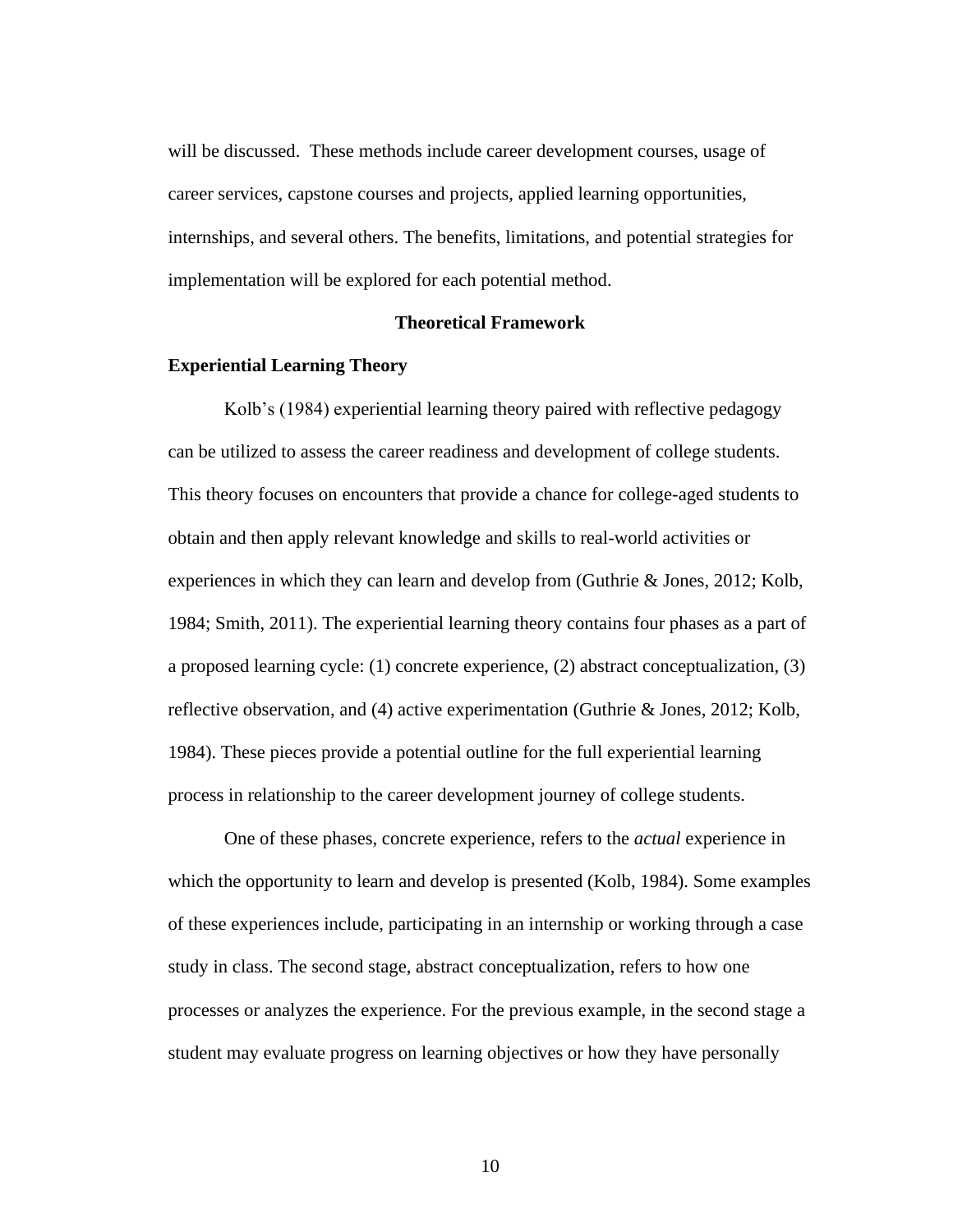will be discussed. These methods include career development courses, usage of career services, capstone courses and projects, applied learning opportunities, internships, and several others. The benefits, limitations, and potential strategies for implementation will be explored for each potential method.

## Theoretical Framework

### Experiential Learning Theory

Kolb's (1984) experiential learning theory paired with reflective pedagogy can be utilized to assess the career readiness and development of college students. This theory focuses on encounters that provide a chance for college-aged students to obtain and then apply relevant knowledge and skills to real-world activities or experiences in which they can learn and develop from (Guthrie & Jones, 2012; Kolb, 1984; Smith, 2011). The experiential learning theory contains four phases as a part of a proposed learning cycle: (1) concrete experience, (2) abstract conceptualization, (3) reflective observation, and (4) active experimentation (Guthrie & Jones, 2012; Kolb, 1984). These pieces provide a potential outline for the full experiential learning process in relationship to the career development journey of college students.

One of these phases, concrete experience, refers to the *actual* experience in which the opportunity to learn and develop is presented (Kolb, 1984). Some examples of these experiences include, participating in an internship or working through a case study in class. The second stage, abstract conceptualization, refers to how one processes or analyzes the experience. For the previous example, in the second stage a student may evaluate progress on learning objectives or how they have personally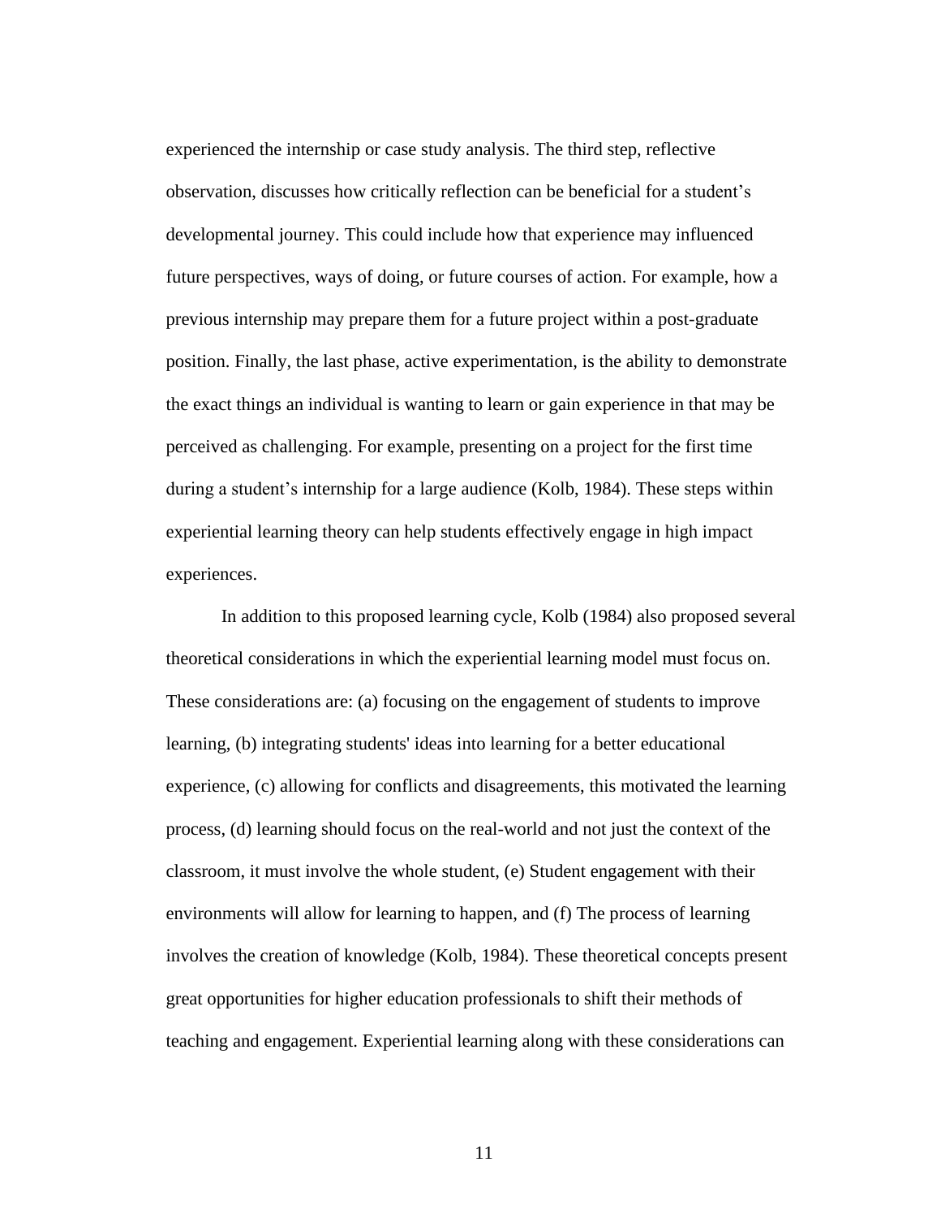experienced the internship or case study analysis. The third step, reflective observation, discusses how critically reflection can be beneficial for a student's developmental journey. This could include how that experience may influenced future perspectives, ways of doing, or future courses of action. For example, how a previous internship may prepare them for a future project within a post-graduate position. Finally, the last phase, active experimentation, is the ability to demonstrate the exact things an individual is wanting to learn or gain experience in that may be perceived as challenging. For example, presenting on a project for the first time during a student's internship for a large audience (Kolb, 1984). These steps within experiential learning theory can help students effectively engage in high impact experiences.

In addition to this proposed learning cycle, Kolb (1984) also proposed several theoretical considerations in which the experiential learning model must focus on. These considerations are: (a) focusing on the engagement of students to improve learning, (b) integrating students' ideas into learning for a better educational experience, (c) allowing for conflicts and disagreements, this motivated the learning process, (d) learning should focus on the real-world and not just the context of the classroom, it must involve the whole student, (e) Student engagement with their environments will allow for learning to happen, and (f) The process of learning involves the creation of knowledge (Kolb, 1984). These theoretical concepts present great opportunities for higher education professionals to shift their methods of teaching and engagement. Experiential learning along with these considerations can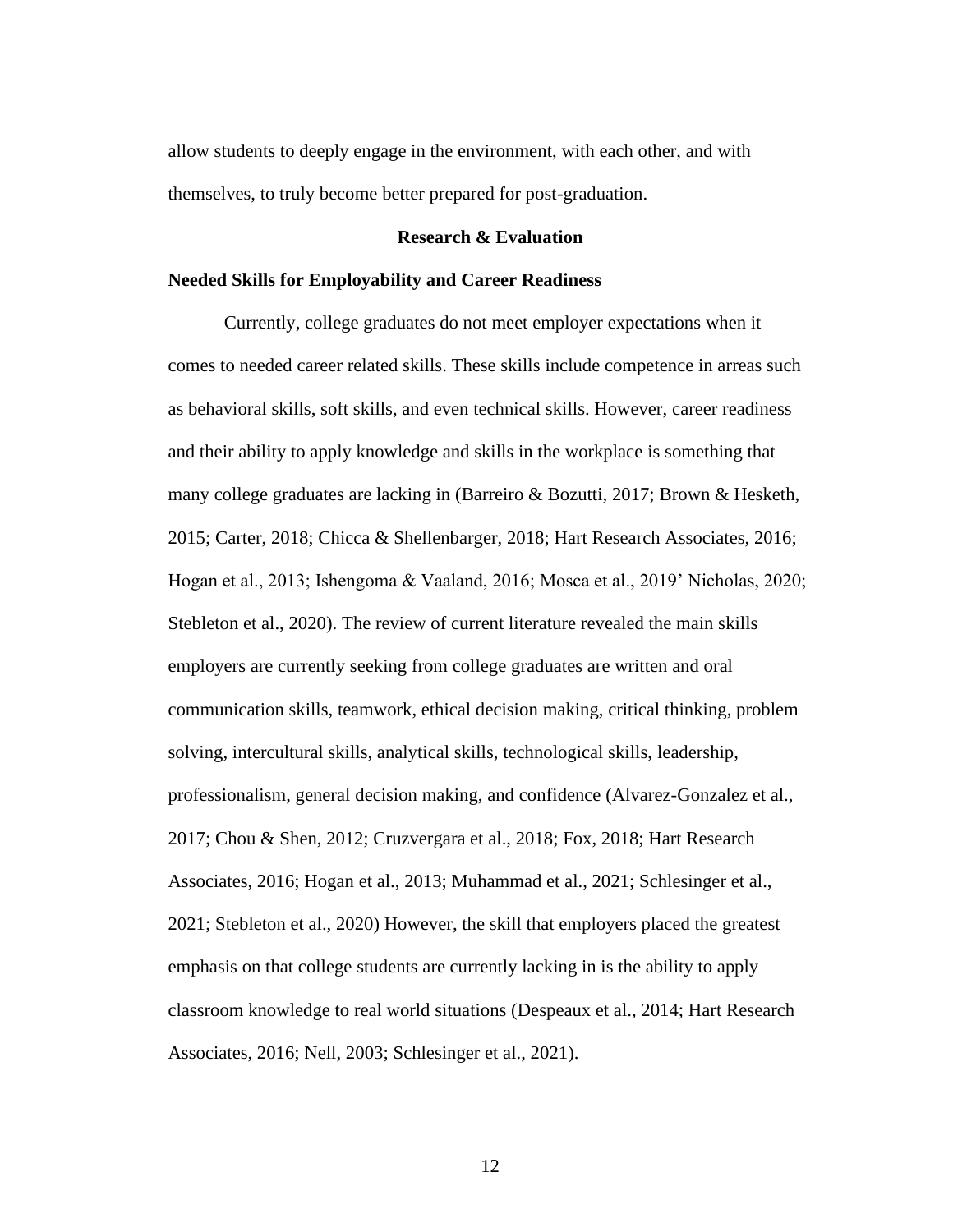allow students to deeply engage in the environment, with each other, and with themselves, to truly become better prepared for post-graduation.

## Research & Evaluation

### Needed Skills for Employability and Career Readiness

Currently, college graduates do not meet employer expectations when it comes to needed career related skills. These skills include competence in arreas such as behavioral skills, soft skills, and even technical skills. However, career readiness and their ability to apply knowledge and skills in the workplace is something that many college graduates are lacking in (Barreiro & Bozutti, 2017; Brown & Hesketh, 2015; Carter, 2018; Chicca & Shellenbarger, 2018; Hart Research Associates, 2016; Hogan et al., 2013; Ishengoma & Vaaland, 2016; Mosca et al., 2019' Nicholas, 2020; Stebleton et al., 2020). The review of current literature revealed the main skills employers are currently seeking from college graduates are written and oral communication skills, teamwork, ethical decision making, critical thinking, problem solving, intercultural skills, analytical skills, technological skills, leadership, professionalism, general decision making, and confidence (Alvarez-Gonzalez et al., 2017; Chou & Shen, 2012; Cruzvergara et al., 2018; Fox, 2018; Hart Research Associates, 2016; Hogan et al., 2013; Muhammad et al., 2021; Schlesinger et al., 2021; Stebleton et al., 2020) However, the skill that employers placed the greatest emphasis on that college students are currently lacking in is the ability to apply classroom knowledge to real world situations (Despeaux et al., 2014; Hart Research Associates, 2016; Nell, 2003; Schlesinger et al., 2021).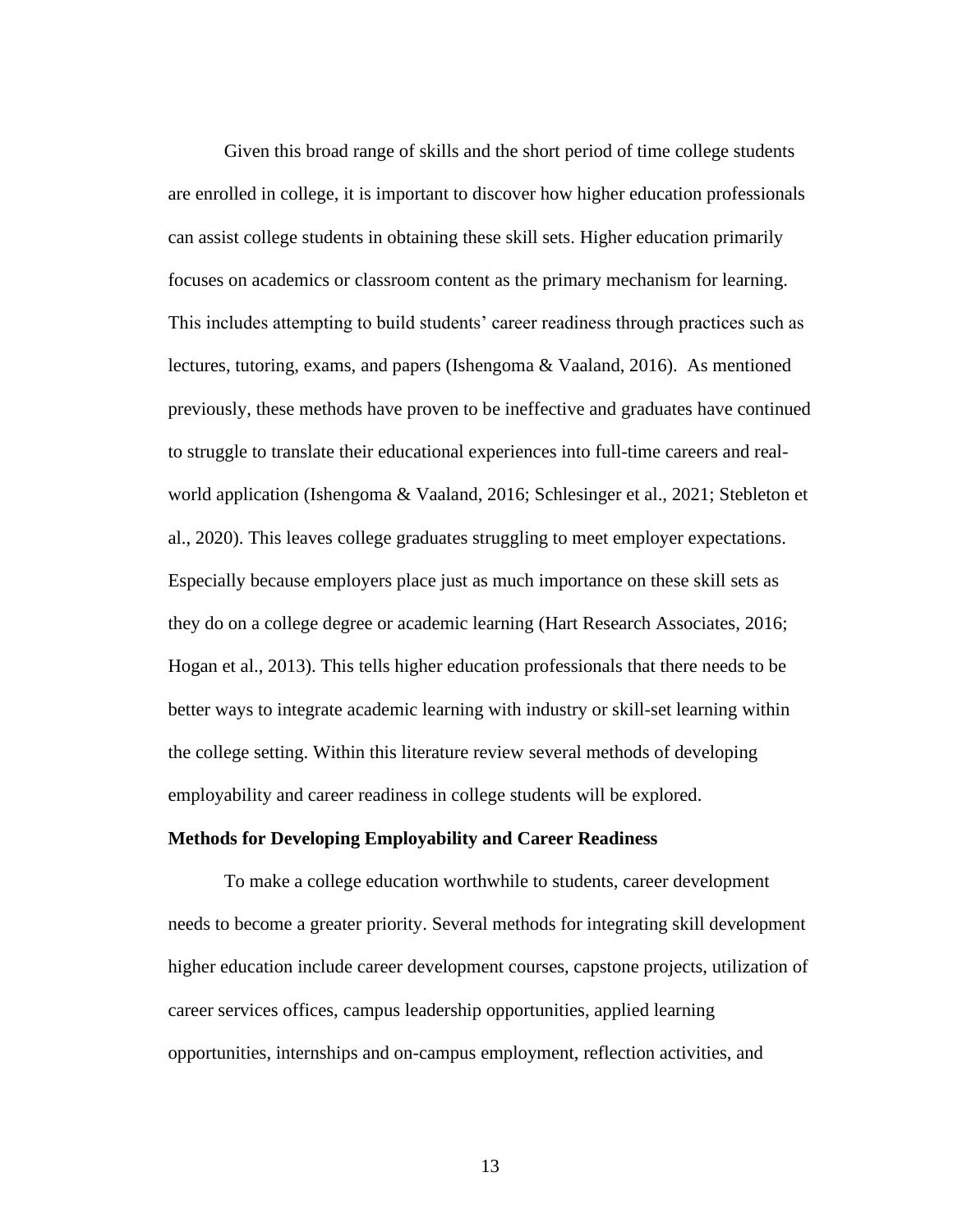Given this broad range of skills and the short period of time college students are enrolled in college, it is important to discover how higher education professionals can assist college students in obtaining these skill sets. Higher education primarily focuses on academics or classroom content as the primary mechanism for learning. This includes attempting to build students' career readiness through practices such as lectures, tutoring, exams, and papers (Ishengoma & Vaaland, 2016). As mentioned previously, these methods have proven to be ineffective and graduates have continued to struggle to translate their educational experiences into full-time careers and real-world application (Ishengoma & Vaaland, 2016; Schlesinger et al., 2021; Stebleton et al., 2020). This leaves college graduates struggling to meet employer expectations. Especially because employers place just as much importance on these skill sets as they do on a college degree or academic learning (Hart Research Associates, 2016; Hogan et al., 2013). This tells higher education professionals that there needs to be better ways to integrate academic learning with industry or skill-set learning within the college setting. Within this literature review several methods of developing employability and career readiness in college students will be explored.

**Methods for Developing Employability and Career Readiness**

To make a college education worthwhile to students, career development needs to become a greater priority. Several methods for integrating skill development higher education include career development courses, capstone projects, utilization of career services offices, campus leadership opportunities, applied learning opportunities, internships and on-campus employment, reflection activities, and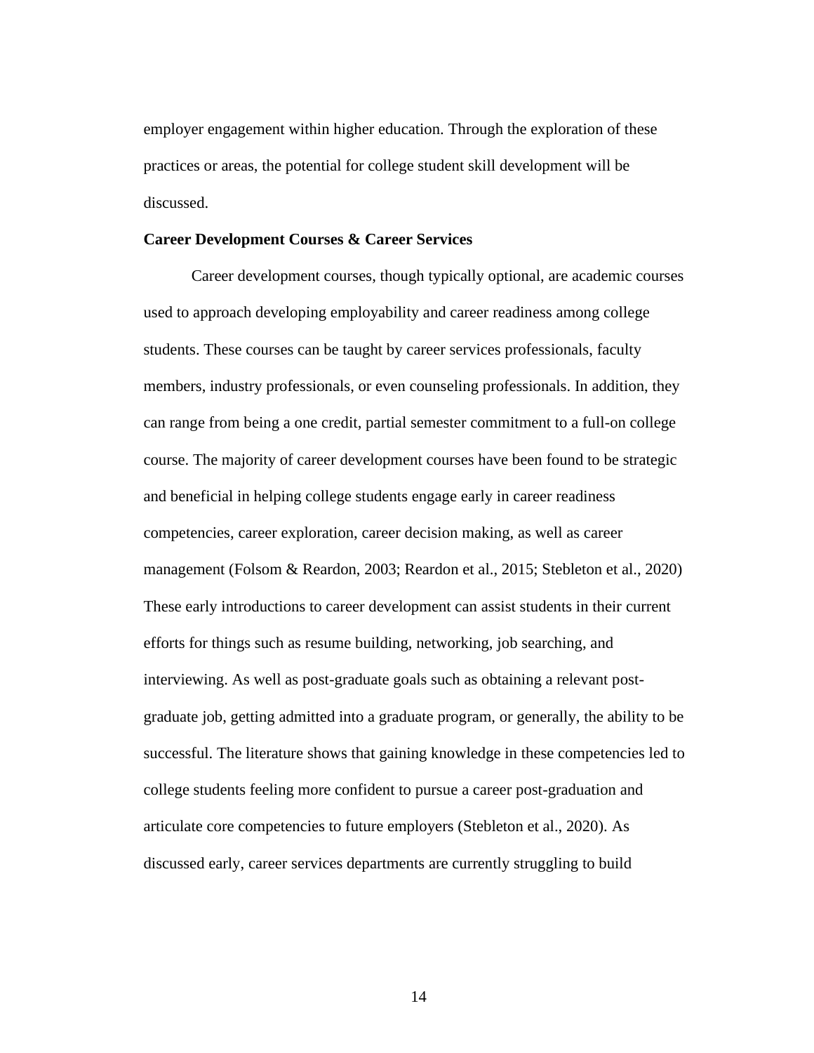employer engagement within higher education. Through the exploration of these practices or areas, the potential for college student skill development will be discussed.

**Career Development Courses & Career Services**

Career development courses, though typically optional, are academic courses used to approach developing employability and career readiness among college students. These courses can be taught by career services professionals, faculty members, industry professionals, or even counseling professionals. In addition, they can range from being a one credit, partial semester commitment to a full-on college course. The majority of career development courses have been found to be strategic and beneficial in helping college students engage early in career readiness competencies, career exploration, career decision making, as well as career management (Folsom & Reardon, 2003; Reardon et al., 2015; Stebleton et al., 2020) These early introductions to career development can assist students in their current efforts for things such as resume building, networking, job searching, and interviewing. As well as post-graduate goals such as obtaining a relevant post-graduate job, getting admitted into a graduate program, or generally, the ability to be successful. The literature shows that gaining knowledge in these competencies led to college students feeling more confident to pursue a career post-graduation and articulate core competencies to future employers (Stebleton et al., 2020). As discussed early, career services departments are currently struggling to build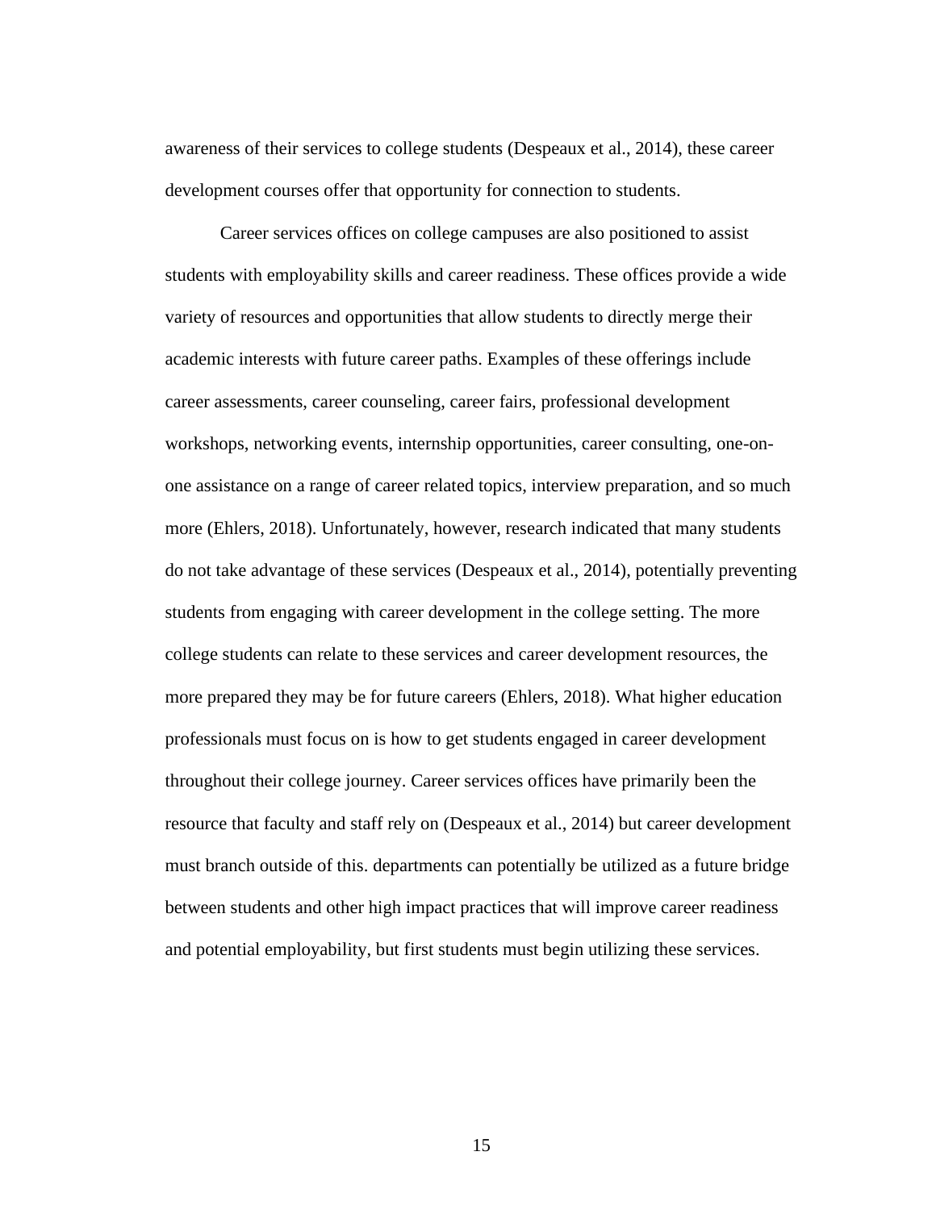awareness of their services to college students (Despeaux et al., 2014), these career development courses offer that opportunity for connection to students.

Career services offices on college campuses are also positioned to assist students with employability skills and career readiness. These offices provide a wide variety of resources and opportunities that allow students to directly merge their academic interests with future career paths. Examples of these offerings include career assessments, career counseling, career fairs, professional development workshops, networking events, internship opportunities, career consulting, one-on-one assistance on a range of career related topics, interview preparation, and so much more (Ehlers, 2018). Unfortunately, however, research indicated that many students do not take advantage of these services (Despeaux et al., 2014), potentially preventing students from engaging with career development in the college setting. The more college students can relate to these services and career development resources, the more prepared they may be for future careers (Ehlers, 2018). What higher education professionals must focus on is how to get students engaged in career development throughout their college journey. Career services offices have primarily been the resource that faculty and staff rely on (Despeaux et al., 2014) but career development must branch outside of this. departments can potentially be utilized as a future bridge between students and other high impact practices that will improve career readiness and potential employability, but first students must begin utilizing these services.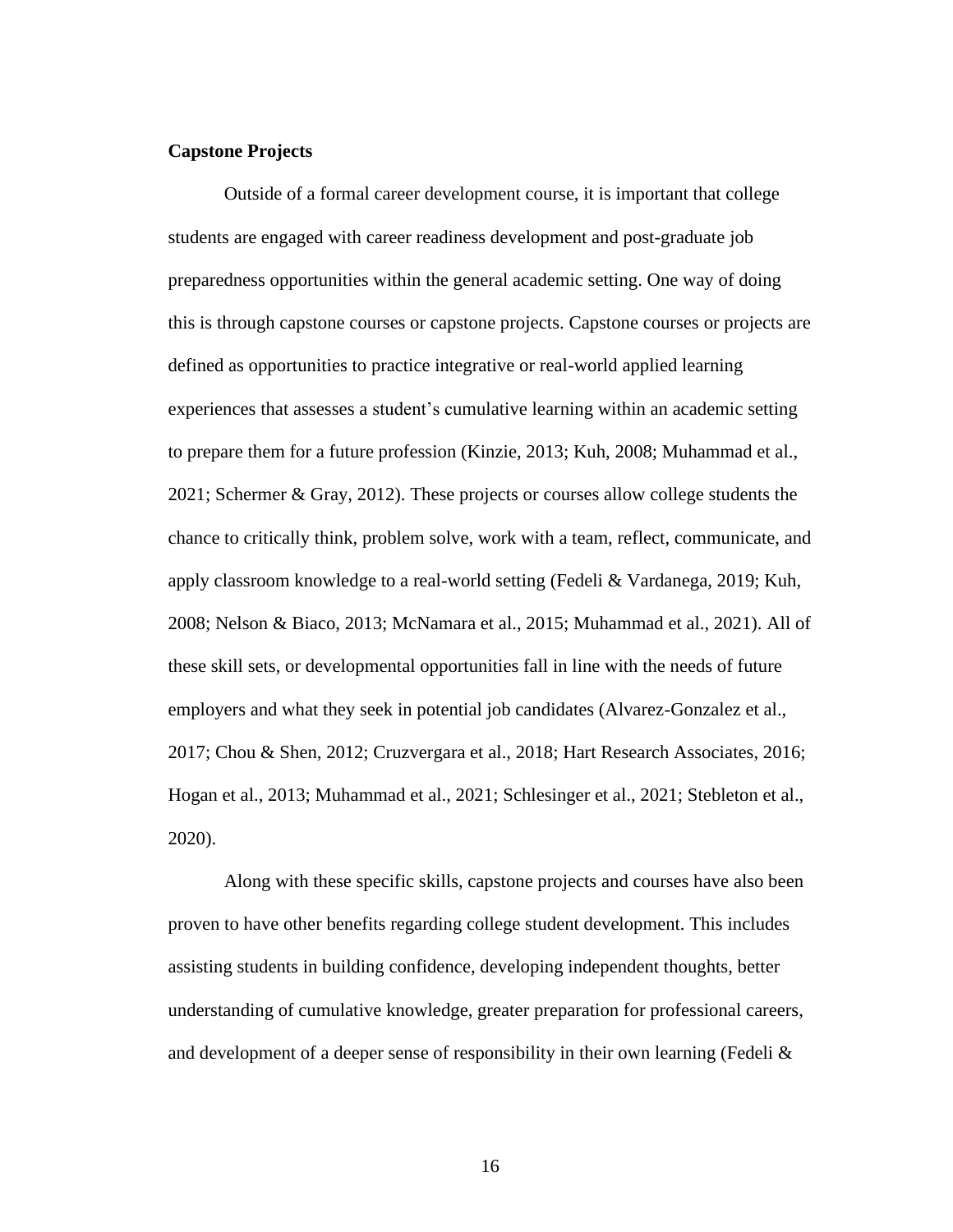**Capstone Projects**

Outside of a formal career development course, it is important that college students are engaged with career readiness development and post-graduate job preparedness opportunities within the general academic setting. One way of doing this is through capstone courses or capstone projects. Capstone courses or projects are defined as opportunities to practice integrative or real-world applied learning experiences that assesses a student's cumulative learning within an academic setting to prepare them for a future profession (Kinzie, 2013; Kuh, 2008; Muhammad et al., 2021; Schermer & Gray, 2012). These projects or courses allow college students the chance to critically think, problem solve, work with a team, reflect, communicate, and apply classroom knowledge to a real-world setting (Fedeli & Vardanega, 2019; Kuh, 2008; Nelson & Biaco, 2013; McNamara et al., 2015; Muhammad et al., 2021). All of these skill sets, or developmental opportunities fall in line with the needs of future employers and what they seek in potential job candidates (Alvarez-Gonzalez et al., 2017; Chou & Shen, 2012; Cruzvergara et al., 2018; Hart Research Associates, 2016; Hogan et al., 2013; Muhammad et al., 2021; Schlesinger et al., 2021; Stebleton et al., 2020).

Along with these specific skills, capstone projects and courses have also been proven to have other benefits regarding college student development. This includes assisting students in building confidence, developing independent thoughts, better understanding of cumulative knowledge, greater preparation for professional careers, and development of a deeper sense of responsibility in their own learning (Fedeli &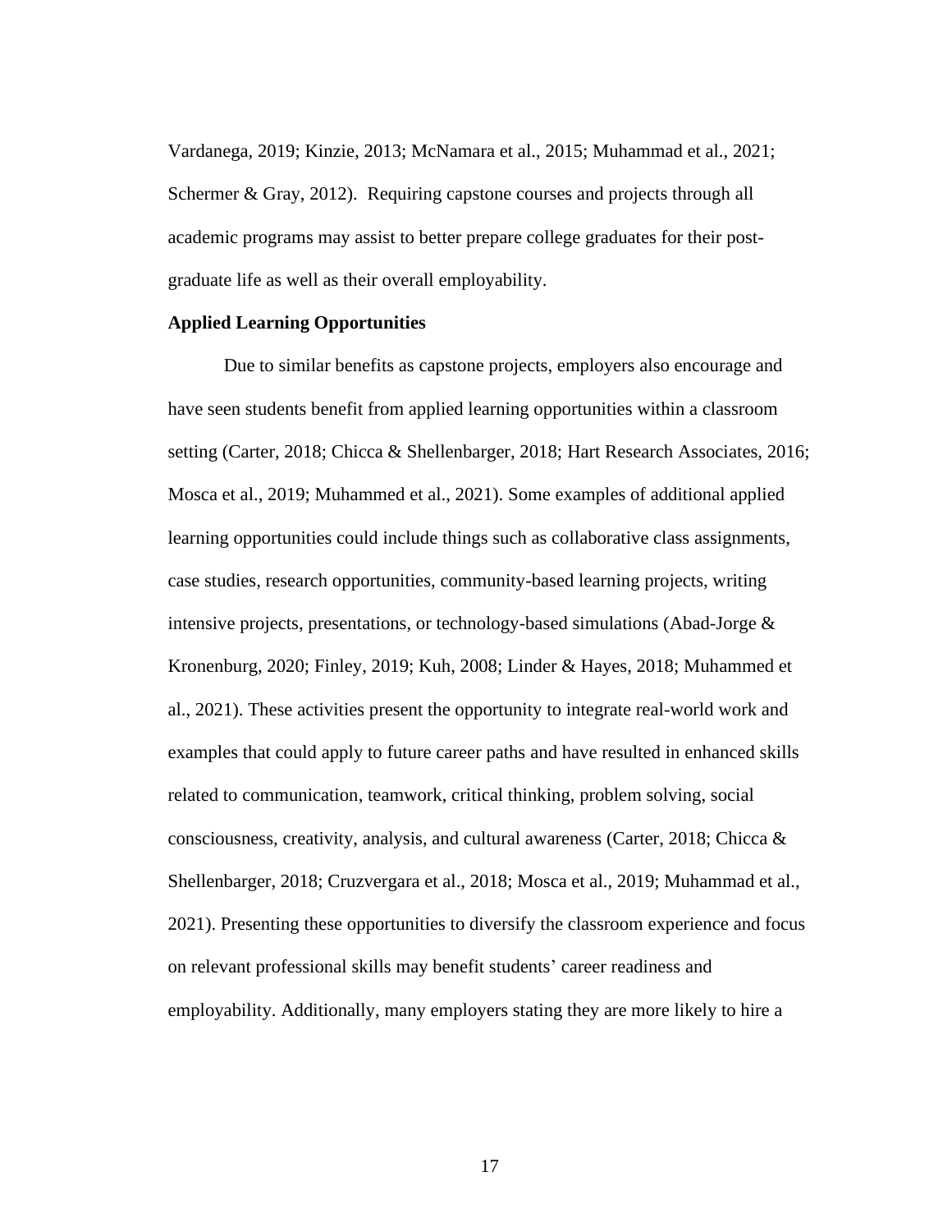Vardanega, 2019; Kinzie, 2013; McNamara et al., 2015; Muhammad et al., 2021; Schermer & Gray, 2012).  Requiring capstone courses and projects through all academic programs may assist to better prepare college graduates for their post-graduate life as well as their overall employability.

**Applied Learning Opportunities**

Due to similar benefits as capstone projects, employers also encourage and have seen students benefit from applied learning opportunities within a classroom setting (Carter, 2018; Chicca & Shellenbarger, 2018; Hart Research Associates, 2016; Mosca et al., 2019; Muhammed et al., 2021). Some examples of additional applied learning opportunities could include things such as collaborative class assignments, case studies, research opportunities, community-based learning projects, writing intensive projects, presentations, or technology-based simulations (Abad-Jorge & Kronenburg, 2020; Finley, 2019; Kuh, 2008; Linder & Hayes, 2018; Muhammed et al., 2021). These activities present the opportunity to integrate real-world work and examples that could apply to future career paths and have resulted in enhanced skills related to communication, teamwork, critical thinking, problem solving, social consciousness, creativity, analysis, and cultural awareness (Carter, 2018; Chicca & Shellenbarger, 2018; Cruzvergara et al., 2018; Mosca et al., 2019; Muhammad et al., 2021). Presenting these opportunities to diversify the classroom experience and focus on relevant professional skills may benefit students' career readiness and employability. Additionally, many employers stating they are more likely to hire a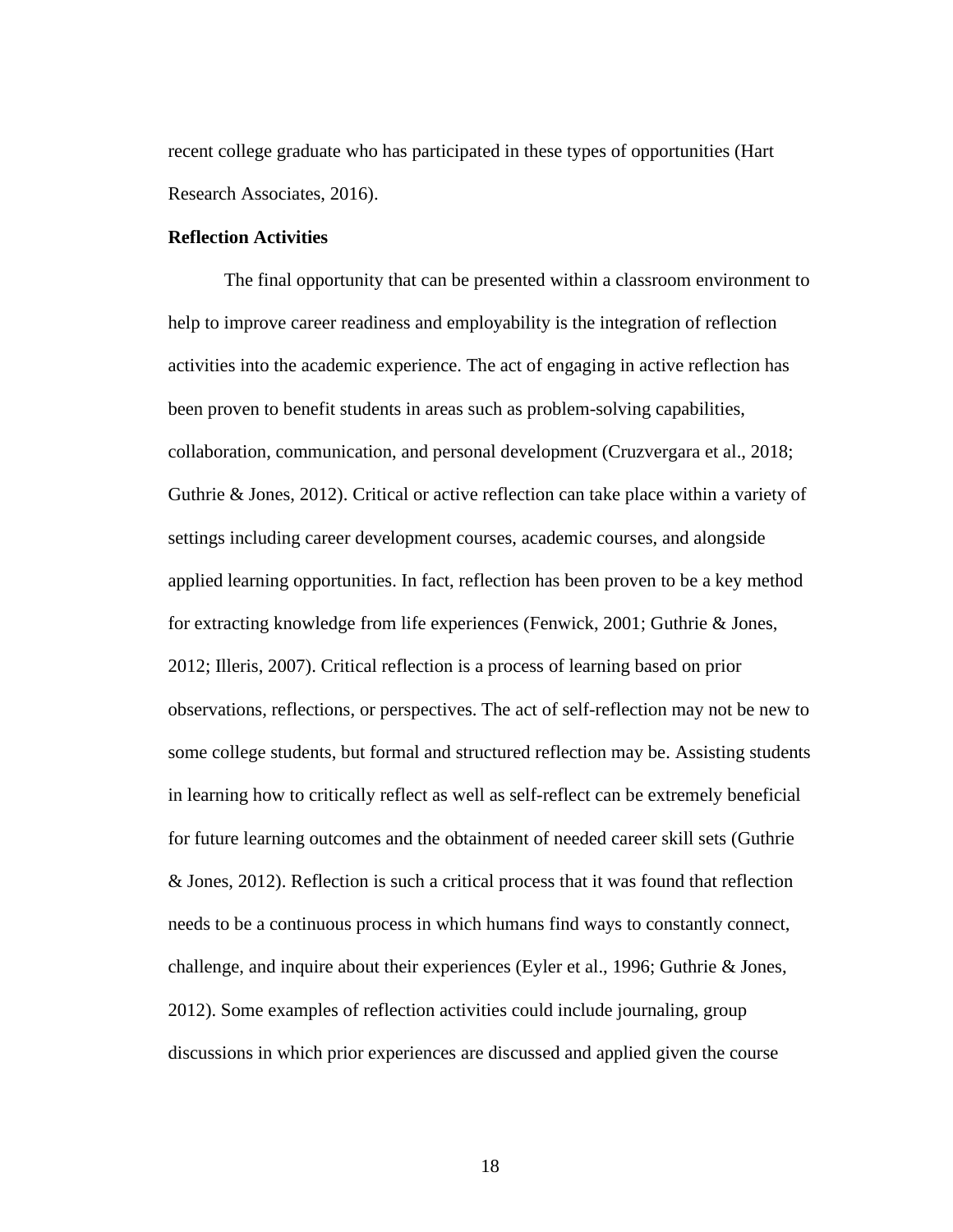recent college graduate who has participated in these types of opportunities (Hart Research Associates, 2016).

**Reflection Activities**

The final opportunity that can be presented within a classroom environment to help to improve career readiness and employability is the integration of reflection activities into the academic experience. The act of engaging in active reflection has been proven to benefit students in areas such as problem-solving capabilities, collaboration, communication, and personal development (Cruzvergara et al., 2018; Guthrie & Jones, 2012). Critical or active reflection can take place within a variety of settings including career development courses, academic courses, and alongside applied learning opportunities. In fact, reflection has been proven to be a key method for extracting knowledge from life experiences (Fenwick, 2001; Guthrie & Jones, 2012; Illeris, 2007). Critical reflection is a process of learning based on prior observations, reflections, or perspectives. The act of self-reflection may not be new to some college students, but formal and structured reflection may be. Assisting students in learning how to critically reflect as well as self-reflect can be extremely beneficial for future learning outcomes and the obtainment of needed career skill sets (Guthrie & Jones, 2012). Reflection is such a critical process that it was found that reflection needs to be a continuous process in which humans find ways to constantly connect, challenge, and inquire about their experiences (Eyler et al., 1996; Guthrie & Jones, 2012). Some examples of reflection activities could include journaling, group discussions in which prior experiences are discussed and applied given the course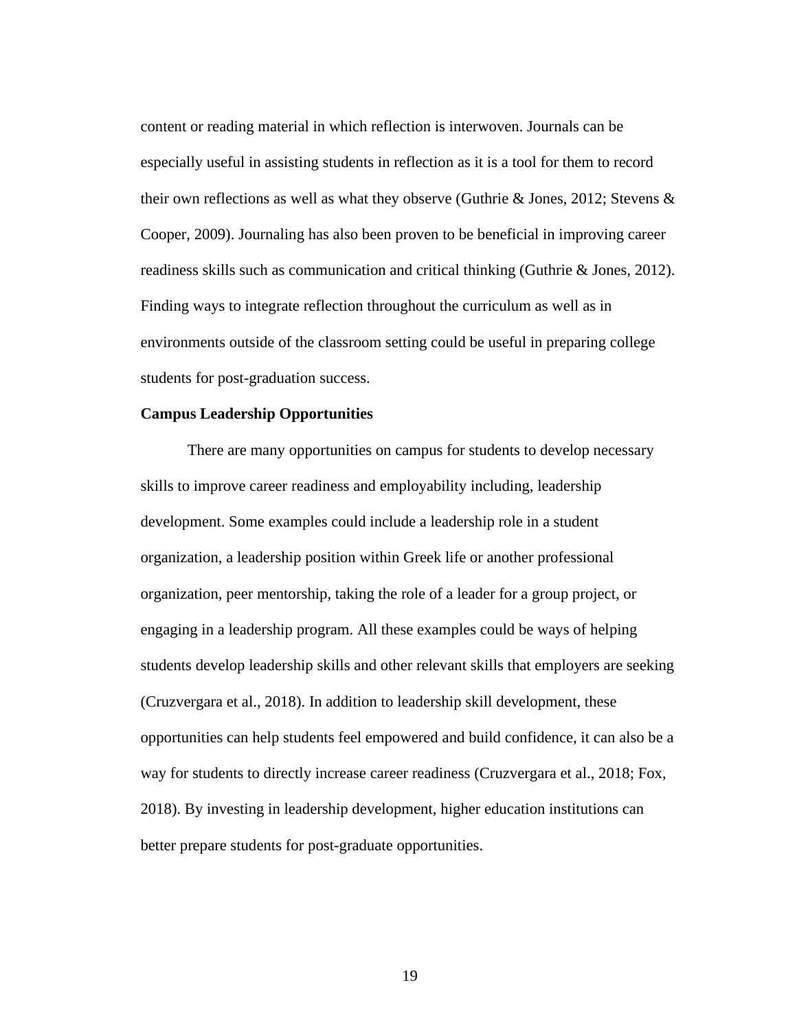content or reading material in which reflection is interwoven. Journals can be especially useful in assisting students in reflection as it is a tool for them to record their own reflections as well as what they observe (Guthrie & Jones, 2012; Stevens & Cooper, 2009). Journaling has also been proven to be beneficial in improving career readiness skills such as communication and critical thinking (Guthrie & Jones, 2012). Finding ways to integrate reflection throughout the curriculum as well as in environments outside of the classroom setting could be useful in preparing college students for post-graduation success.

**Campus Leadership Opportunities**

There are many opportunities on campus for students to develop necessary skills to improve career readiness and employability including, leadership development. Some examples could include a leadership role in a student organization, a leadership position within Greek life or another professional organization, peer mentorship, taking the role of a leader for a group project, or engaging in a leadership program. All these examples could be ways of helping students develop leadership skills and other relevant skills that employers are seeking (Cruzvergara et al., 2018). In addition to leadership skill development, these opportunities can help students feel empowered and build confidence, it can also be a way for students to directly increase career readiness (Cruzvergara et al., 2018; Fox, 2018). By investing in leadership development, higher education institutions can better prepare students for post-graduate opportunities.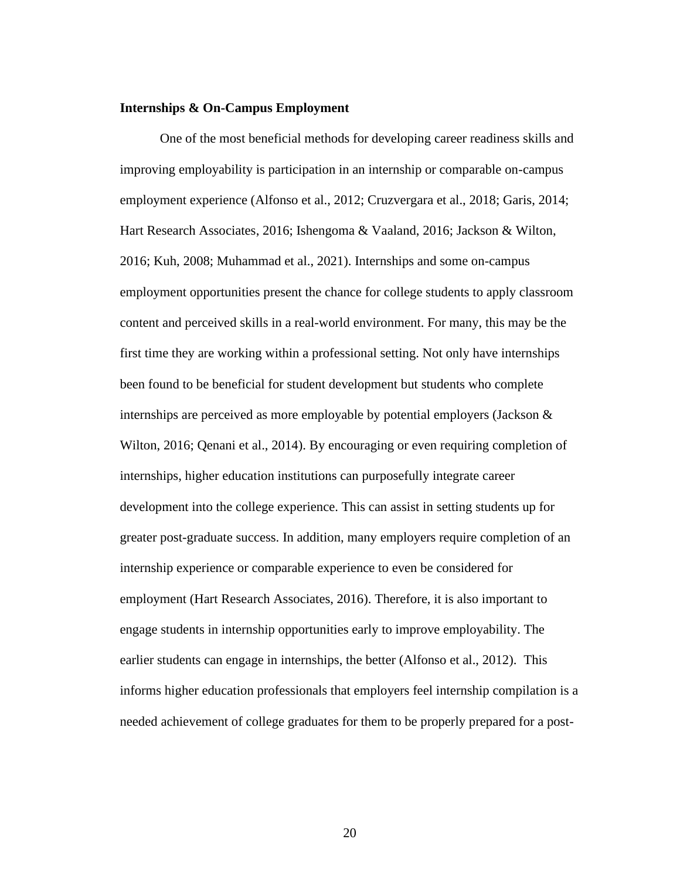**Internships & On-Campus Employment**

One of the most beneficial methods for developing career readiness skills and improving employability is participation in an internship or comparable on-campus employment experience (Alfonso et al., 2012; Cruzvergara et al., 2018; Garis, 2014; Hart Research Associates, 2016; Ishengoma & Vaaland, 2016; Jackson & Wilton, 2016; Kuh, 2008; Muhammad et al., 2021). Internships and some on-campus employment opportunities present the chance for college students to apply classroom content and perceived skills in a real-world environment. For many, this may be the first time they are working within a professional setting. Not only have internships been found to be beneficial for student development but students who complete internships are perceived as more employable by potential employers (Jackson & Wilton, 2016; Qenani et al., 2014). By encouraging or even requiring completion of internships, higher education institutions can purposefully integrate career development into the college experience. This can assist in setting students up for greater post-graduate success. In addition, many employers require completion of an internship experience or comparable experience to even be considered for employment (Hart Research Associates, 2016). Therefore, it is also important to engage students in internship opportunities early to improve employability. The earlier students can engage in internships, the better (Alfonso et al., 2012). This informs higher education professionals that employers feel internship compilation is a needed achievement of college graduates for them to be properly prepared for a post-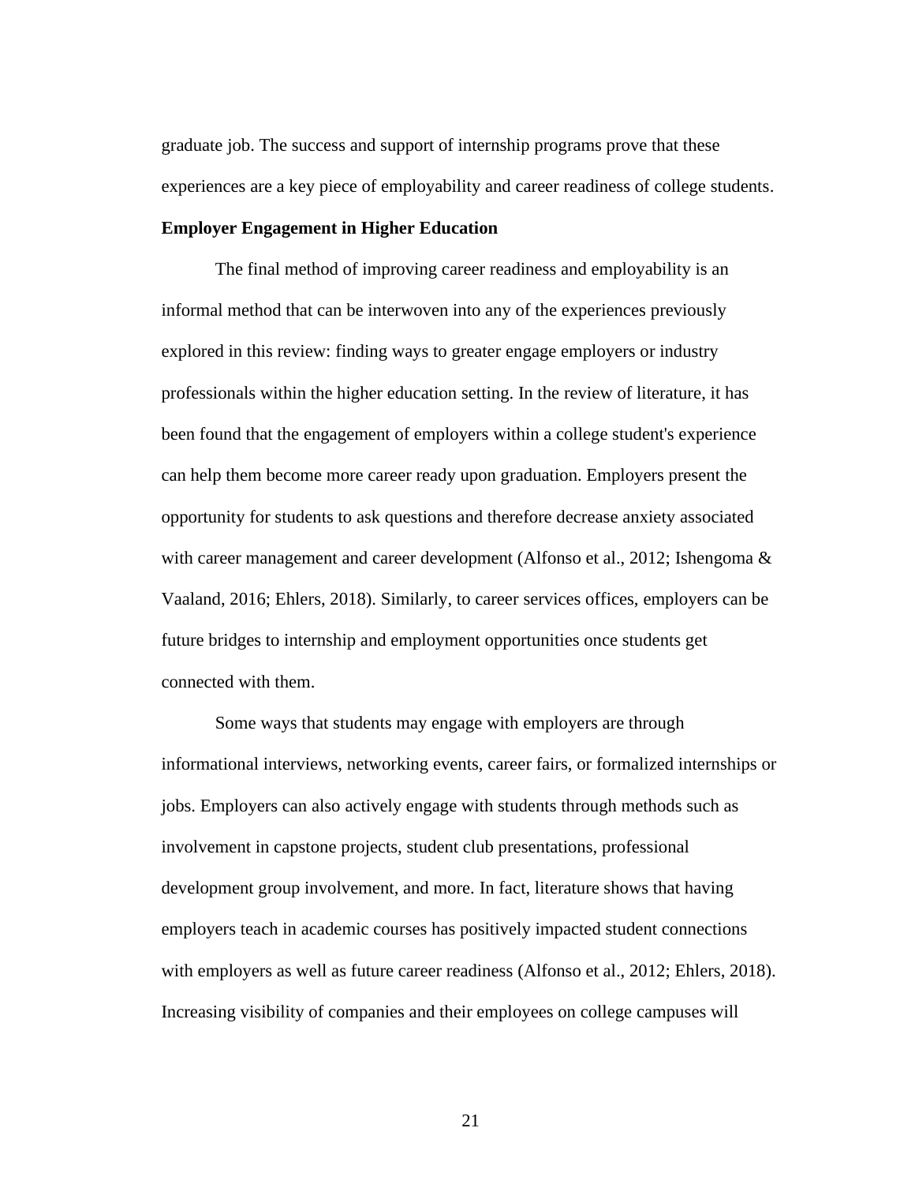graduate job. The success and support of internship programs prove that these experiences are a key piece of employability and career readiness of college students.

### Employer Engagement in Higher Education

The final method of improving career readiness and employability is an informal method that can be interwoven into any of the experiences previously explored in this review: finding ways to greater engage employers or industry professionals within the higher education setting. In the review of literature, it has been found that the engagement of employers within a college student's experience can help them become more career ready upon graduation. Employers present the opportunity for students to ask questions and therefore decrease anxiety associated with career management and career development (Alfonso et al., 2012; Ishengoma & Vaaland, 2016; Ehlers, 2018). Similarly, to career services offices, employers can be future bridges to internship and employment opportunities once students get connected with them.

Some ways that students may engage with employers are through informational interviews, networking events, career fairs, or formalized internships or jobs. Employers can also actively engage with students through methods such as involvement in capstone projects, student club presentations, professional development group involvement, and more. In fact, literature shows that having employers teach in academic courses has positively impacted student connections with employers as well as future career readiness (Alfonso et al., 2012; Ehlers, 2018). Increasing visibility of companies and their employees on college campuses will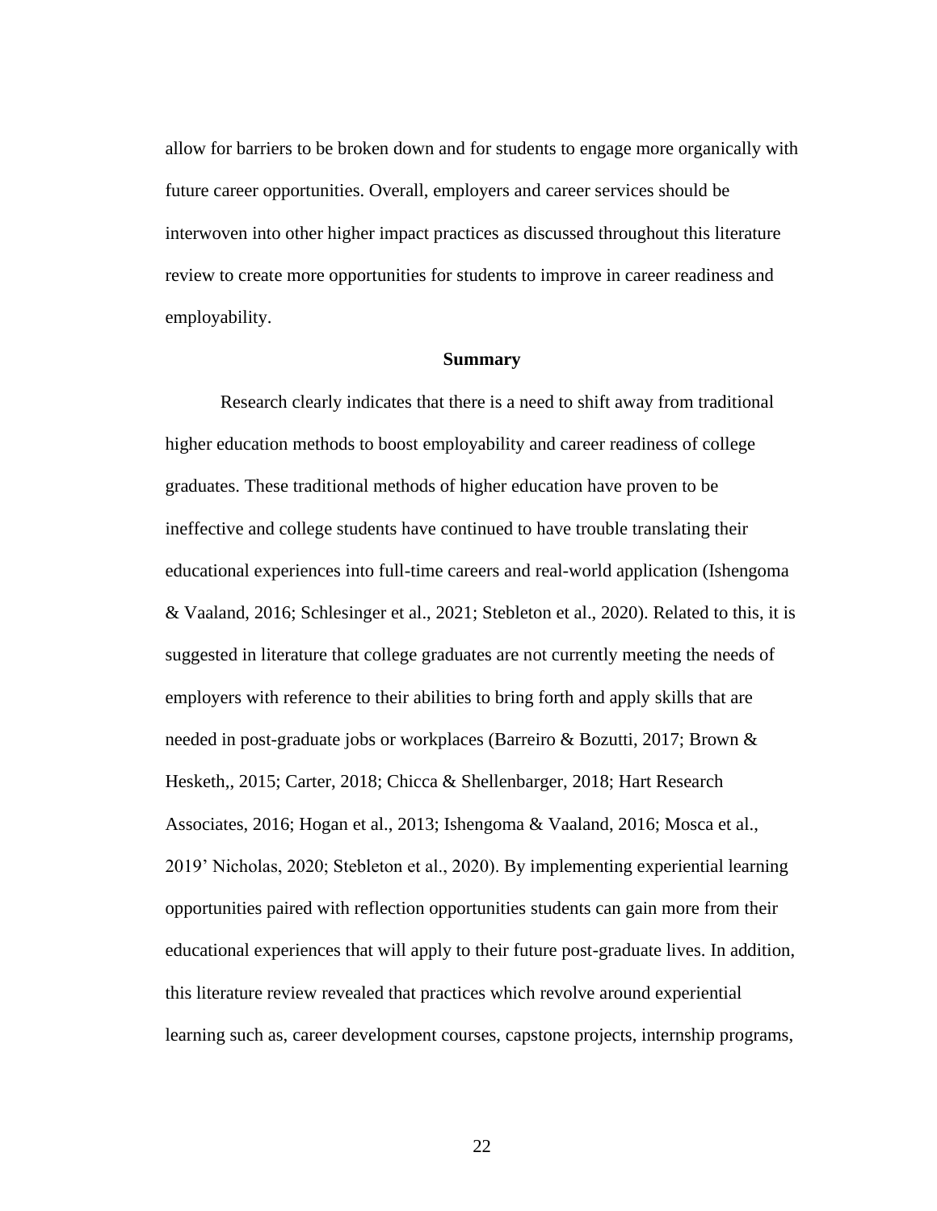allow for barriers to be broken down and for students to engage more organically with future career opportunities. Overall, employers and career services should be interwoven into other higher impact practices as discussed throughout this literature review to create more opportunities for students to improve in career readiness and employability.

## Summary

Research clearly indicates that there is a need to shift away from traditional higher education methods to boost employability and career readiness of college graduates. These traditional methods of higher education have proven to be ineffective and college students have continued to have trouble translating their educational experiences into full-time careers and real-world application (Ishengoma & Vaaland, 2016; Schlesinger et al., 2021; Stebleton et al., 2020). Related to this, it is suggested in literature that college graduates are not currently meeting the needs of employers with reference to their abilities to bring forth and apply skills that are needed in post-graduate jobs or workplaces (Barreiro & Bozutti, 2017; Brown & Hesketh,, 2015; Carter, 2018; Chicca & Shellenbarger, 2018; Hart Research Associates, 2016; Hogan et al., 2013; Ishengoma & Vaaland, 2016; Mosca et al., 2019' Nicholas, 2020; Stebleton et al., 2020). By implementing experiential learning opportunities paired with reflection opportunities students can gain more from their educational experiences that will apply to their future post-graduate lives. In addition, this literature review revealed that practices which revolve around experiential learning such as, career development courses, capstone projects, internship programs,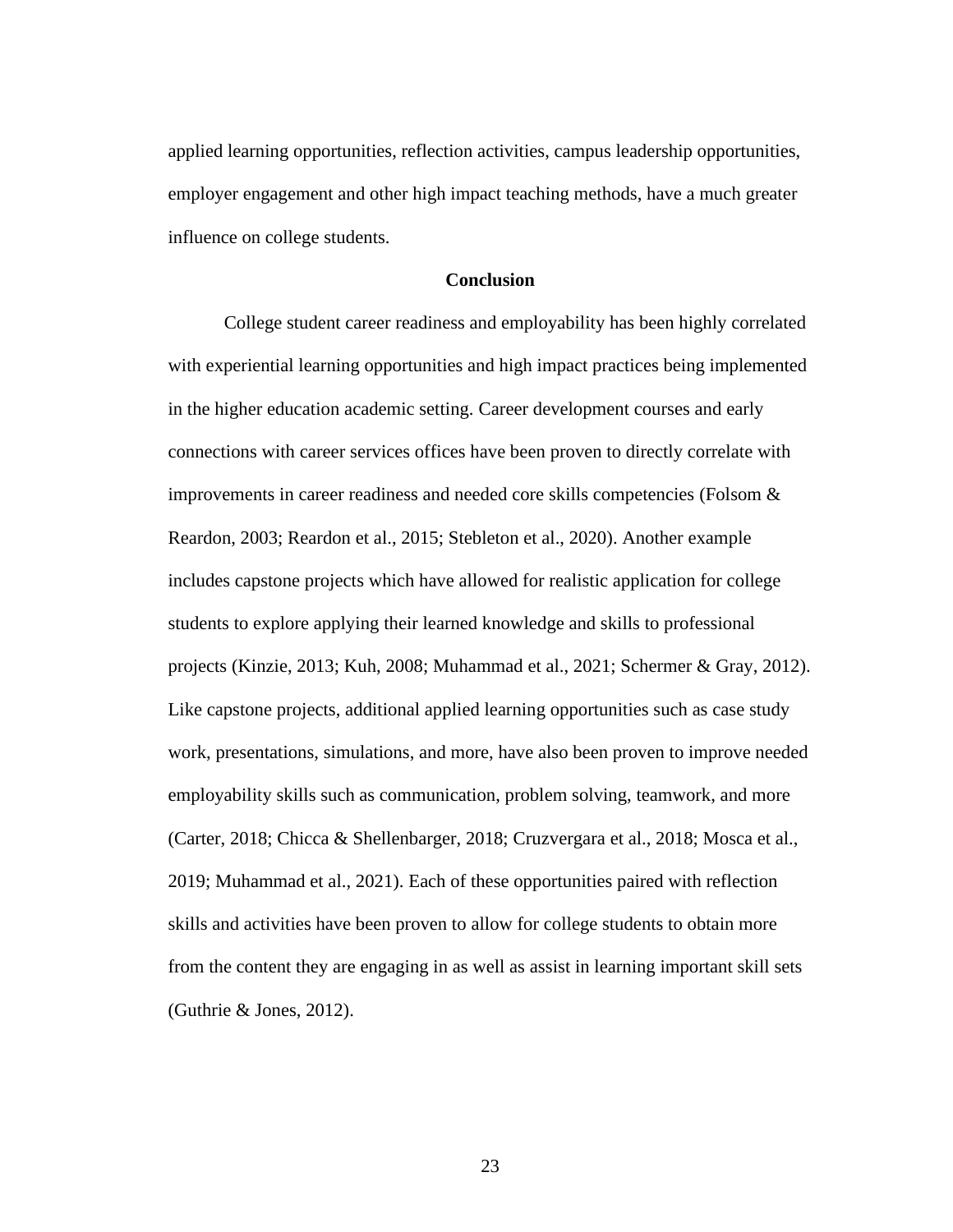applied learning opportunities, reflection activities, campus leadership opportunities, employer engagement and other high impact teaching methods, have a much greater influence on college students.

## Conclusion

College student career readiness and employability has been highly correlated with experiential learning opportunities and high impact practices being implemented in the higher education academic setting. Career development courses and early connections with career services offices have been proven to directly correlate with improvements in career readiness and needed core skills competencies (Folsom & Reardon, 2003; Reardon et al., 2015; Stebleton et al., 2020). Another example includes capstone projects which have allowed for realistic application for college students to explore applying their learned knowledge and skills to professional projects (Kinzie, 2013; Kuh, 2008; Muhammad et al., 2021; Schermer & Gray, 2012). Like capstone projects, additional applied learning opportunities such as case study work, presentations, simulations, and more, have also been proven to improve needed employability skills such as communication, problem solving, teamwork, and more (Carter, 2018; Chicca & Shellenbarger, 2018; Cruzvergara et al., 2018; Mosca et al., 2019; Muhammad et al., 2021). Each of these opportunities paired with reflection skills and activities have been proven to allow for college students to obtain more from the content they are engaging in as well as assist in learning important skill sets (Guthrie & Jones, 2012).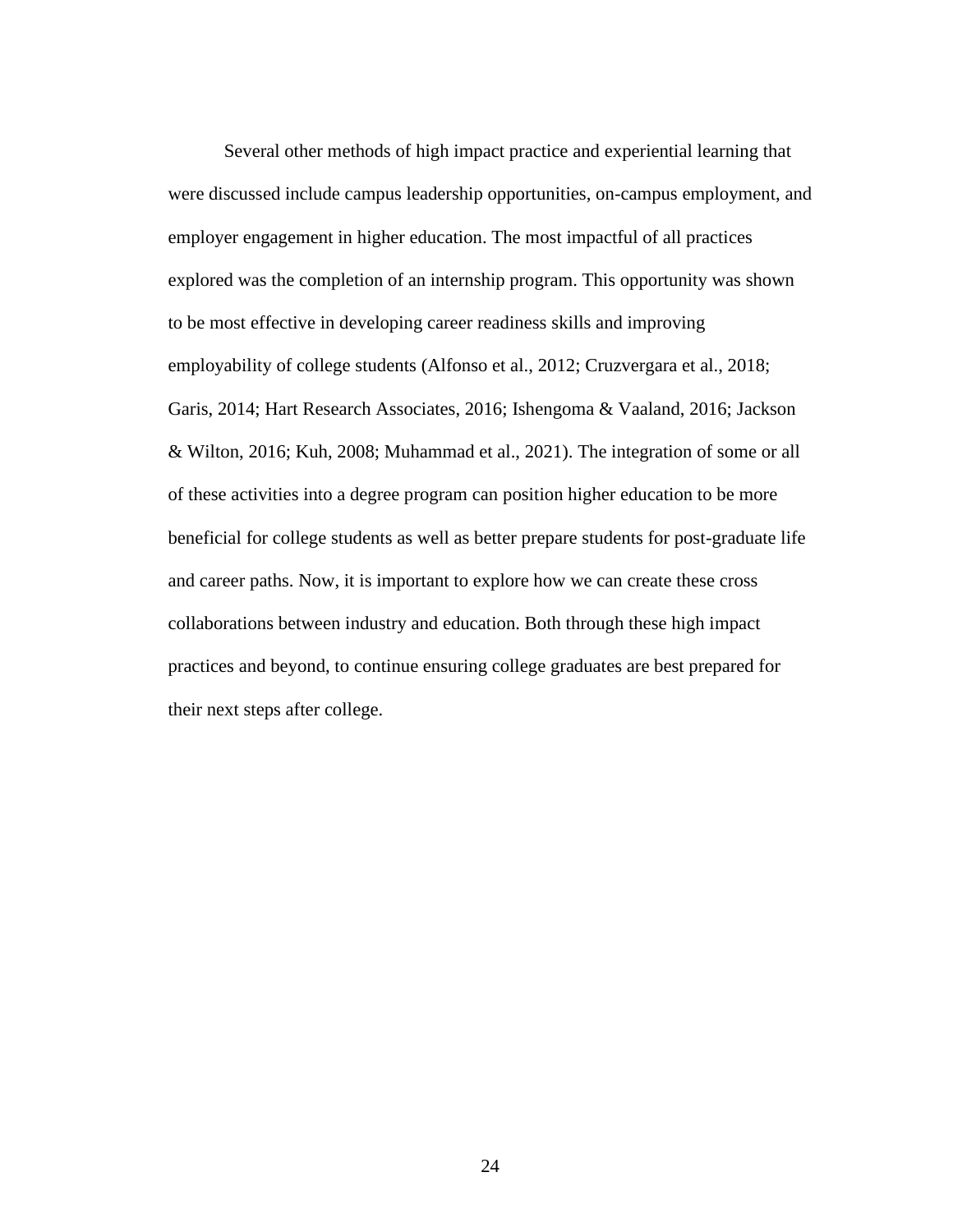Several other methods of high impact practice and experiential learning that were discussed include campus leadership opportunities, on-campus employment, and employer engagement in higher education. The most impactful of all practices explored was the completion of an internship program. This opportunity was shown to be most effective in developing career readiness skills and improving employability of college students (Alfonso et al., 2012; Cruzvergara et al., 2018; Garis, 2014; Hart Research Associates, 2016; Ishengoma & Vaaland, 2016; Jackson & Wilton, 2016; Kuh, 2008; Muhammad et al., 2021). The integration of some or all of these activities into a degree program can position higher education to be more beneficial for college students as well as better prepare students for post-graduate life and career paths. Now, it is important to explore how we can create these cross collaborations between industry and education. Both through these high impact practices and beyond, to continue ensuring college graduates are best prepared for their next steps after college.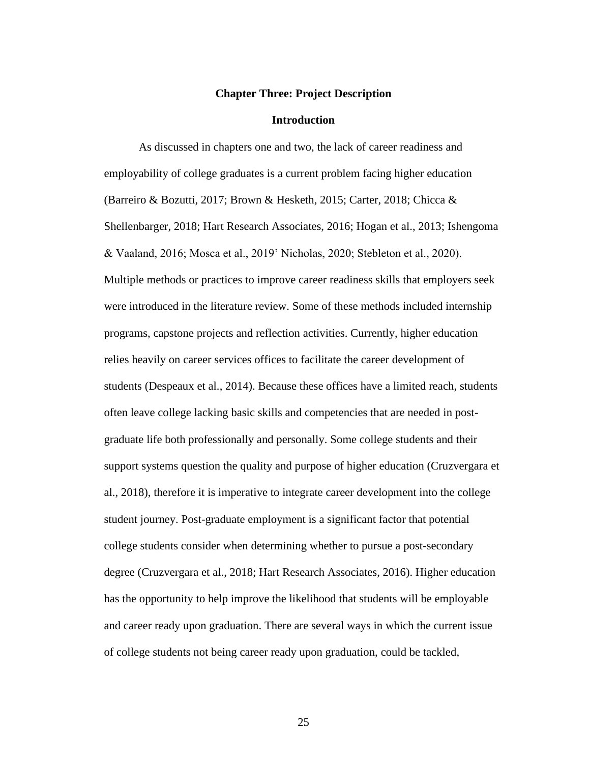# Chapter Three: Project Description

## Introduction

As discussed in chapters one and two, the lack of career readiness and employability of college graduates is a current problem facing higher education (Barreiro & Bozutti, 2017; Brown & Hesketh, 2015; Carter, 2018; Chicca & Shellenbarger, 2018; Hart Research Associates, 2016; Hogan et al., 2013; Ishengoma & Vaaland, 2016; Mosca et al., 2019' Nicholas, 2020; Stebleton et al., 2020). Multiple methods or practices to improve career readiness skills that employers seek were introduced in the literature review. Some of these methods included internship programs, capstone projects and reflection activities. Currently, higher education relies heavily on career services offices to facilitate the career development of students (Despeaux et al., 2014). Because these offices have a limited reach, students often leave college lacking basic skills and competencies that are needed in post-graduate life both professionally and personally. Some college students and their support systems question the quality and purpose of higher education (Cruzvergara et al., 2018), therefore it is imperative to integrate career development into the college student journey. Post-graduate employment is a significant factor that potential college students consider when determining whether to pursue a post-secondary degree (Cruzvergara et al., 2018; Hart Research Associates, 2016). Higher education has the opportunity to help improve the likelihood that students will be employable and career ready upon graduation. There are several ways in which the current issue of college students not being career ready upon graduation, could be tackled,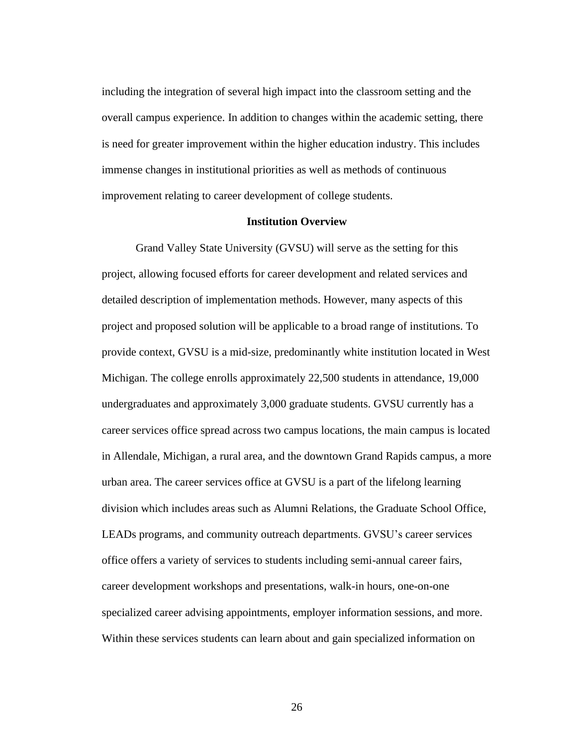including the integration of several high impact into the classroom setting and the overall campus experience. In addition to changes within the academic setting, there is need for greater improvement within the higher education industry. This includes immense changes in institutional priorities as well as methods of continuous improvement relating to career development of college students.

## Institution Overview

Grand Valley State University (GVSU) will serve as the setting for this project, allowing focused efforts for career development and related services and detailed description of implementation methods. However, many aspects of this project and proposed solution will be applicable to a broad range of institutions. To provide context, GVSU is a mid-size, predominantly white institution located in West Michigan. The college enrolls approximately 22,500 students in attendance, 19,000 undergraduates and approximately 3,000 graduate students. GVSU currently has a career services office spread across two campus locations, the main campus is located in Allendale, Michigan, a rural area, and the downtown Grand Rapids campus, a more urban area. The career services office at GVSU is a part of the lifelong learning division which includes areas such as Alumni Relations, the Graduate School Office, LEADs programs, and community outreach departments. GVSU's career services office offers a variety of services to students including semi-annual career fairs, career development workshops and presentations, walk-in hours, one-on-one specialized career advising appointments, employer information sessions, and more. Within these services students can learn about and gain specialized information on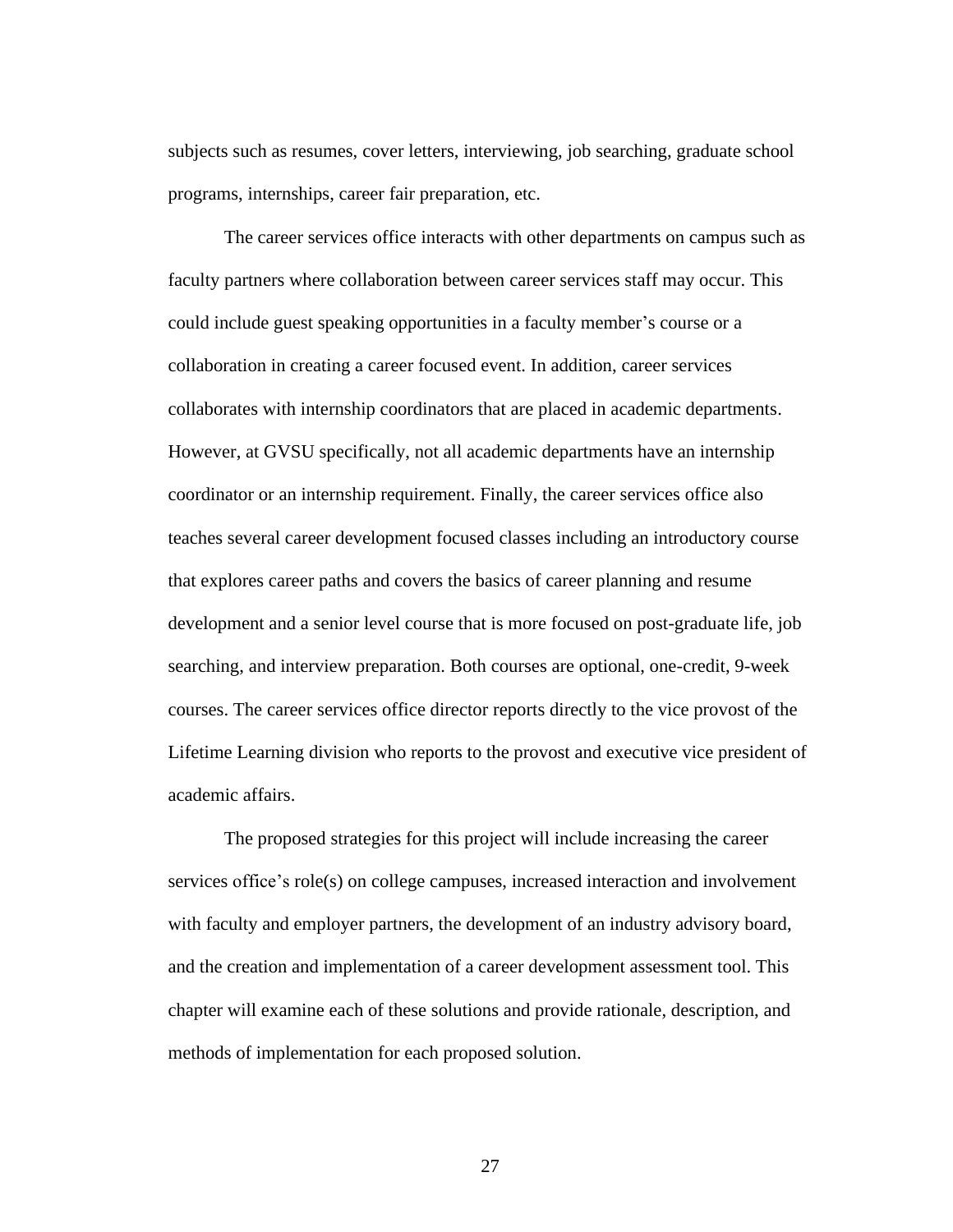subjects such as resumes, cover letters, interviewing, job searching, graduate school programs, internships, career fair preparation, etc.

The career services office interacts with other departments on campus such as faculty partners where collaboration between career services staff may occur. This could include guest speaking opportunities in a faculty member's course or a collaboration in creating a career focused event. In addition, career services collaborates with internship coordinators that are placed in academic departments. However, at GVSU specifically, not all academic departments have an internship coordinator or an internship requirement. Finally, the career services office also teaches several career development focused classes including an introductory course that explores career paths and covers the basics of career planning and resume development and a senior level course that is more focused on post-graduate life, job searching, and interview preparation. Both courses are optional, one-credit, 9-week courses. The career services office director reports directly to the vice provost of the Lifetime Learning division who reports to the provost and executive vice president of academic affairs.

The proposed strategies for this project will include increasing the career services office's role(s) on college campuses, increased interaction and involvement with faculty and employer partners, the development of an industry advisory board, and the creation and implementation of a career development assessment tool. This chapter will examine each of these solutions and provide rationale, description, and methods of implementation for each proposed solution.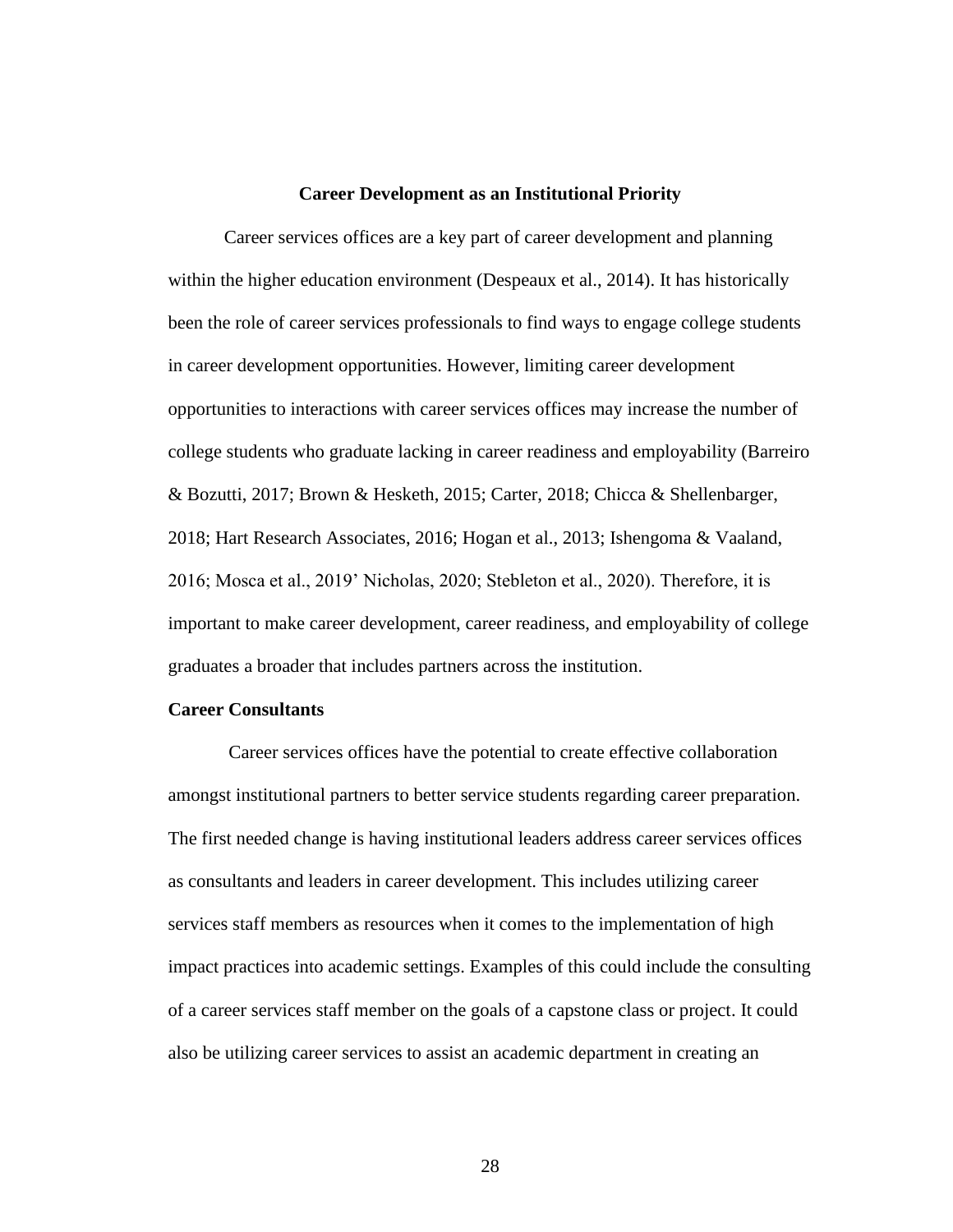## Career Development as an Institutional Priority

Career services offices are a key part of career development and planning within the higher education environment (Despeaux et al., 2014). It has historically been the role of career services professionals to find ways to engage college students in career development opportunities. However, limiting career development opportunities to interactions with career services offices may increase the number of college students who graduate lacking in career readiness and employability (Barreiro & Bozutti, 2017; Brown & Hesketh, 2015; Carter, 2018; Chicca & Shellenbarger, 2018; Hart Research Associates, 2016; Hogan et al., 2013; Ishengoma & Vaaland, 2016; Mosca et al., 2019' Nicholas, 2020; Stebleton et al., 2020). Therefore, it is important to make career development, career readiness, and employability of college graduates a broader that includes partners across the institution.

### Career Consultants

Career services offices have the potential to create effective collaboration amongst institutional partners to better service students regarding career preparation. The first needed change is having institutional leaders address career services offices as consultants and leaders in career development. This includes utilizing career services staff members as resources when it comes to the implementation of high impact practices into academic settings. Examples of this could include the consulting of a career services staff member on the goals of a capstone class or project. It could also be utilizing career services to assist an academic department in creating an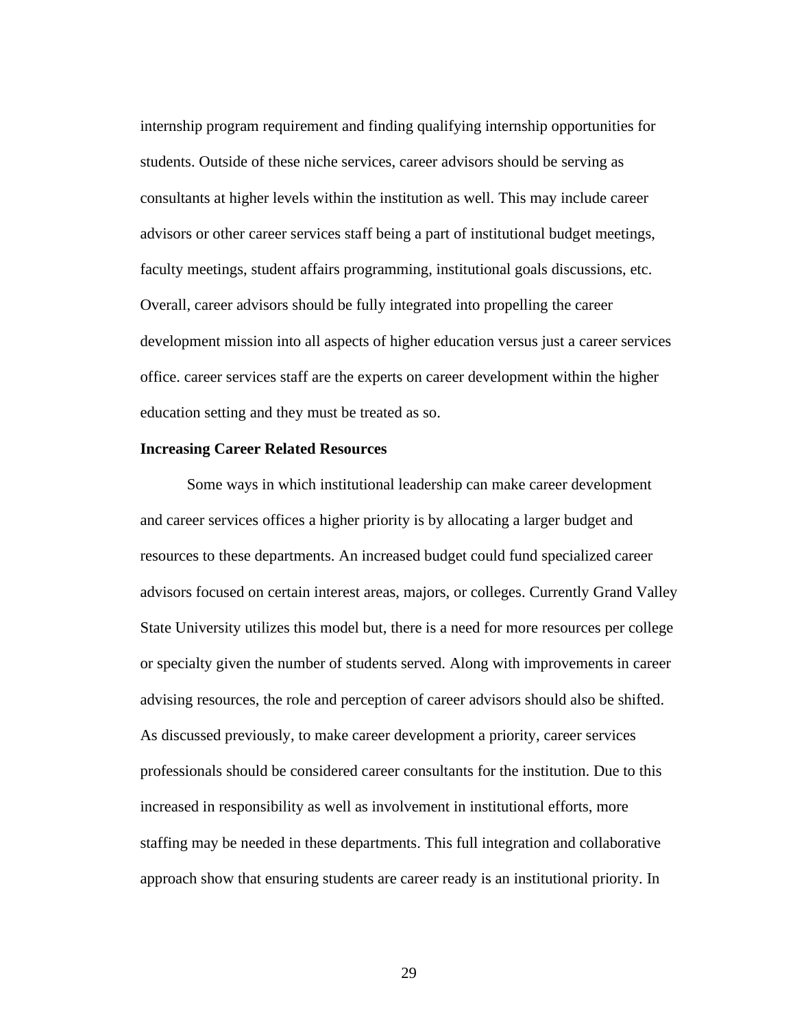internship program requirement and finding qualifying internship opportunities for students. Outside of these niche services, career advisors should be serving as consultants at higher levels within the institution as well. This may include career advisors or other career services staff being a part of institutional budget meetings, faculty meetings, student affairs programming, institutional goals discussions, etc. Overall, career advisors should be fully integrated into propelling the career development mission into all aspects of higher education versus just a career services office. career services staff are the experts on career development within the higher education setting and they must be treated as so.

### Increasing Career Related Resources

Some ways in which institutional leadership can make career development and career services offices a higher priority is by allocating a larger budget and resources to these departments. An increased budget could fund specialized career advisors focused on certain interest areas, majors, or colleges. Currently Grand Valley State University utilizes this model but, there is a need for more resources per college or specialty given the number of students served. Along with improvements in career advising resources, the role and perception of career advisors should also be shifted. As discussed previously, to make career development a priority, career services professionals should be considered career consultants for the institution. Due to this increased in responsibility as well as involvement in institutional efforts, more staffing may be needed in these departments. This full integration and collaborative approach show that ensuring students are career ready is an institutional priority. In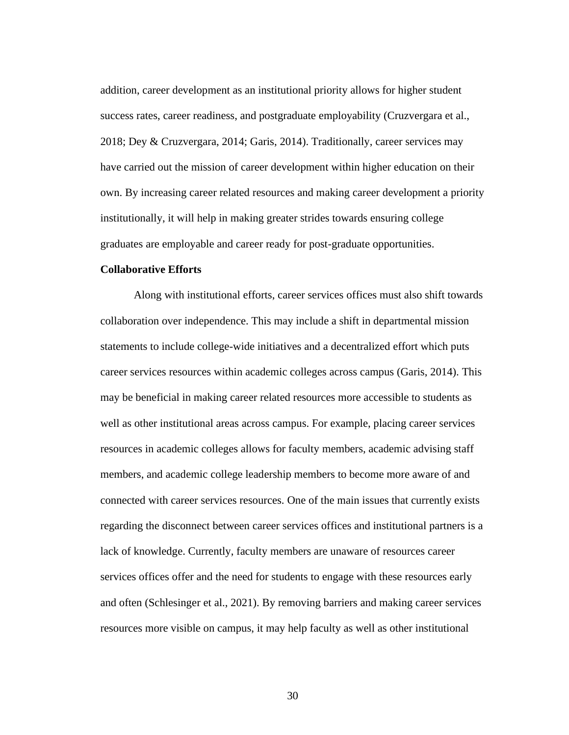addition, career development as an institutional priority allows for higher student success rates, career readiness, and postgraduate employability (Cruzvergara et al., 2018; Dey & Cruzvergara, 2014; Garis, 2014). Traditionally, career services may have carried out the mission of career development within higher education on their own. By increasing career related resources and making career development a priority institutionally, it will help in making greater strides towards ensuring college graduates are employable and career ready for post-graduate opportunities.

**Collaborative Efforts**

Along with institutional efforts, career services offices must also shift towards collaboration over independence. This may include a shift in departmental mission statements to include college-wide initiatives and a decentralized effort which puts career services resources within academic colleges across campus (Garis, 2014). This may be beneficial in making career related resources more accessible to students as well as other institutional areas across campus. For example, placing career services resources in academic colleges allows for faculty members, academic advising staff members, and academic college leadership members to become more aware of and connected with career services resources. One of the main issues that currently exists regarding the disconnect between career services offices and institutional partners is a lack of knowledge. Currently, faculty members are unaware of resources career services offices offer and the need for students to engage with these resources early and often (Schlesinger et al., 2021). By removing barriers and making career services resources more visible on campus, it may help faculty as well as other institutional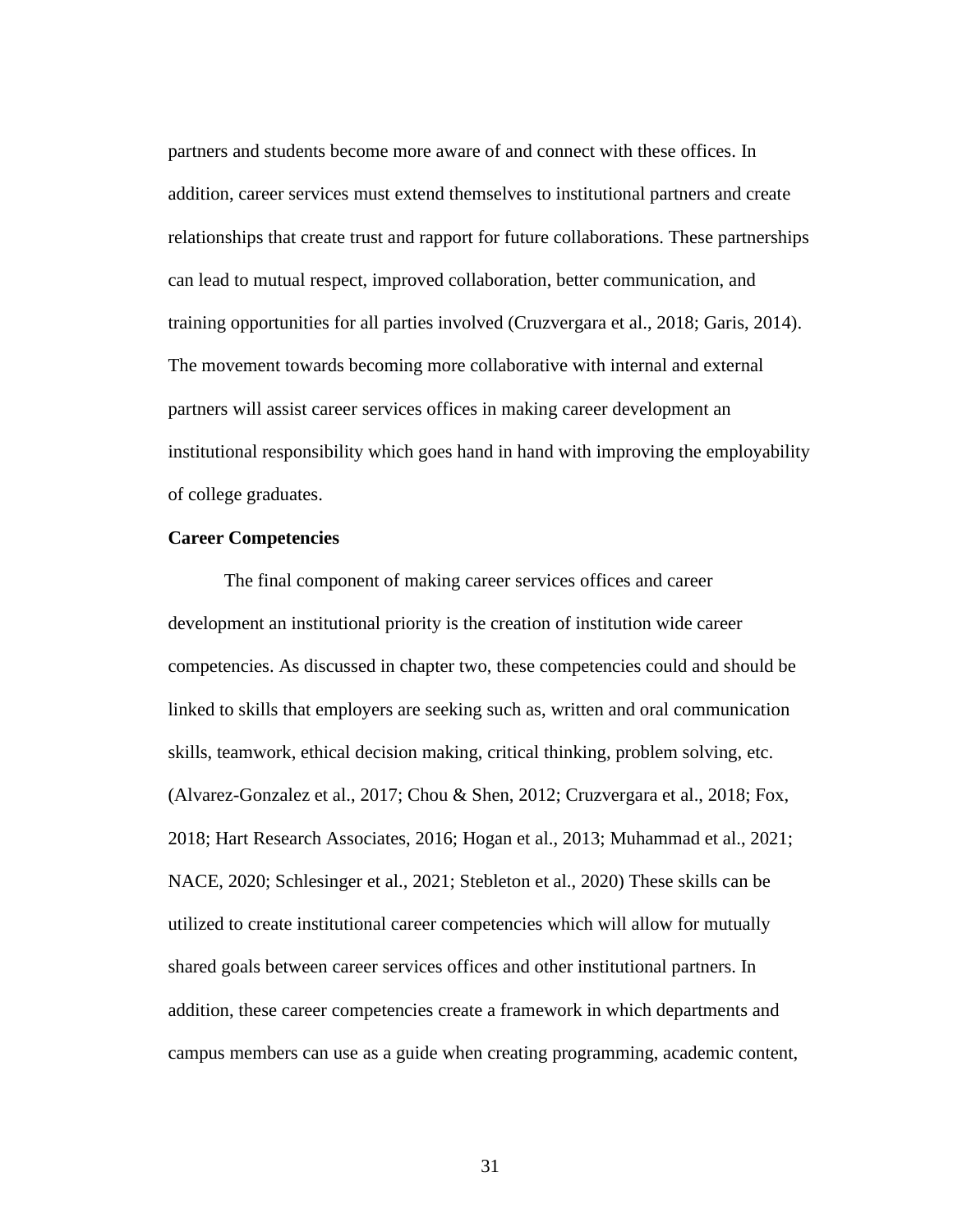partners and students become more aware of and connect with these offices. In addition, career services must extend themselves to institutional partners and create relationships that create trust and rapport for future collaborations. These partnerships can lead to mutual respect, improved collaboration, better communication, and training opportunities for all parties involved (Cruzvergara et al., 2018; Garis, 2014). The movement towards becoming more collaborative with internal and external partners will assist career services offices in making career development an institutional responsibility which goes hand in hand with improving the employability of college graduates.

**Career Competencies**

The final component of making career services offices and career development an institutional priority is the creation of institution wide career competencies. As discussed in chapter two, these competencies could and should be linked to skills that employers are seeking such as, written and oral communication skills, teamwork, ethical decision making, critical thinking, problem solving, etc. (Alvarez-Gonzalez et al., 2017; Chou & Shen, 2012; Cruzvergara et al., 2018; Fox, 2018; Hart Research Associates, 2016; Hogan et al., 2013; Muhammad et al., 2021; NACE, 2020; Schlesinger et al., 2021; Stebleton et al., 2020) These skills can be utilized to create institutional career competencies which will allow for mutually shared goals between career services offices and other institutional partners. In addition, these career competencies create a framework in which departments and campus members can use as a guide when creating programming, academic content,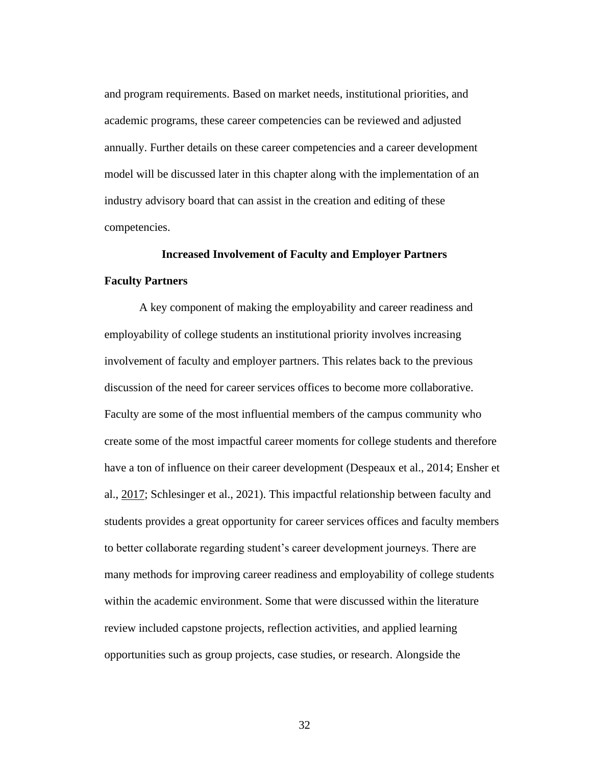and program requirements. Based on market needs, institutional priorities, and academic programs, these career competencies can be reviewed and adjusted annually. Further details on these career competencies and a career development model will be discussed later in this chapter along with the implementation of an industry advisory board that can assist in the creation and editing of these competencies.

## Increased Involvement of Faculty and Employer Partners

### Faculty Partners

A key component of making the employability and career readiness and employability of college students an institutional priority involves increasing involvement of faculty and employer partners. This relates back to the previous discussion of the need for career services offices to become more collaborative. Faculty are some of the most influential members of the campus community who create some of the most impactful career moments for college students and therefore have a ton of influence on their career development (Despeaux et al., 2014; Ensher et al., 2017; Schlesinger et al., 2021). This impactful relationship between faculty and students provides a great opportunity for career services offices and faculty members to better collaborate regarding student's career development journeys. There are many methods for improving career readiness and employability of college students within the academic environment. Some that were discussed within the literature review included capstone projects, reflection activities, and applied learning opportunities such as group projects, case studies, or research. Alongside the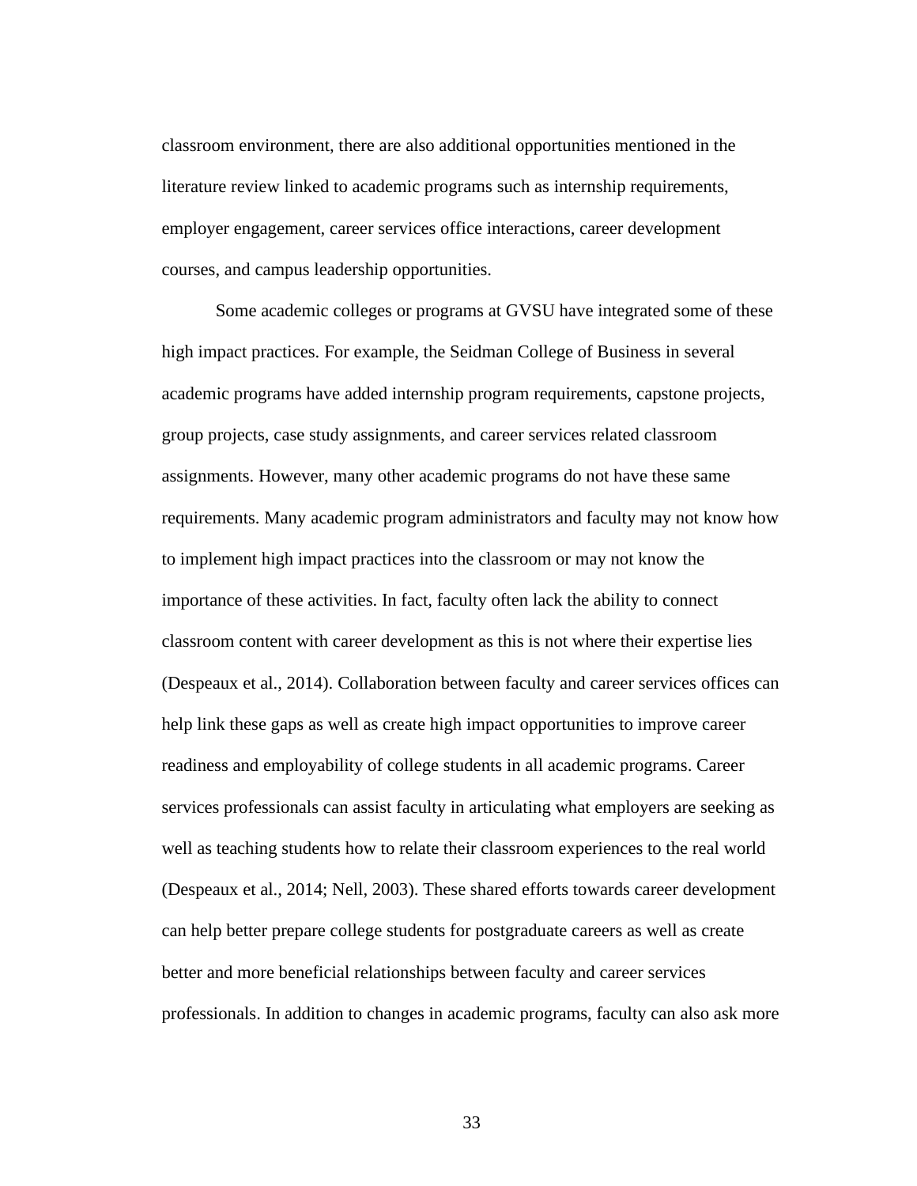classroom environment, there are also additional opportunities mentioned in the literature review linked to academic programs such as internship requirements, employer engagement, career services office interactions, career development courses, and campus leadership opportunities.

Some academic colleges or programs at GVSU have integrated some of these high impact practices. For example, the Seidman College of Business in several academic programs have added internship program requirements, capstone projects, group projects, case study assignments, and career services related classroom assignments. However, many other academic programs do not have these same requirements. Many academic program administrators and faculty may not know how to implement high impact practices into the classroom or may not know the importance of these activities. In fact, faculty often lack the ability to connect classroom content with career development as this is not where their expertise lies (Despeaux et al., 2014). Collaboration between faculty and career services offices can help link these gaps as well as create high impact opportunities to improve career readiness and employability of college students in all academic programs. Career services professionals can assist faculty in articulating what employers are seeking as well as teaching students how to relate their classroom experiences to the real world (Despeaux et al., 2014; Nell, 2003). These shared efforts towards career development can help better prepare college students for postgraduate careers as well as create better and more beneficial relationships between faculty and career services professionals. In addition to changes in academic programs, faculty can also ask more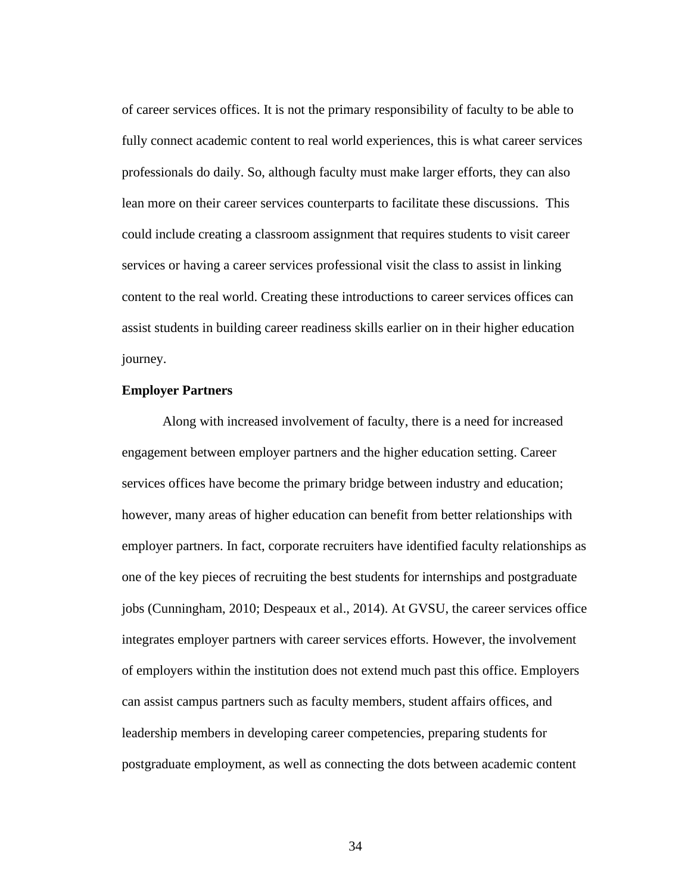of career services offices. It is not the primary responsibility of faculty to be able to fully connect academic content to real world experiences, this is what career services professionals do daily. So, although faculty must make larger efforts, they can also lean more on their career services counterparts to facilitate these discussions. This could include creating a classroom assignment that requires students to visit career services or having a career services professional visit the class to assist in linking content to the real world. Creating these introductions to career services offices can assist students in building career readiness skills earlier on in their higher education journey.

**Employer Partners**

Along with increased involvement of faculty, there is a need for increased engagement between employer partners and the higher education setting. Career services offices have become the primary bridge between industry and education; however, many areas of higher education can benefit from better relationships with employer partners. In fact, corporate recruiters have identified faculty relationships as one of the key pieces of recruiting the best students for internships and postgraduate jobs (Cunningham, 2010; Despeaux et al., 2014). At GVSU, the career services office integrates employer partners with career services efforts. However, the involvement of employers within the institution does not extend much past this office. Employers can assist campus partners such as faculty members, student affairs offices, and leadership members in developing career competencies, preparing students for postgraduate employment, as well as connecting the dots between academic content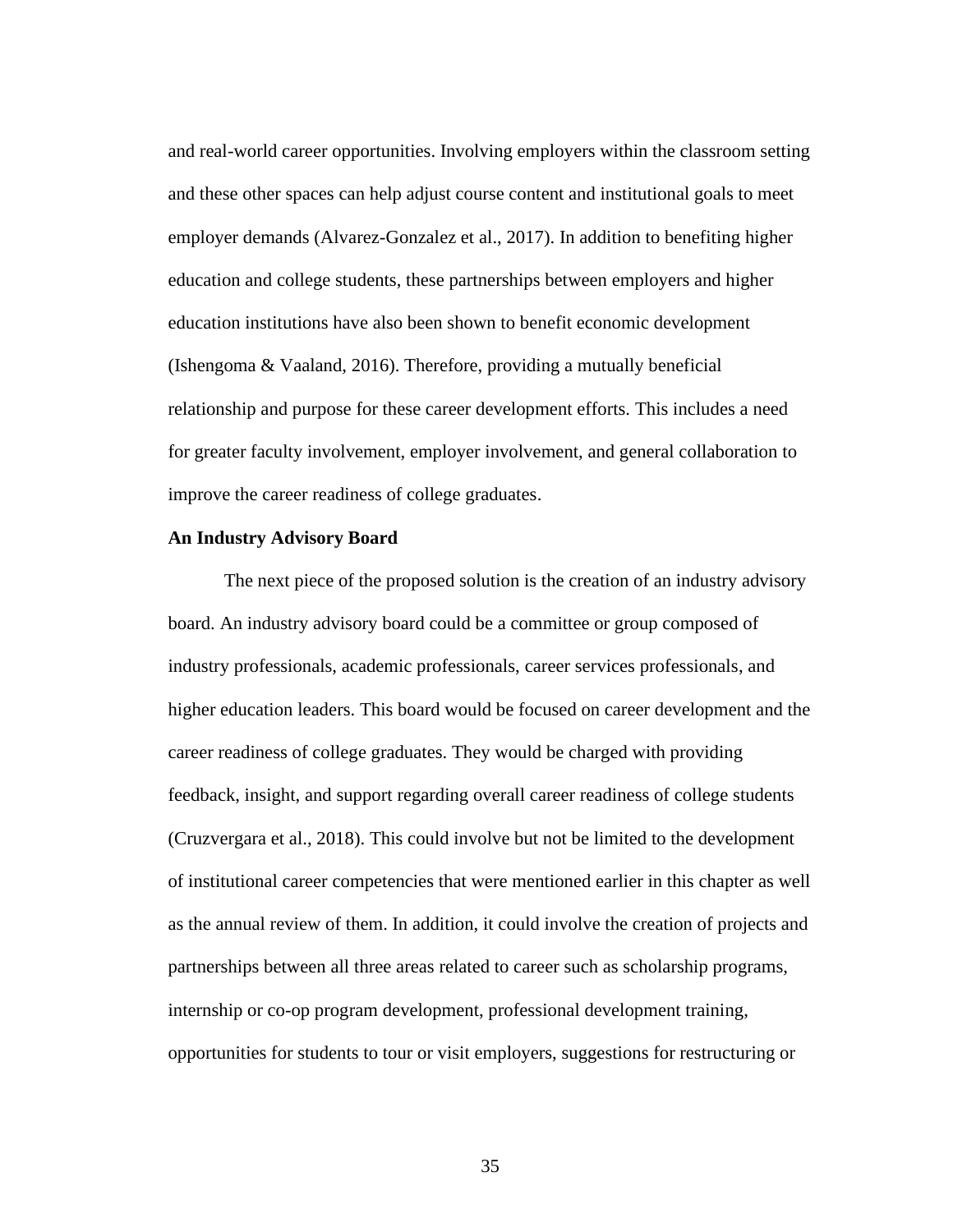and real-world career opportunities. Involving employers within the classroom setting and these other spaces can help adjust course content and institutional goals to meet employer demands (Alvarez-Gonzalez et al., 2017). In addition to benefiting higher education and college students, these partnerships between employers and higher education institutions have also been shown to benefit economic development (Ishengoma & Vaaland, 2016). Therefore, providing a mutually beneficial relationship and purpose for these career development efforts. This includes a need for greater faculty involvement, employer involvement, and general collaboration to improve the career readiness of college graduates.

**An Industry Advisory Board**

The next piece of the proposed solution is the creation of an industry advisory board. An industry advisory board could be a committee or group composed of industry professionals, academic professionals, career services professionals, and higher education leaders. This board would be focused on career development and the career readiness of college graduates. They would be charged with providing feedback, insight, and support regarding overall career readiness of college students (Cruzvergara et al., 2018). This could involve but not be limited to the development of institutional career competencies that were mentioned earlier in this chapter as well as the annual review of them. In addition, it could involve the creation of projects and partnerships between all three areas related to career such as scholarship programs, internship or co-op program development, professional development training, opportunities for students to tour or visit employers, suggestions for restructuring or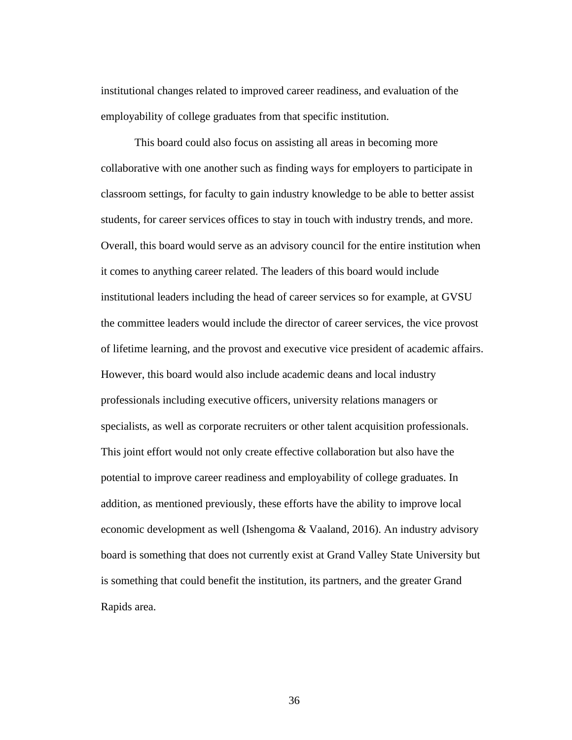institutional changes related to improved career readiness, and evaluation of the employability of college graduates from that specific institution.

This board could also focus on assisting all areas in becoming more collaborative with one another such as finding ways for employers to participate in classroom settings, for faculty to gain industry knowledge to be able to better assist students, for career services offices to stay in touch with industry trends, and more. Overall, this board would serve as an advisory council for the entire institution when it comes to anything career related. The leaders of this board would include institutional leaders including the head of career services so for example, at GVSU the committee leaders would include the director of career services, the vice provost of lifetime learning, and the provost and executive vice president of academic affairs. However, this board would also include academic deans and local industry professionals including executive officers, university relations managers or specialists, as well as corporate recruiters or other talent acquisition professionals. This joint effort would not only create effective collaboration but also have the potential to improve career readiness and employability of college graduates. In addition, as mentioned previously, these efforts have the ability to improve local economic development as well (Ishengoma & Vaaland, 2016). An industry advisory board is something that does not currently exist at Grand Valley State University but is something that could benefit the institution, its partners, and the greater Grand Rapids area.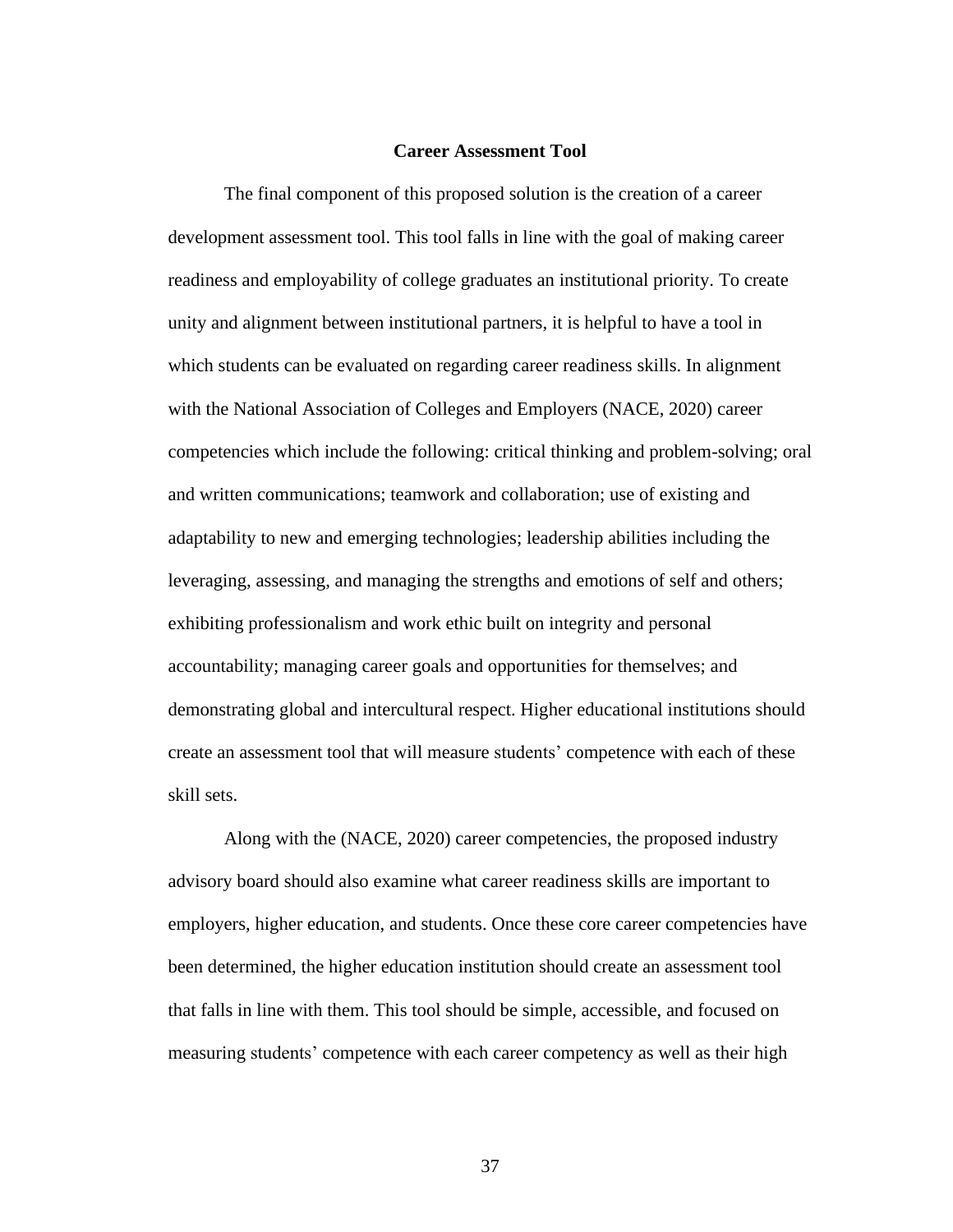## Career Assessment Tool

The final component of this proposed solution is the creation of a career development assessment tool. This tool falls in line with the goal of making career readiness and employability of college graduates an institutional priority. To create unity and alignment between institutional partners, it is helpful to have a tool in which students can be evaluated on regarding career readiness skills. In alignment with the National Association of Colleges and Employers (NACE, 2020) career competencies which include the following: critical thinking and problem-solving; oral and written communications; teamwork and collaboration; use of existing and adaptability to new and emerging technologies; leadership abilities including the leveraging, assessing, and managing the strengths and emotions of self and others; exhibiting professionalism and work ethic built on integrity and personal accountability; managing career goals and opportunities for themselves; and demonstrating global and intercultural respect. Higher educational institutions should create an assessment tool that will measure students' competence with each of these skill sets.

Along with the (NACE, 2020) career competencies, the proposed industry advisory board should also examine what career readiness skills are important to employers, higher education, and students. Once these core career competencies have been determined, the higher education institution should create an assessment tool that falls in line with them. This tool should be simple, accessible, and focused on measuring students' competence with each career competency as well as their high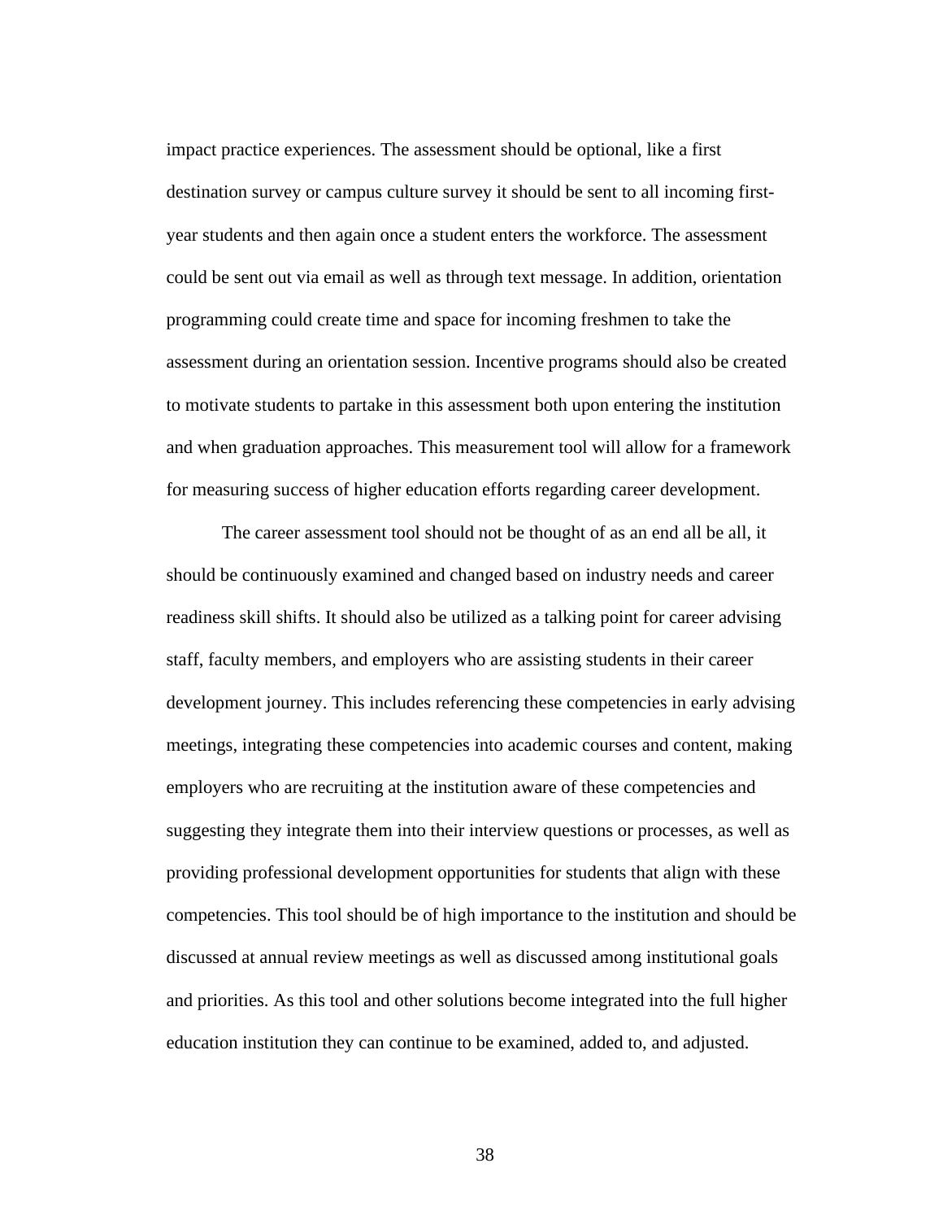impact practice experiences. The assessment should be optional, like a first destination survey or campus culture survey it should be sent to all incoming first-year students and then again once a student enters the workforce. The assessment could be sent out via email as well as through text message. In addition, orientation programming could create time and space for incoming freshmen to take the assessment during an orientation session. Incentive programs should also be created to motivate students to partake in this assessment both upon entering the institution and when graduation approaches. This measurement tool will allow for a framework for measuring success of higher education efforts regarding career development.

The career assessment tool should not be thought of as an end all be all, it should be continuously examined and changed based on industry needs and career readiness skill shifts. It should also be utilized as a talking point for career advising staff, faculty members, and employers who are assisting students in their career development journey. This includes referencing these competencies in early advising meetings, integrating these competencies into academic courses and content, making employers who are recruiting at the institution aware of these competencies and suggesting they integrate them into their interview questions or processes, as well as providing professional development opportunities for students that align with these competencies. This tool should be of high importance to the institution and should be discussed at annual review meetings as well as discussed among institutional goals and priorities. As this tool and other solutions become integrated into the full higher education institution they can continue to be examined, added to, and adjusted.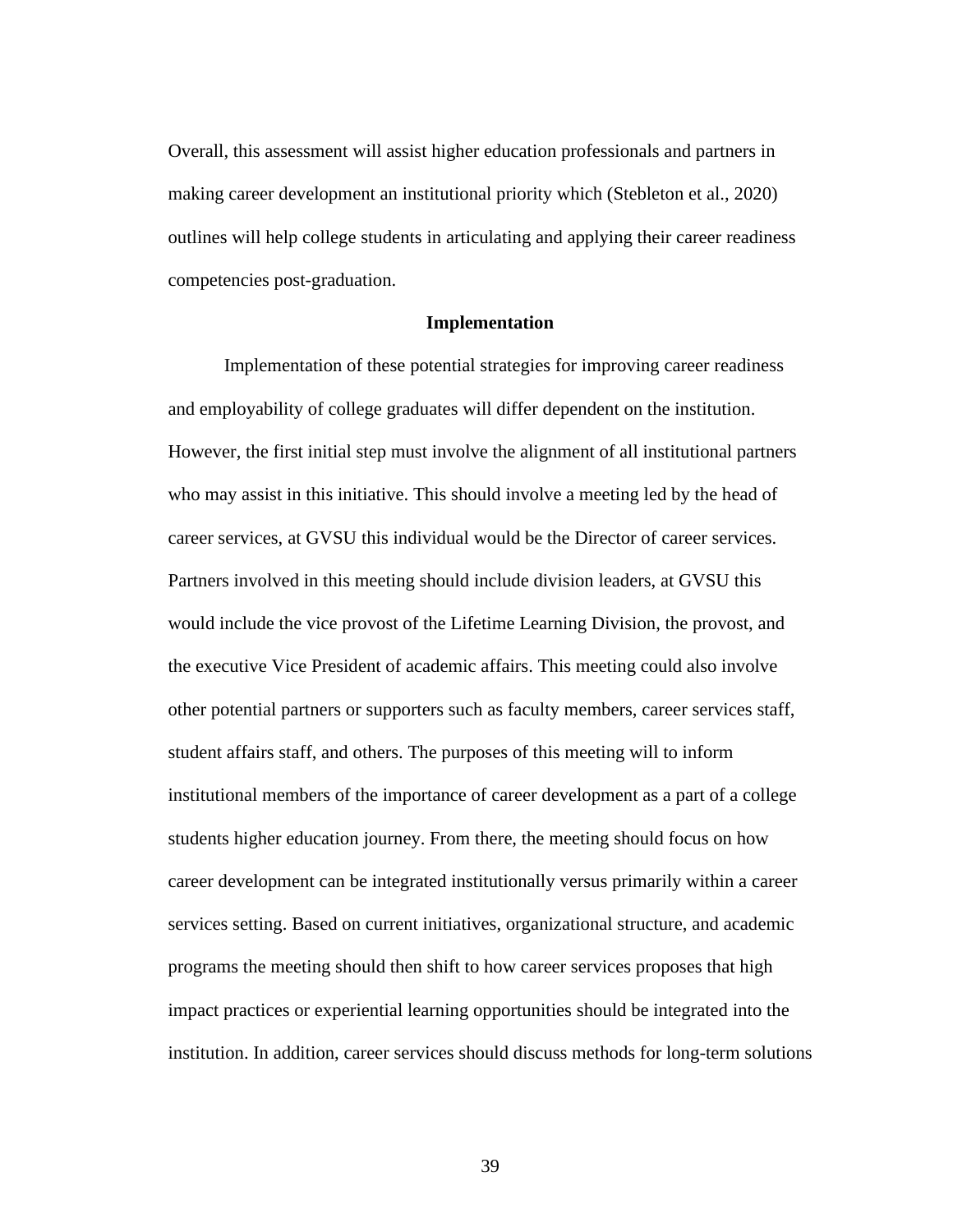Overall, this assessment will assist higher education professionals and partners in making career development an institutional priority which (Stebleton et al., 2020) outlines will help college students in articulating and applying their career readiness competencies post-graduation.

## Implementation

Implementation of these potential strategies for improving career readiness and employability of college graduates will differ dependent on the institution. However, the first initial step must involve the alignment of all institutional partners who may assist in this initiative. This should involve a meeting led by the head of career services, at GVSU this individual would be the Director of career services. Partners involved in this meeting should include division leaders, at GVSU this would include the vice provost of the Lifetime Learning Division, the provost, and the executive Vice President of academic affairs. This meeting could also involve other potential partners or supporters such as faculty members, career services staff, student affairs staff, and others. The purposes of this meeting will to inform institutional members of the importance of career development as a part of a college students higher education journey. From there, the meeting should focus on how career development can be integrated institutionally versus primarily within a career services setting. Based on current initiatives, organizational structure, and academic programs the meeting should then shift to how career services proposes that high impact practices or experiential learning opportunities should be integrated into the institution. In addition, career services should discuss methods for long-term solutions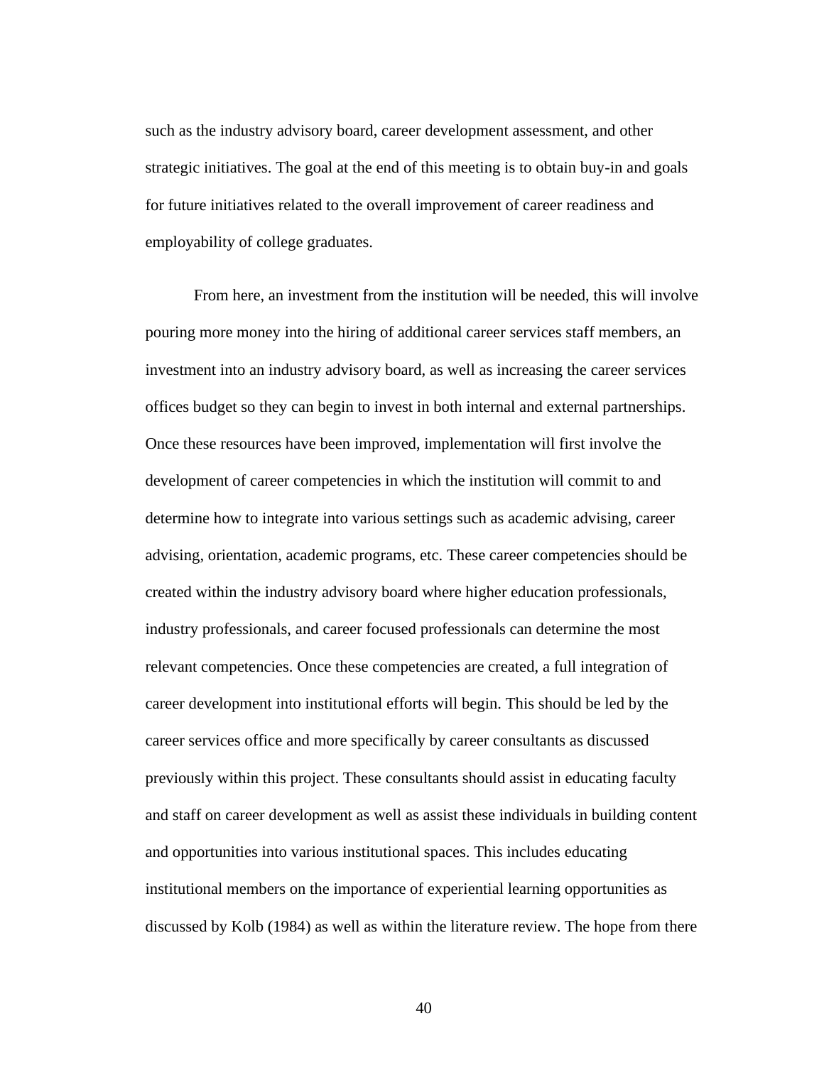such as the industry advisory board, career development assessment, and other strategic initiatives. The goal at the end of this meeting is to obtain buy-in and goals for future initiatives related to the overall improvement of career readiness and employability of college graduates.

From here, an investment from the institution will be needed, this will involve pouring more money into the hiring of additional career services staff members, an investment into an industry advisory board, as well as increasing the career services offices budget so they can begin to invest in both internal and external partnerships. Once these resources have been improved, implementation will first involve the development of career competencies in which the institution will commit to and determine how to integrate into various settings such as academic advising, career advising, orientation, academic programs, etc. These career competencies should be created within the industry advisory board where higher education professionals, industry professionals, and career focused professionals can determine the most relevant competencies. Once these competencies are created, a full integration of career development into institutional efforts will begin. This should be led by the career services office and more specifically by career consultants as discussed previously within this project. These consultants should assist in educating faculty and staff on career development as well as assist these individuals in building content and opportunities into various institutional spaces. This includes educating institutional members on the importance of experiential learning opportunities as discussed by Kolb (1984) as well as within the literature review. The hope from there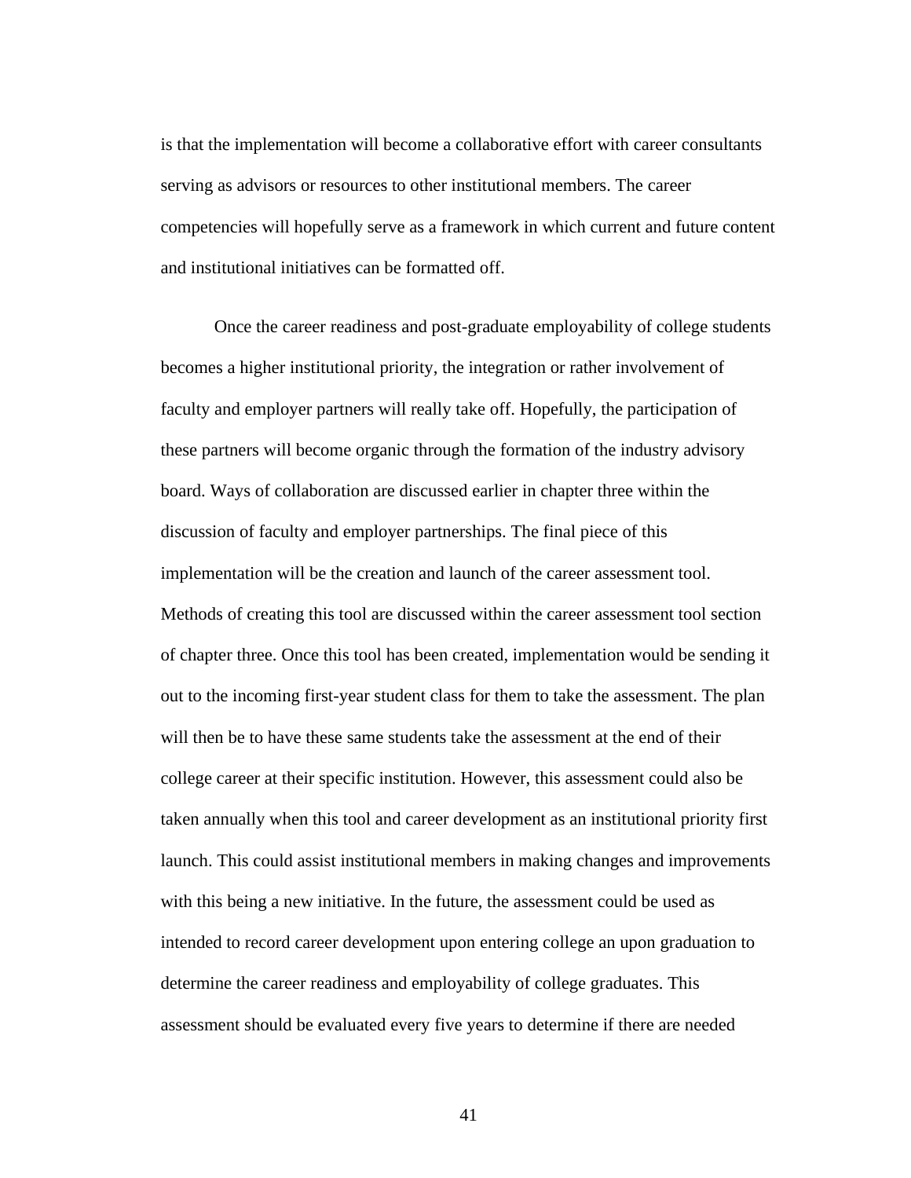is that the implementation will become a collaborative effort with career consultants serving as advisors or resources to other institutional members. The career competencies will hopefully serve as a framework in which current and future content and institutional initiatives can be formatted off.

Once the career readiness and post-graduate employability of college students becomes a higher institutional priority, the integration or rather involvement of faculty and employer partners will really take off. Hopefully, the participation of these partners will become organic through the formation of the industry advisory board. Ways of collaboration are discussed earlier in chapter three within the discussion of faculty and employer partnerships. The final piece of this implementation will be the creation and launch of the career assessment tool. Methods of creating this tool are discussed within the career assessment tool section of chapter three. Once this tool has been created, implementation would be sending it out to the incoming first-year student class for them to take the assessment. The plan will then be to have these same students take the assessment at the end of their college career at their specific institution. However, this assessment could also be taken annually when this tool and career development as an institutional priority first launch. This could assist institutional members in making changes and improvements with this being a new initiative. In the future, the assessment could be used as intended to record career development upon entering college an upon graduation to determine the career readiness and employability of college graduates. This assessment should be evaluated every five years to determine if there are needed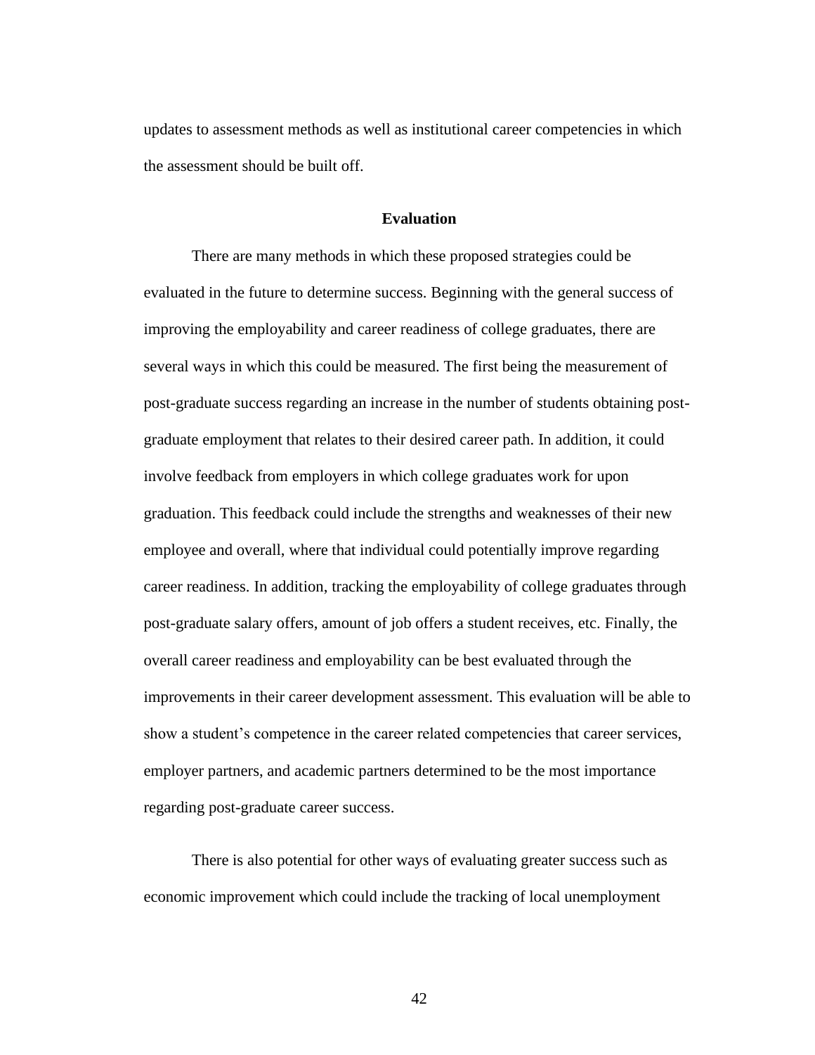updates to assessment methods as well as institutional career competencies in which the assessment should be built off.

## Evaluation

There are many methods in which these proposed strategies could be evaluated in the future to determine success. Beginning with the general success of improving the employability and career readiness of college graduates, there are several ways in which this could be measured. The first being the measurement of post-graduate success regarding an increase in the number of students obtaining post-graduate employment that relates to their desired career path. In addition, it could involve feedback from employers in which college graduates work for upon graduation. This feedback could include the strengths and weaknesses of their new employee and overall, where that individual could potentially improve regarding career readiness. In addition, tracking the employability of college graduates through post-graduate salary offers, amount of job offers a student receives, etc. Finally, the overall career readiness and employability can be best evaluated through the improvements in their career development assessment. This evaluation will be able to show a student's competence in the career related competencies that career services, employer partners, and academic partners determined to be the most importance regarding post-graduate career success.

There is also potential for other ways of evaluating greater success such as economic improvement which could include the tracking of local unemployment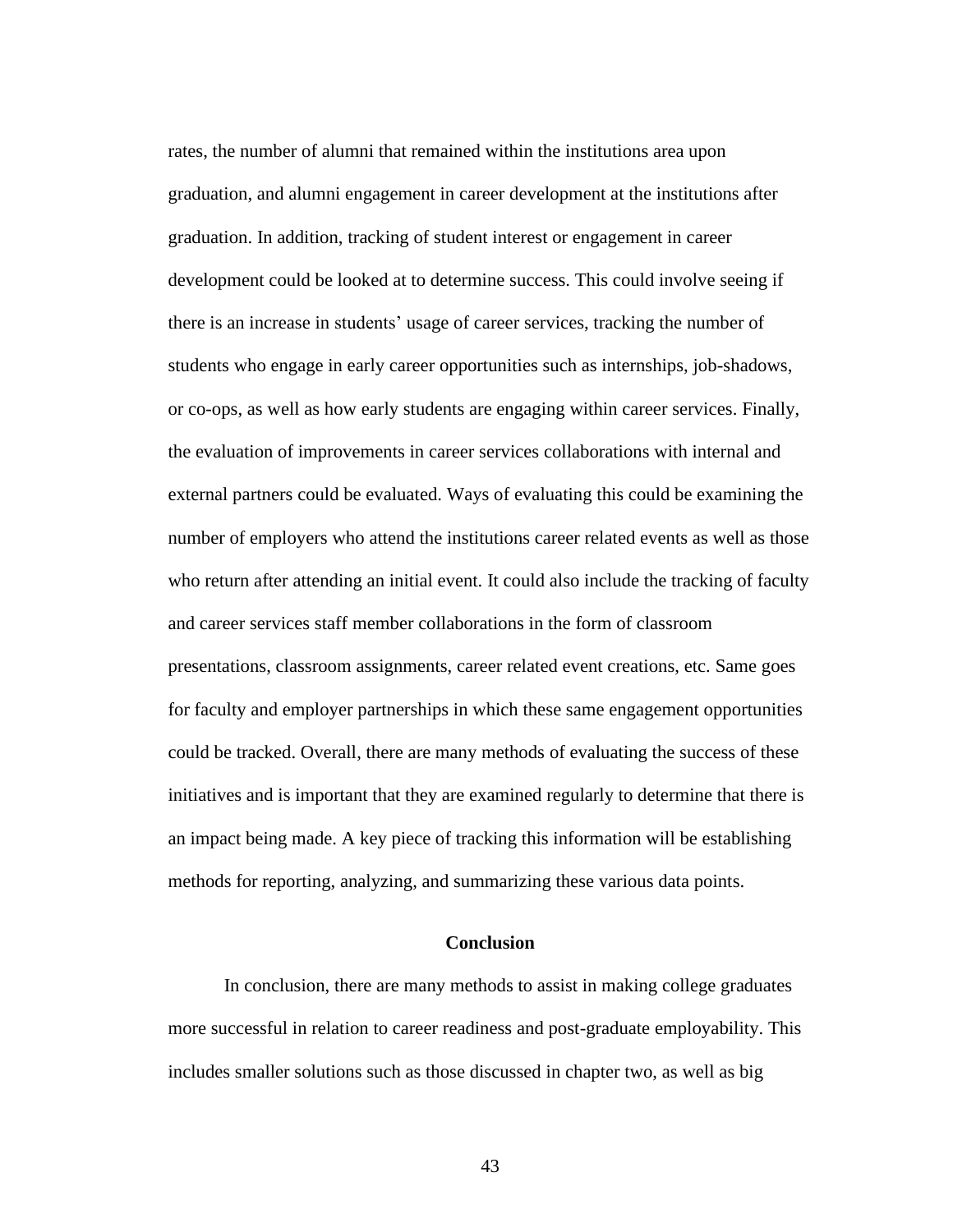rates, the number of alumni that remained within the institutions area upon graduation, and alumni engagement in career development at the institutions after graduation. In addition, tracking of student interest or engagement in career development could be looked at to determine success. This could involve seeing if there is an increase in students' usage of career services, tracking the number of students who engage in early career opportunities such as internships, job-shadows, or co-ops, as well as how early students are engaging within career services. Finally, the evaluation of improvements in career services collaborations with internal and external partners could be evaluated. Ways of evaluating this could be examining the number of employers who attend the institutions career related events as well as those who return after attending an initial event. It could also include the tracking of faculty and career services staff member collaborations in the form of classroom presentations, classroom assignments, career related event creations, etc. Same goes for faculty and employer partnerships in which these same engagement opportunities could be tracked. Overall, there are many methods of evaluating the success of these initiatives and is important that they are examined regularly to determine that there is an impact being made. A key piece of tracking this information will be establishing methods for reporting, analyzing, and summarizing these various data points.

## Conclusion

In conclusion, there are many methods to assist in making college graduates more successful in relation to career readiness and post-graduate employability. This includes smaller solutions such as those discussed in chapter two, as well as big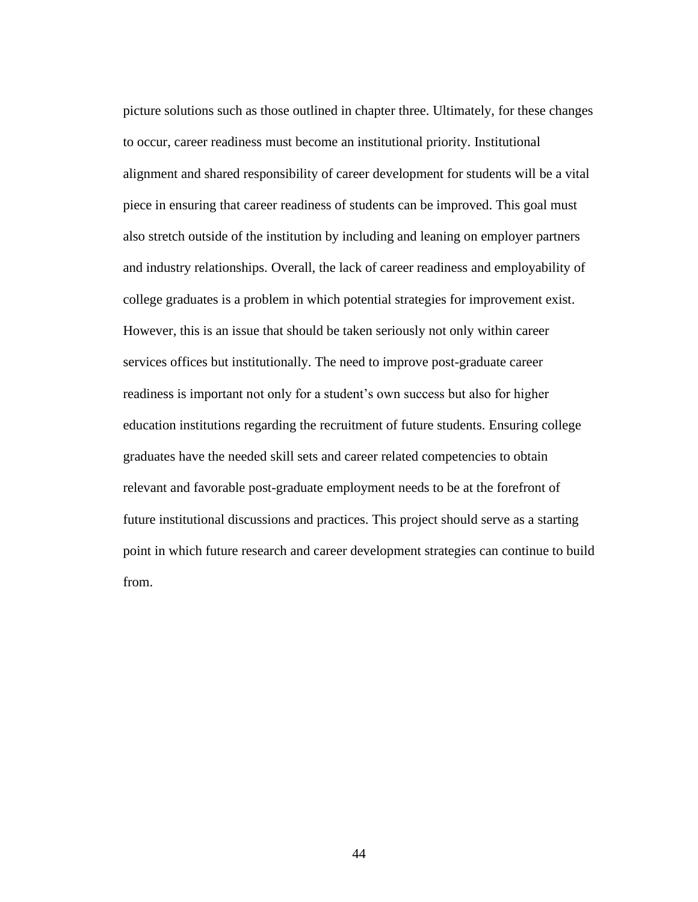picture solutions such as those outlined in chapter three. Ultimately, for these changes to occur, career readiness must become an institutional priority. Institutional alignment and shared responsibility of career development for students will be a vital piece in ensuring that career readiness of students can be improved. This goal must also stretch outside of the institution by including and leaning on employer partners and industry relationships. Overall, the lack of career readiness and employability of college graduates is a problem in which potential strategies for improvement exist. However, this is an issue that should be taken seriously not only within career services offices but institutionally. The need to improve post-graduate career readiness is important not only for a student's own success but also for higher education institutions regarding the recruitment of future students. Ensuring college graduates have the needed skill sets and career related competencies to obtain relevant and favorable post-graduate employment needs to be at the forefront of future institutional discussions and practices. This project should serve as a starting point in which future research and career development strategies can continue to build from.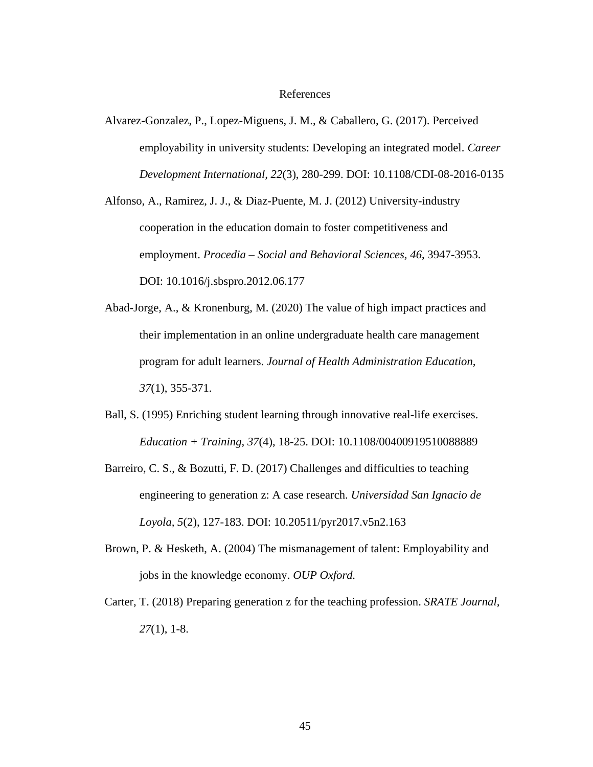# References

Alvarez-Gonzalez, P., Lopez-Miguens, J. M., & Caballero, G. (2017). Perceived employability in university students: Developing an integrated model. *Career Development International*, *22*(3), 280-299. DOI: 10.1108/CDI-08-2016-0135

Alfonso, A., Ramirez, J. J., & Diaz-Puente, M. J. (2012) University-industry cooperation in the education domain to foster competitiveness and employment. *Procedia – Social and Behavioral Sciences, 46*, 3947-3953. DOI: 10.1016/j.sbspro.2012.06.177

Abad-Jorge, A., & Kronenburg, M. (2020) The value of high impact practices and their implementation in an online undergraduate health care management program for adult learners. *Journal of Health Administration Education*, *37*(1), 355-371.

Ball, S. (1995) Enriching student learning through innovative real-life exercises. *Education + Training, 37*(4), 18-25. DOI: 10.1108/00400919510088889

Barreiro, C. S., & Bozutti, F. D. (2017) Challenges and difficulties to teaching engineering to generation z: A case research. *Universidad San Ignacio de Loyola, 5*(2), 127-183. DOI: 10.20511/pyr2017.v5n2.163

Brown, P. & Hesketh, A. (2004) The mismanagement of talent: Employability and jobs in the knowledge economy. *OUP Oxford.*

Carter, T. (2018) Preparing generation z for the teaching profession. *SRATE Journal, 27*(1), 1-8.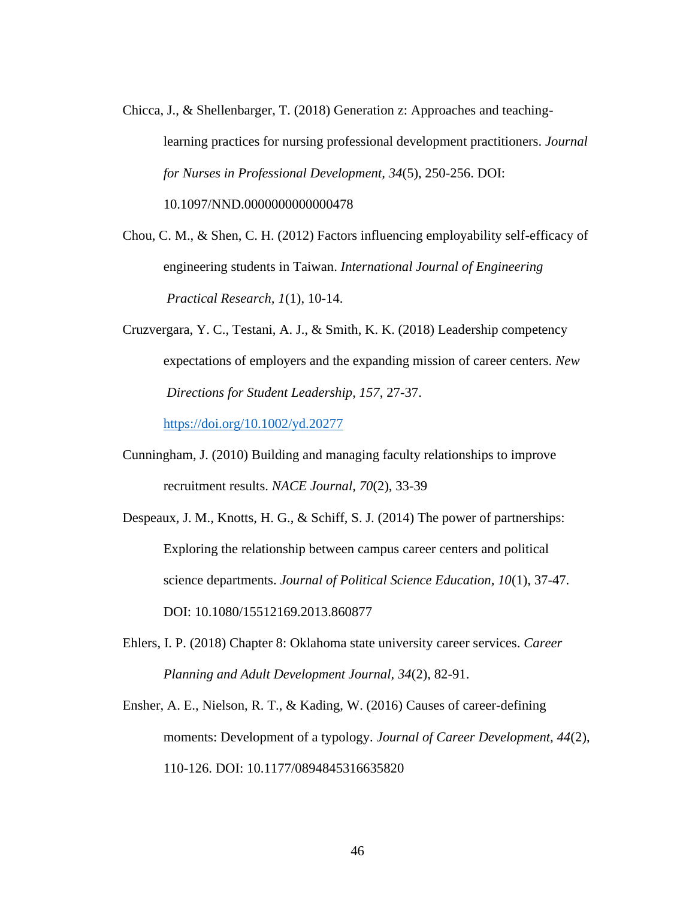Chicca, J., & Shellenbarger, T. (2018) Generation z: Approaches and teaching-learning practices for nursing professional development practitioners. *Journal for Nurses in Professional Development, 34*(5), 250-256. DOI: 10.1097/NND.0000000000000478

Chou, C. M., & Shen, C. H. (2012) Factors influencing employability self-efficacy of engineering students in Taiwan. *International Journal of Engineering Practical Research, 1*(1), 10-14.

Cruzvergara, Y. C., Testani, A. J., & Smith, K. K. (2018) Leadership competency expectations of employers and the expanding mission of career centers. *New Directions for Student Leadership, 157*, 27-37. https://doi.org/10.1002/yd.20277

Cunningham, J. (2010) Building and managing faculty relationships to improve recruitment results. *NACE Journal, 70*(2), 33-39

Despeaux, J. M., Knotts, H. G., & Schiff, S. J. (2014) The power of partnerships: Exploring the relationship between campus career centers and political science departments. *Journal of Political Science Education*, *10*(1), 37-47. DOI: 10.1080/15512169.2013.860877

Ehlers, I. P. (2018) Chapter 8: Oklahoma state university career services. *Career Planning and Adult Development Journal, 34*(2), 82-91.

Ensher, A. E., Nielson, R. T., & Kading, W. (2016) Causes of career-defining moments: Development of a typology. *Journal of Career Development, 44*(2), 110-126. DOI: 10.1177/0894845316635820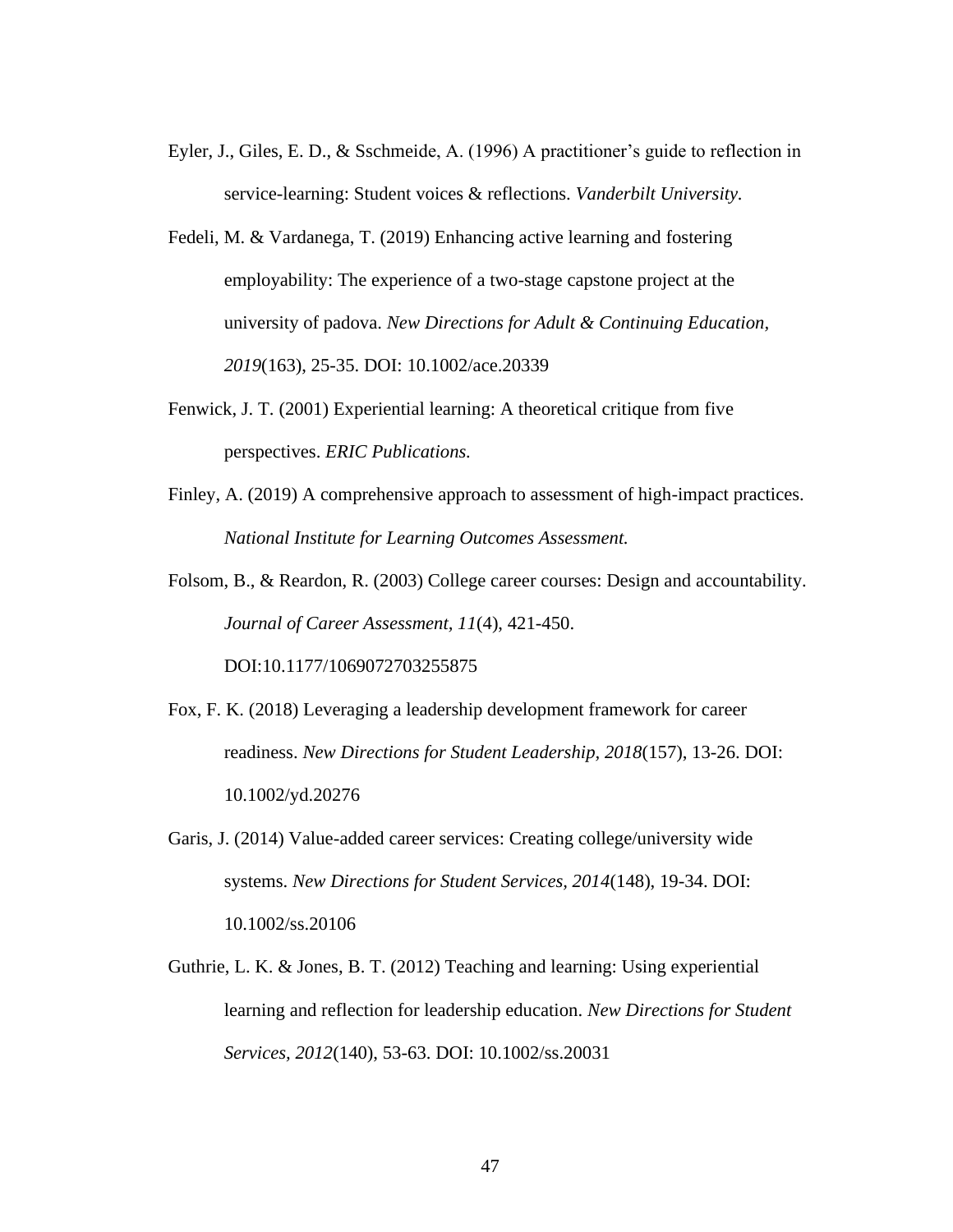Eyler, J., Giles, E. D., & Sschmeide, A. (1996) A practitioner's guide to reflection in service-learning: Student voices & reflections. *Vanderbilt University.*

Fedeli, M. & Vardanega, T. (2019) Enhancing active learning and fostering employability: The experience of a two-stage capstone project at the university of padova. *New Directions for Adult & Continuing Education, 2019*(163), 25-35. DOI: 10.1002/ace.20339

Fenwick, J. T. (2001) Experiential learning: A theoretical critique from five perspectives. *ERIC Publications.*

Finley, A. (2019) A comprehensive approach to assessment of high-impact practices. *National Institute for Learning Outcomes Assessment.*

Folsom, B., & Reardon, R. (2003) College career courses: Design and accountability. *Journal of Career Assessment, 11*(4), 421-450. DOI:10.1177/1069072703255875

Fox, F. K. (2018) Leveraging a leadership development framework for career readiness. *New Directions for Student Leadership, 2018*(157), 13-26. DOI: 10.1002/yd.20276

Garis, J. (2014) Value-added career services: Creating college/university wide systems. *New Directions for Student Services, 2014*(148), 19-34. DOI: 10.1002/ss.20106

Guthrie, L. K. & Jones, B. T. (2012) Teaching and learning: Using experiential learning and reflection for leadership education. *New Directions for Student Services, 2012*(140), 53-63. DOI: 10.1002/ss.20031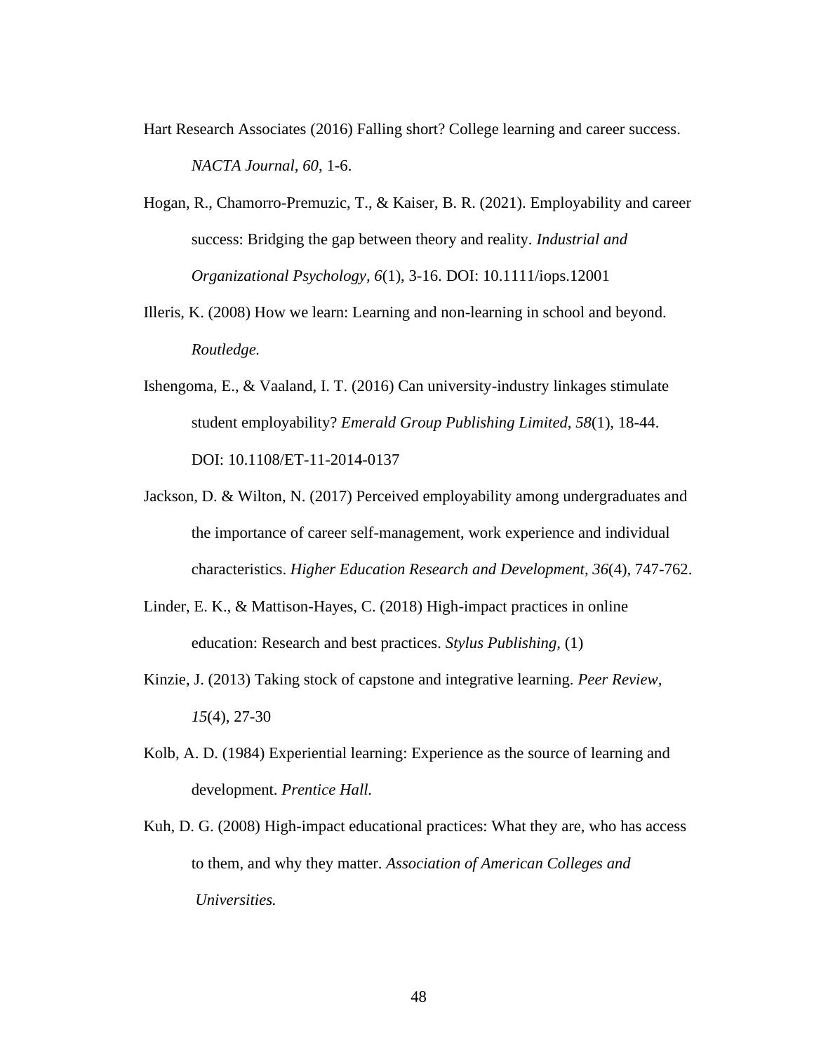Hart Research Associates (2016) Falling short? College learning and career success. *NACTA Journal*, *60*, 1-6.

Hogan, R., Chamorro-Premuzic, T., & Kaiser, B. R. (2021). Employability and career success: Bridging the gap between theory and reality. *Industrial and Organizational Psychology, 6*(1), 3-16. DOI: 10.1111/iops.12001

Illeris, K. (2008) How we learn: Learning and non-learning in school and beyond. *Routledge.*

Ishengoma, E., & Vaaland, I. T. (2016) Can university-industry linkages stimulate student employability? *Emerald Group Publishing Limited, 58*(1), 18-44. DOI: 10.1108/ET-11-2014-0137

Jackson, D. & Wilton, N. (2017) Perceived employability among undergraduates and the importance of career self-management, work experience and individual characteristics. *Higher Education Research and Development, 36*(4), 747-762.

Linder, E. K., & Mattison-Hayes, C. (2018) High-impact practices in online education: Research and best practices. *Stylus Publishing,* (1)

Kinzie, J. (2013) Taking stock of capstone and integrative learning. *Peer Review, 15*(4), 27-30

Kolb, A. D. (1984) Experiential learning: Experience as the source of learning and development. *Prentice Hall.*

Kuh, D. G. (2008) High-impact educational practices: What they are, who has access to them, and why they matter. *Association of American Colleges and Universities.*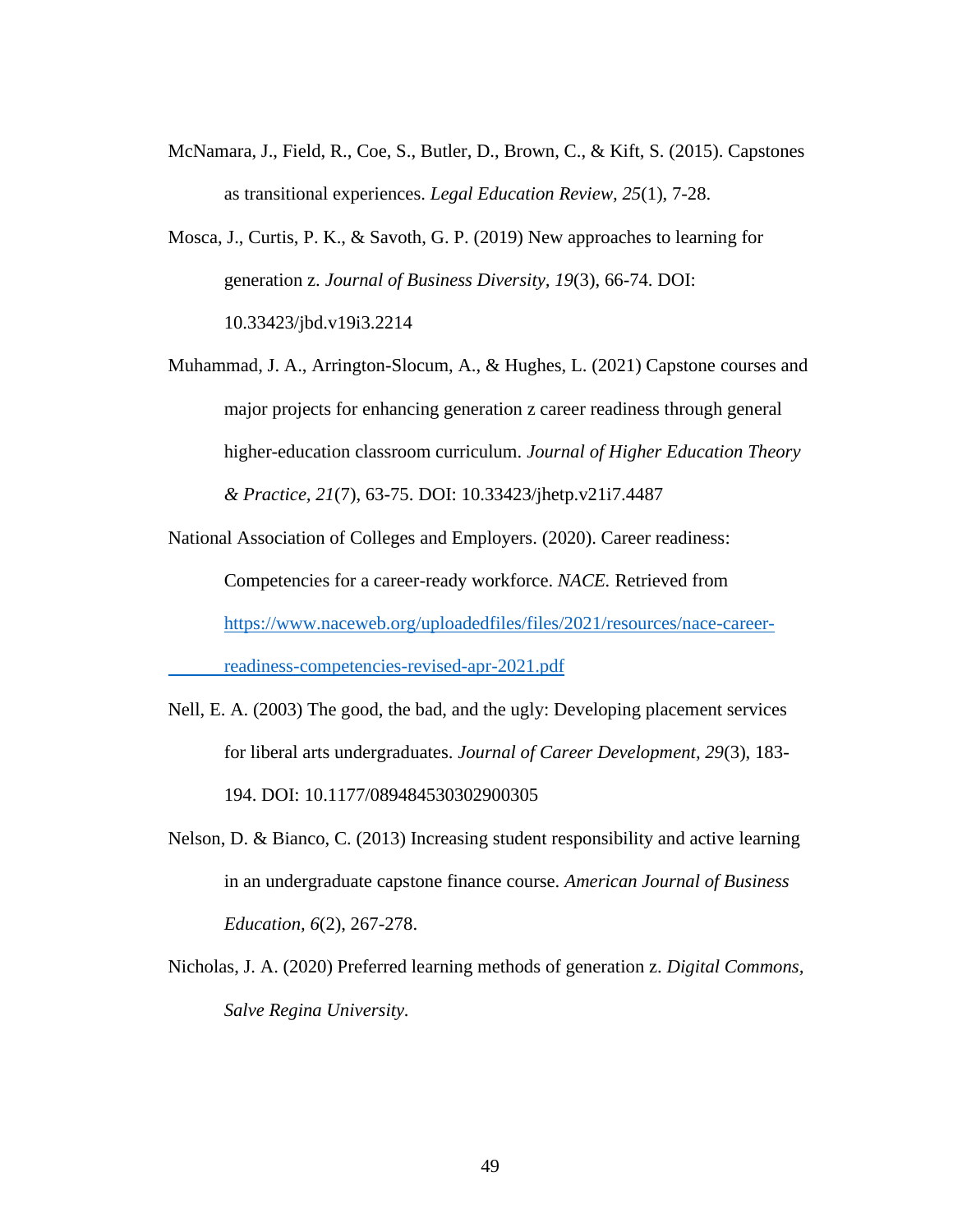McNamara, J., Field, R., Coe, S., Butler, D., Brown, C., & Kift, S. (2015). Capstones as transitional experiences. *Legal Education Review, 25*(1), 7-28.

Mosca, J., Curtis, P. K., & Savoth, G. P. (2019) New approaches to learning for generation z. *Journal of Business Diversity, 19*(3), 66-74. DOI: 10.33423/jbd.v19i3.2214

Muhammad, J. A., Arrington-Slocum, A., & Hughes, L. (2021) Capstone courses and major projects for enhancing generation z career readiness through general higher-education classroom curriculum. *Journal of Higher Education Theory & Practice, 21*(7), 63-75. DOI: 10.33423/jhetp.v21i7.4487

National Association of Colleges and Employers. (2020). Career readiness: Competencies for a career-ready workforce. *NACE.* Retrieved from [https://www.naceweb.org/uploadedfiles/files/2021/resources/nace-career-readiness-competencies-revised-apr-2021.pdf](https://www.naceweb.org/uploadedfiles/files/2021/resources/nace-career-readiness-competencies-revised-apr-2021.pdf)

Nell, E. A. (2003) The good, the bad, and the ugly: Developing placement services for liberal arts undergraduates. *Journal of Career Development, 29*(3), 183-194. DOI: 10.1177/089484530302900305

Nelson, D. & Bianco, C. (2013) Increasing student responsibility and active learning in an undergraduate capstone finance course. *American Journal of Business Education, 6*(2), 267-278.

Nicholas, J. A. (2020) Preferred learning methods of generation z. *Digital Commons, Salve Regina University.*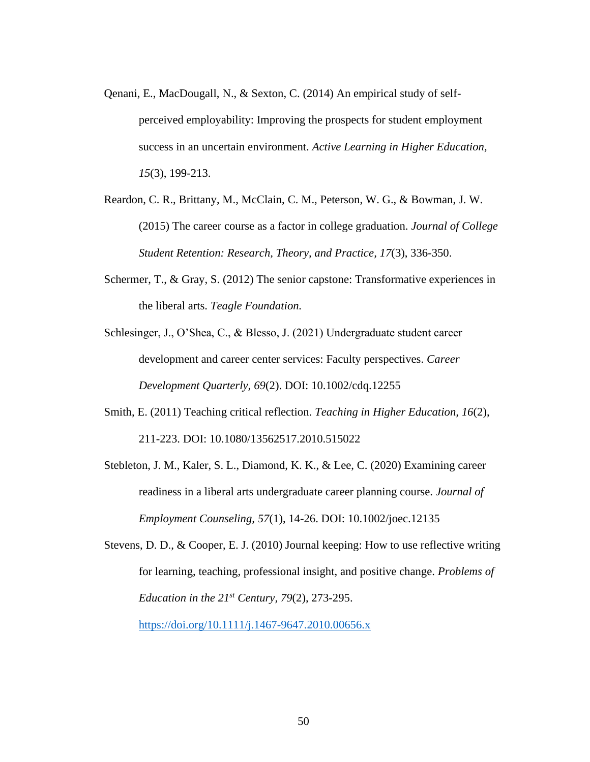Qenani, E., MacDougall, N., & Sexton, C. (2014) An empirical study of self-perceived employability: Improving the prospects for student employment success in an uncertain environment. *Active Learning in Higher Education, 15*(3), 199-213.

Reardon, C. R., Brittany, M., McClain, C. M., Peterson, W. G., & Bowman, J. W. (2015) The career course as a factor in college graduation. *Journal of College Student Retention: Research, Theory, and Practice, 17*(3), 336-350.

Schermer, T., & Gray, S. (2012) The senior capstone: Transformative experiences in the liberal arts. *Teagle Foundation.*

Schlesinger, J., O'Shea, C., & Blesso, J. (2021) Undergraduate student career development and career center services: Faculty perspectives. *Career Development Quarterly, 69*(2). DOI: 10.1002/cdq.12255

Smith, E. (2011) Teaching critical reflection. *Teaching in Higher Education, 16*(2), 211-223. DOI: 10.1080/13562517.2010.515022

Stebleton, J. M., Kaler, S. L., Diamond, K. K., & Lee, C. (2020) Examining career readiness in a liberal arts undergraduate career planning course. *Journal of Employment Counseling, 57*(1), 14-26. DOI: 10.1002/joec.12135

Stevens, D. D., & Cooper, E. J. (2010) Journal keeping: How to use reflective writing for learning, teaching, professional insight, and positive change. *Problems of Education in the 21st Century, 79*(2), 273-295. https://doi.org/10.1111/j.1467-9647.2010.00656.x